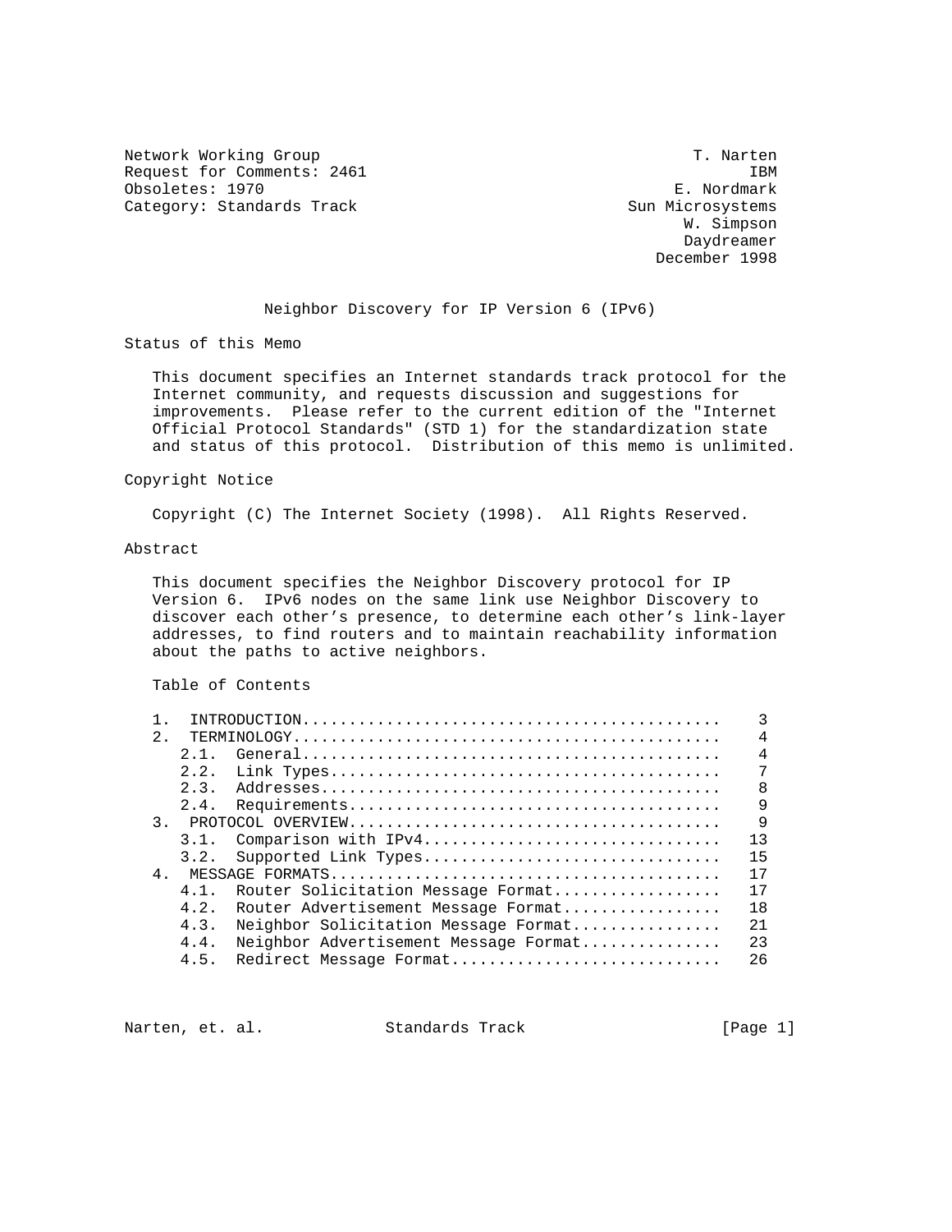Network Working Group T. Narten
Request for Comments: 2461 IBM
Obsoletes: 1970 E. Nordmark
Category: Standards Track Sun Microsystems
W. Simpson
Daydreamer
December 1998

# Neighbor Discovery for IP Version 6 (IPv6)

## Status of this Memo

This document specifies an Internet standards track protocol for the Internet community, and requests discussion and suggestions for improvements. Please refer to the current edition of the "Internet Official Protocol Standards" (STD 1) for the standardization state and status of this protocol. Distribution of this memo is unlimited.

## Copyright Notice

Copyright (C) The Internet Society (1998). All Rights Reserved.

## Abstract

This document specifies the Neighbor Discovery protocol for IP Version 6. IPv6 nodes on the same link use Neighbor Discovery to discover each other's presence, to determine each other's link-layer addresses, to find routers and to maintain reachability information about the paths to active neighbors.

## Table of Contents

```
   1.  INTRODUCTION............................................    3
   2.  TERMINOLOGY.............................................    4
      2.1.  General............................................    4
      2.2.  Link Types.........................................    7
      2.3.  Addresses..........................................    8
      2.4.  Requirements.......................................    9
   3.  PROTOCOL OVERVIEW.......................................    9
      3.1.  Comparison with IPv4...............................   13
      3.2.  Supported Link Types...............................   15
   4.  MESSAGE FORMATS.........................................   17
      4.1.  Router Solicitation Message Format.................   17
      4.2.  Router Advertisement Message Format................   18
      4.3.  Neighbor Solicitation Message Format...............   21
      4.4.  Neighbor Advertisement Message Format..............   23
      4.5.  Redirect Message Format............................   26
```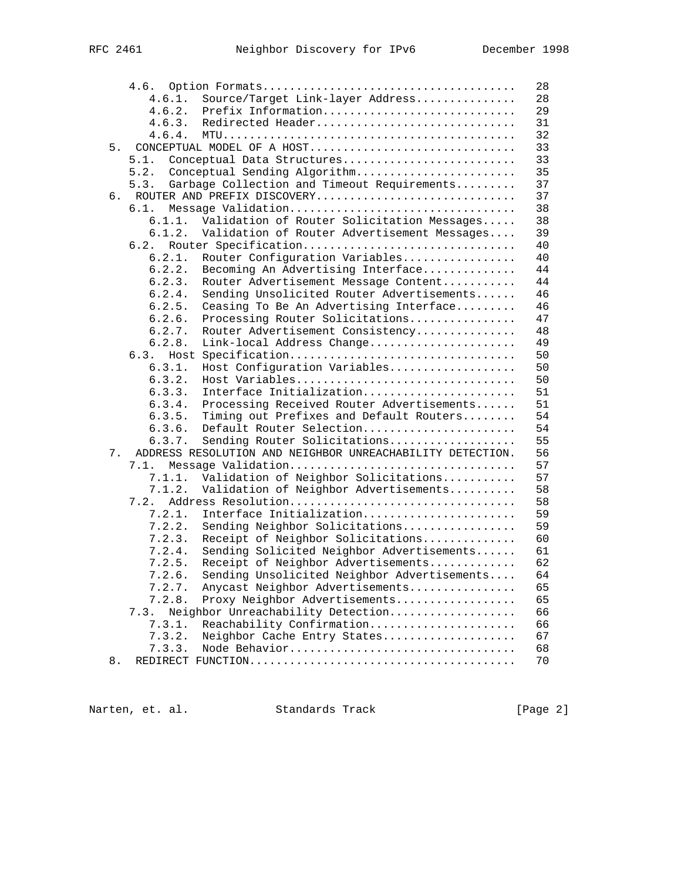```
      4.6. Option Formats.....................................  28
         4.6.1. Source/Target Link-layer Address...............  28
         4.6.2. Prefix Information.............................  29
         4.6.3. Redirected Header..............................  31
         4.6.4. MTU............................................  32
   5. CONCEPTUAL MODEL OF A HOST...............................  33
      5.1. Conceptual Data Structures..........................  33
      5.2. Conceptual Sending Algorithm........................  35
      5.3. Garbage Collection and Timeout Requirements.........  37
   6. ROUTER AND PREFIX DISCOVERY..............................  37
      6.1. Message Validation..................................  38
         6.1.1. Validation of Router Solicitation Messages.....  38
         6.1.2. Validation of Router Advertisement Messages....  39
      6.2. Router Specification................................  40
         6.2.1. Router Configuration Variables.................  40
         6.2.2. Becoming An Advertising Interface..............  44
         6.2.3. Router Advertisement Message Content...........  44
         6.2.4. Sending Unsolicited Router Advertisements......  46
         6.2.5. Ceasing To Be An Advertising Interface.........  46
         6.2.6. Processing Router Solicitations................  47
         6.2.7. Router Advertisement Consistency...............  48
         6.2.8. Link-local Address Change......................  49
      6.3. Host Specification..................................  50
         6.3.1. Host Configuration Variables...................  50
         6.3.2. Host Variables.................................  50
         6.3.3. Interface Initialization.......................  51
         6.3.4. Processing Received Router Advertisements......  51
         6.3.5. Timing out Prefixes and Default Routers........  54
         6.3.6. Default Router Selection.......................  54
         6.3.7. Sending Router Solicitations...................  55
   7. ADDRESS RESOLUTION AND NEIGHBOR UNREACHABILITY DETECTION.  56
      7.1. Message Validation..................................  57
         7.1.1. Validation of Neighbor Solicitations...........  57
         7.1.2. Validation of Neighbor Advertisements..........  58
      7.2. Address Resolution..................................  58
         7.2.1. Interface Initialization.......................  59
         7.2.2. Sending Neighbor Solicitations.................  59
         7.2.3. Receipt of Neighbor Solicitations..............  60
         7.2.4. Sending Solicited Neighbor Advertisements......  61
         7.2.5. Receipt of Neighbor Advertisements.............  62
         7.2.6. Sending Unsolicited Neighbor Advertisements....  64
         7.2.7. Anycast Neighbor Advertisements................  65
         7.2.8. Proxy Neighbor Advertisements..................  65
      7.3. Neighbor Unreachability Detection...................  66
         7.3.1. Reachability Confirmation......................  66
         7.3.2. Neighbor Cache Entry States....................  67
         7.3.3. Node Behavior..................................  68
   8. REDIRECT FUNCTION........................................  70
```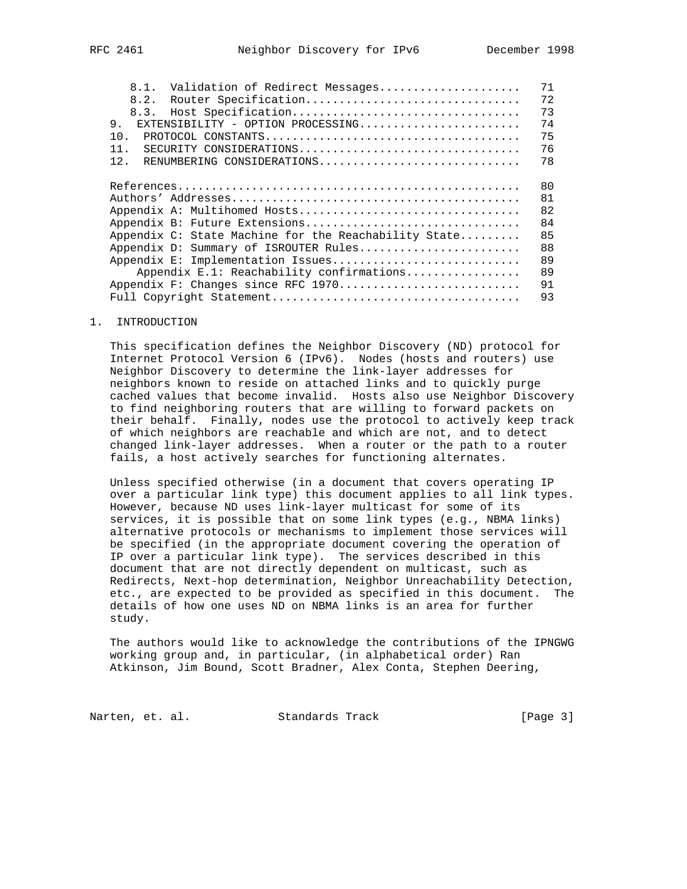| | |
|---|---|
| 8.1. Validation of Redirect Messages | 71 |
| 8.2. Router Specification | 72 |
| 8.3. Host Specification | 73 |
| 9. EXTENSIBILITY - OPTION PROCESSING | 74 |
| 10. PROTOCOL CONSTANTS | 75 |
| 11. SECURITY CONSIDERATIONS | 76 |
| 12. RENUMBERING CONSIDERATIONS | 78 |
| References | 80 |
| Authors' Addresses | 81 |
| Appendix A: Multihomed Hosts | 82 |
| Appendix B: Future Extensions | 84 |
| Appendix C: State Machine for the Reachability State | 85 |
| Appendix D: Summary of ISROUTER Rules | 88 |
| Appendix E: Implementation Issues | 89 |
| Appendix E.1: Reachability confirmations | 89 |
| Appendix F: Changes since RFC 1970 | 91 |
| Full Copyright Statement | 93 |

## 1. INTRODUCTION

This specification defines the Neighbor Discovery (ND) protocol for Internet Protocol Version 6 (IPv6). Nodes (hosts and routers) use Neighbor Discovery to determine the link-layer addresses for neighbors known to reside on attached links and to quickly purge cached values that become invalid. Hosts also use Neighbor Discovery to find neighboring routers that are willing to forward packets on their behalf. Finally, nodes use the protocol to actively keep track of which neighbors are reachable and which are not, and to detect changed link-layer addresses. When a router or the path to a router fails, a host actively searches for functioning alternates.

Unless specified otherwise (in a document that covers operating IP over a particular link type) this document applies to all link types. However, because ND uses link-layer multicast for some of its services, it is possible that on some link types (e.g., NBMA links) alternative protocols or mechanisms to implement those services will be specified (in the appropriate document covering the operation of IP over a particular link type). The services described in this document that are not directly dependent on multicast, such as Redirects, Next-hop determination, Neighbor Unreachability Detection, etc., are expected to be provided as specified in this document. The details of how one uses ND on NBMA links is an area for further study.

The authors would like to acknowledge the contributions of the IPNGWG working group and, in particular, (in alphabetical order) Ran Atkinson, Jim Bound, Scott Bradner, Alex Conta, Stephen Deering,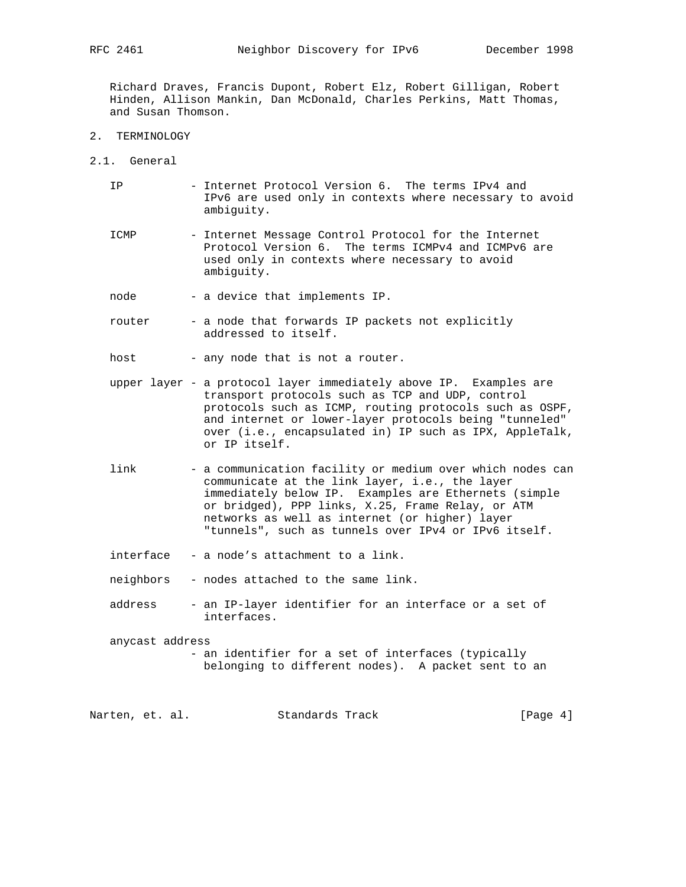Richard Draves, Francis Dupont, Robert Elz, Robert Gilligan, Robert Hinden, Allison Mankin, Dan McDonald, Charles Perkins, Matt Thomas, and Susan Thomson.

## 2. TERMINOLOGY

### 2.1. General

- **IP** - Internet Protocol Version 6. The terms IPv4 and IPv6 are used only in contexts where necessary to avoid ambiguity.

- **ICMP** - Internet Message Control Protocol for the Internet Protocol Version 6. The terms ICMPv4 and ICMPv6 are used only in contexts where necessary to avoid ambiguity.

- **node** - a device that implements IP.

- **router** - a node that forwards IP packets not explicitly addressed to itself.

- **host** - any node that is not a router.

- **upper layer** - a protocol layer immediately above IP. Examples are transport protocols such as TCP and UDP, control protocols such as ICMP, routing protocols such as OSPF, and internet or lower-layer protocols being "tunneled" over (i.e., encapsulated in) IP such as IPX, AppleTalk, or IP itself.

- **link** - a communication facility or medium over which nodes can communicate at the link layer, i.e., the layer immediately below IP. Examples are Ethernets (simple or bridged), PPP links, X.25, Frame Relay, or ATM networks as well as internet (or higher) layer "tunnels", such as tunnels over IPv4 or IPv6 itself.

- **interface** - a node's attachment to a link.

- **neighbors** - nodes attached to the same link.

- **address** - an IP-layer identifier for an interface or a set of interfaces.

- **anycast address** - an identifier for a set of interfaces (typically belonging to different nodes). A packet sent to an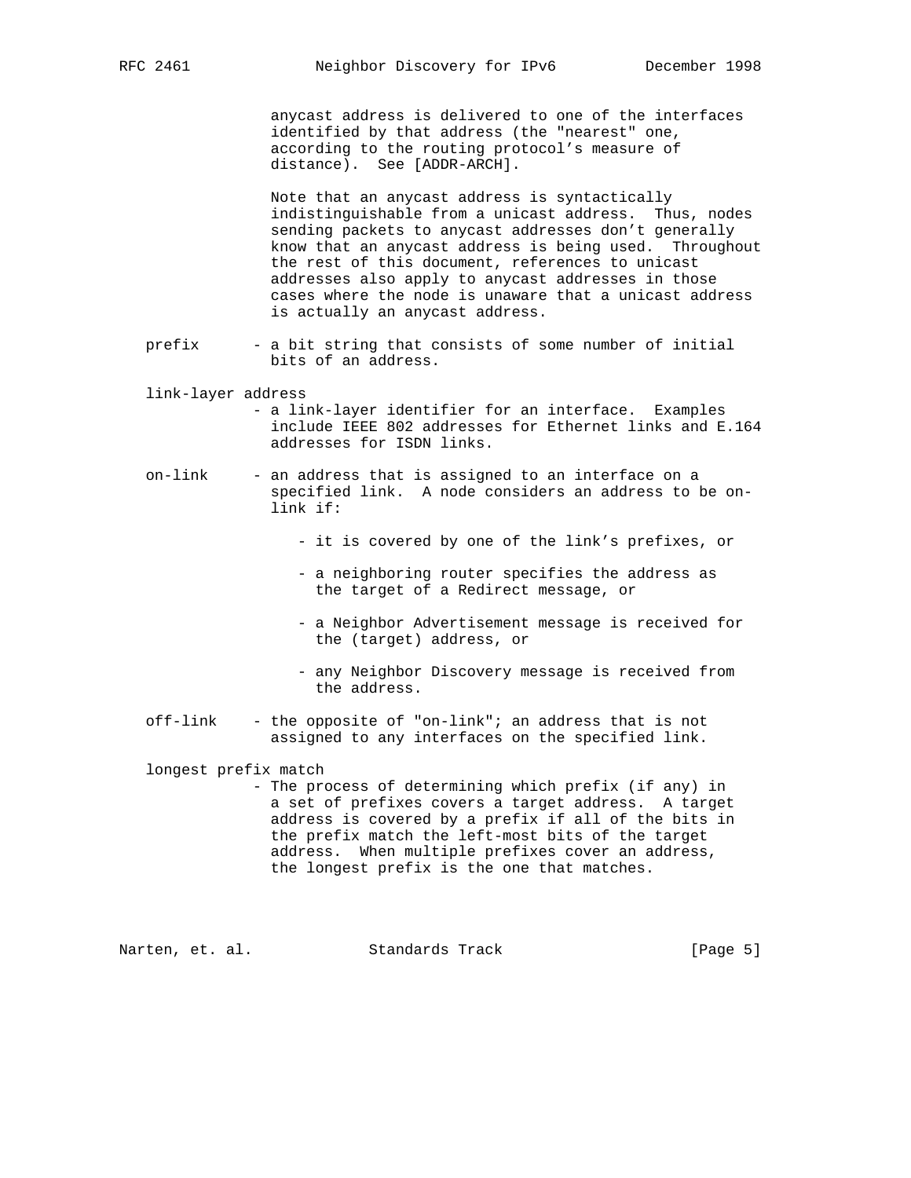anycast address is delivered to one of the interfaces identified by that address (the "nearest" one, according to the routing protocol's measure of distance). See [ADDR-ARCH].

Note that an anycast address is syntactically indistinguishable from a unicast address. Thus, nodes sending packets to anycast addresses don't generally know that an anycast address is being used. Throughout the rest of this document, references to unicast addresses also apply to anycast addresses in those cases where the node is unaware that a unicast address is actually an anycast address.

prefix - a bit string that consists of some number of initial bits of an address.

link-layer address
- a link-layer identifier for an interface. Examples include IEEE 802 addresses for Ethernet links and E.164 addresses for ISDN links.

on-link - an address that is assigned to an interface on a specified link. A node considers an address to be on-link if:

- it is covered by one of the link's prefixes, or
- a neighboring router specifies the address as the target of a Redirect message, or
- a Neighbor Advertisement message is received for the (target) address, or
- any Neighbor Discovery message is received from the address.

off-link - the opposite of "on-link"; an address that is not assigned to any interfaces on the specified link.

longest prefix match
- The process of determining which prefix (if any) in a set of prefixes covers a target address. A target address is covered by a prefix if all of the bits in the prefix match the left-most bits of the target address. When multiple prefixes cover an address, the longest prefix is the one that matches.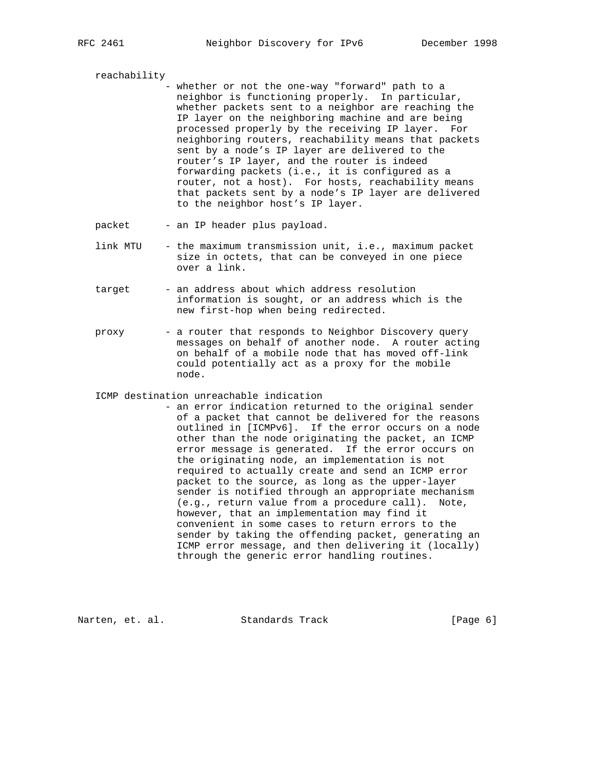reachability
- whether or not the one-way "forward" path to a neighbor is functioning properly. In particular, whether packets sent to a neighbor are reaching the IP layer on the neighboring machine and are being processed properly by the receiving IP layer. For neighboring routers, reachability means that packets sent by a node's IP layer are delivered to the router's IP layer, and the router is indeed forwarding packets (i.e., it is configured as a router, not a host). For hosts, reachability means that packets sent by a node's IP layer are delivered to the neighbor host's IP layer.

packet
- an IP header plus payload.

link MTU
- the maximum transmission unit, i.e., maximum packet size in octets, that can be conveyed in one piece over a link.

target
- an address about which address resolution information is sought, or an address which is the new first-hop when being redirected.

proxy
- a router that responds to Neighbor Discovery query messages on behalf of another node. A router acting on behalf of a mobile node that has moved off-link could potentially act as a proxy for the mobile node.

ICMP destination unreachable indication
- an error indication returned to the original sender of a packet that cannot be delivered for the reasons outlined in [ICMPv6]. If the error occurs on a node other than the node originating the packet, an ICMP error message is generated. If the error occurs on the originating node, an implementation is not required to actually create and send an ICMP error packet to the source, as long as the upper-layer sender is notified through an appropriate mechanism (e.g., return value from a procedure call). Note, however, that an implementation may find it convenient in some cases to return errors to the sender by taking the offending packet, generating an ICMP error message, and then delivering it (locally) through the generic error handling routines.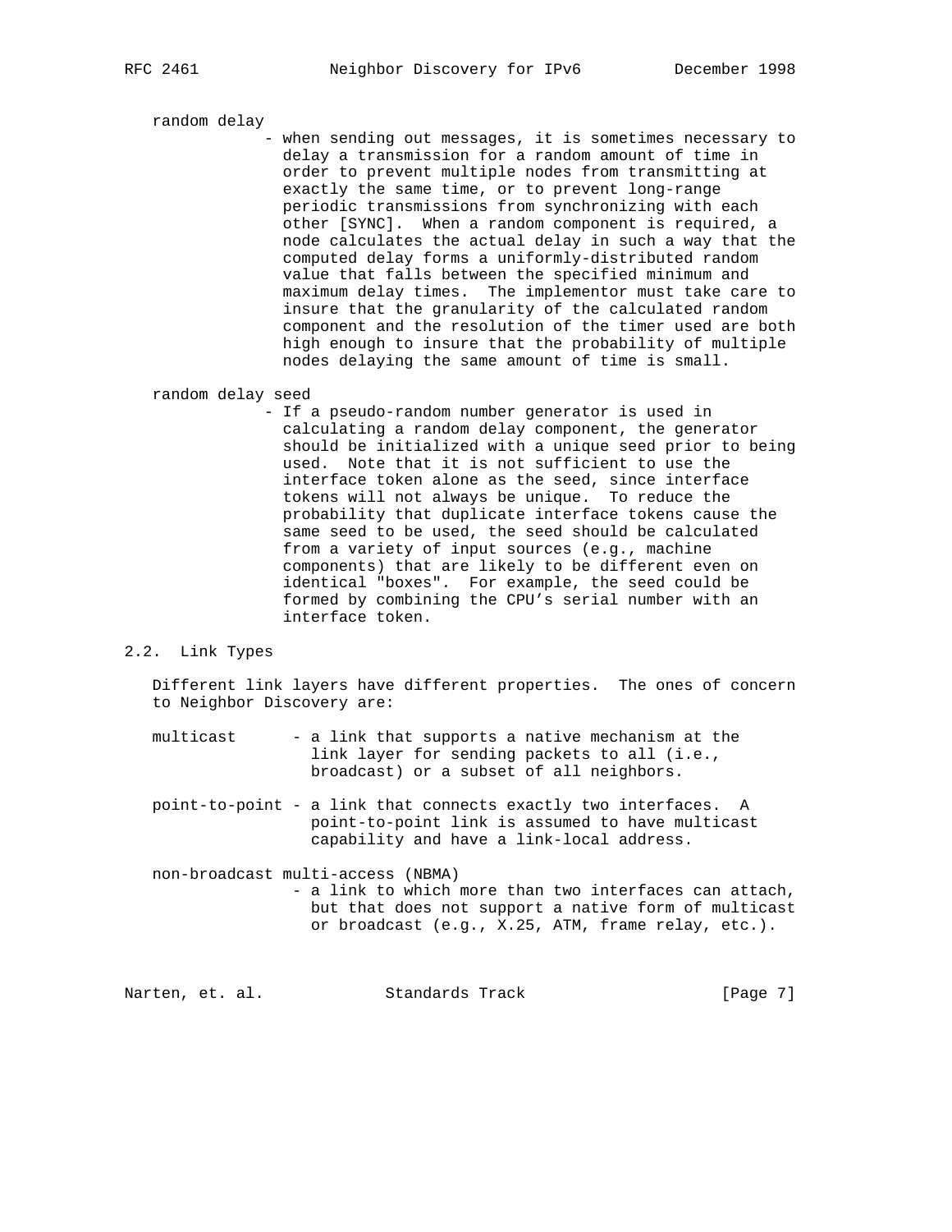random delay
- when sending out messages, it is sometimes necessary to delay a transmission for a random amount of time in order to prevent multiple nodes from transmitting at exactly the same time, or to prevent long-range periodic transmissions from synchronizing with each other [SYNC]. When a random component is required, a node calculates the actual delay in such a way that the computed delay forms a uniformly-distributed random value that falls between the specified minimum and maximum delay times. The implementor must take care to insure that the granularity of the calculated random component and the resolution of the timer used are both high enough to insure that the probability of multiple nodes delaying the same amount of time is small.

random delay seed
- If a pseudo-random number generator is used in calculating a random delay component, the generator should be initialized with a unique seed prior to being used. Note that it is not sufficient to use the interface token alone as the seed, since interface tokens will not always be unique. To reduce the probability that duplicate interface tokens cause the same seed to be used, the seed should be calculated from a variety of input sources (e.g., machine components) that are likely to be different even on identical "boxes". For example, the seed could be formed by combining the CPU's serial number with an interface token.

## 2.2. Link Types

Different link layers have different properties. The ones of concern to Neighbor Discovery are:

multicast - a link that supports a native mechanism at the link layer for sending packets to all (i.e., broadcast) or a subset of all neighbors.

point-to-point - a link that connects exactly two interfaces. A point-to-point link is assumed to have multicast capability and have a link-local address.

non-broadcast multi-access (NBMA)
- a link to which more than two interfaces can attach, but that does not support a native form of multicast or broadcast (e.g., X.25, ATM, frame relay, etc.).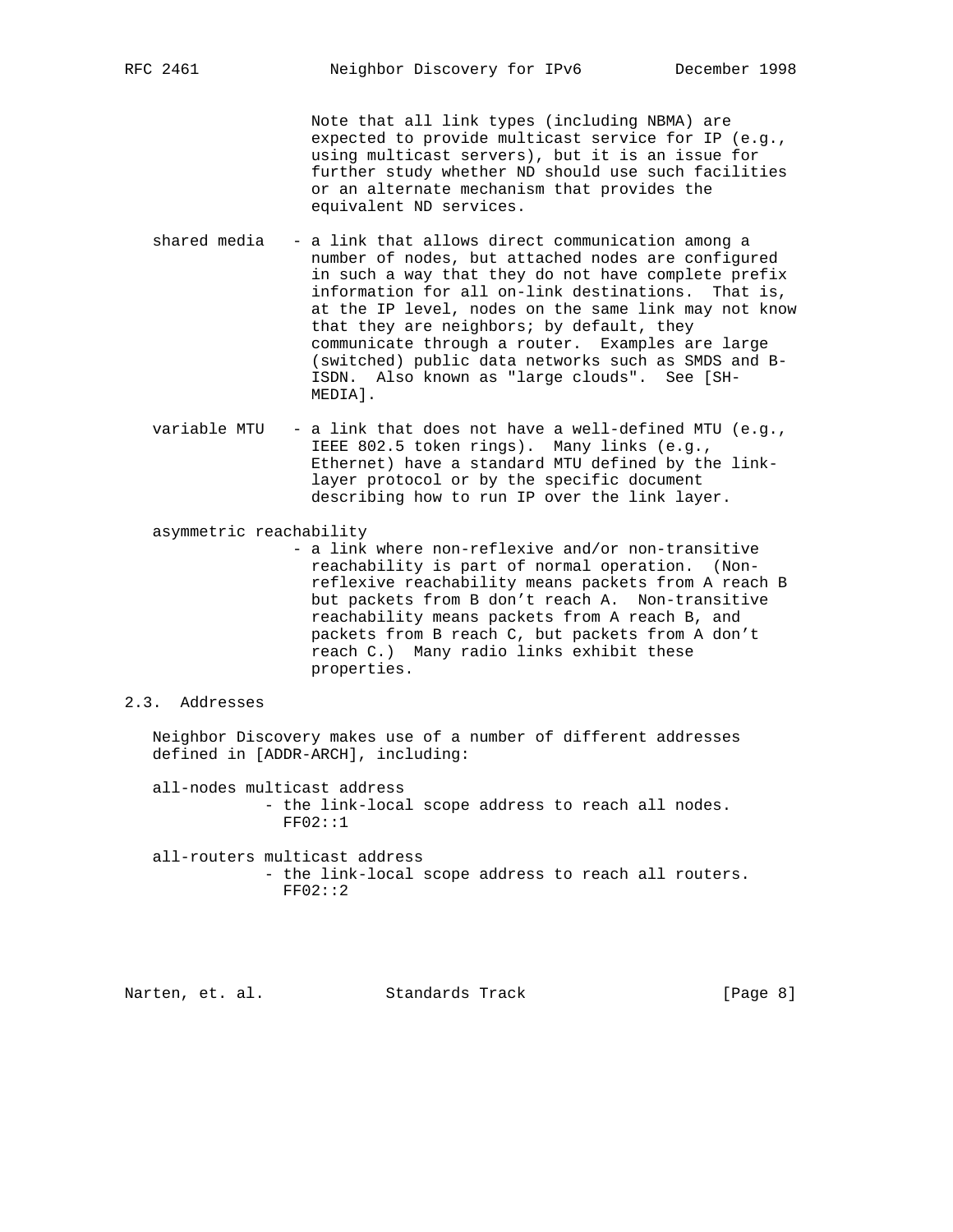Note that all link types (including NBMA) are expected to provide multicast service for IP (e.g., using multicast servers), but it is an issue for further study whether ND should use such facilities or an alternate mechanism that provides the equivalent ND services.

shared media - a link that allows direct communication among a number of nodes, but attached nodes are configured in such a way that they do not have complete prefix information for all on-link destinations. That is, at the IP level, nodes on the same link may not know that they are neighbors; by default, they communicate through a router. Examples are large (switched) public data networks such as SMDS and B-ISDN. Also known as "large clouds". See [SH-MEDIA].

variable MTU - a link that does not have a well-defined MTU (e.g., IEEE 802.5 token rings). Many links (e.g., Ethernet) have a standard MTU defined by the link-layer protocol or by the specific document describing how to run IP over the link layer.

asymmetric reachability
- a link where non-reflexive and/or non-transitive reachability is part of normal operation. (Non-reflexive reachability means packets from A reach B but packets from B don't reach A. Non-transitive reachability means packets from A reach B, and packets from B reach C, but packets from A don't reach C.) Many radio links exhibit these properties.

## 2.3. Addresses

Neighbor Discovery makes use of a number of different addresses defined in [ADDR-ARCH], including:

all-nodes multicast address
- the link-local scope address to reach all nodes. FF02::1

all-routers multicast address
- the link-local scope address to reach all routers. FF02::2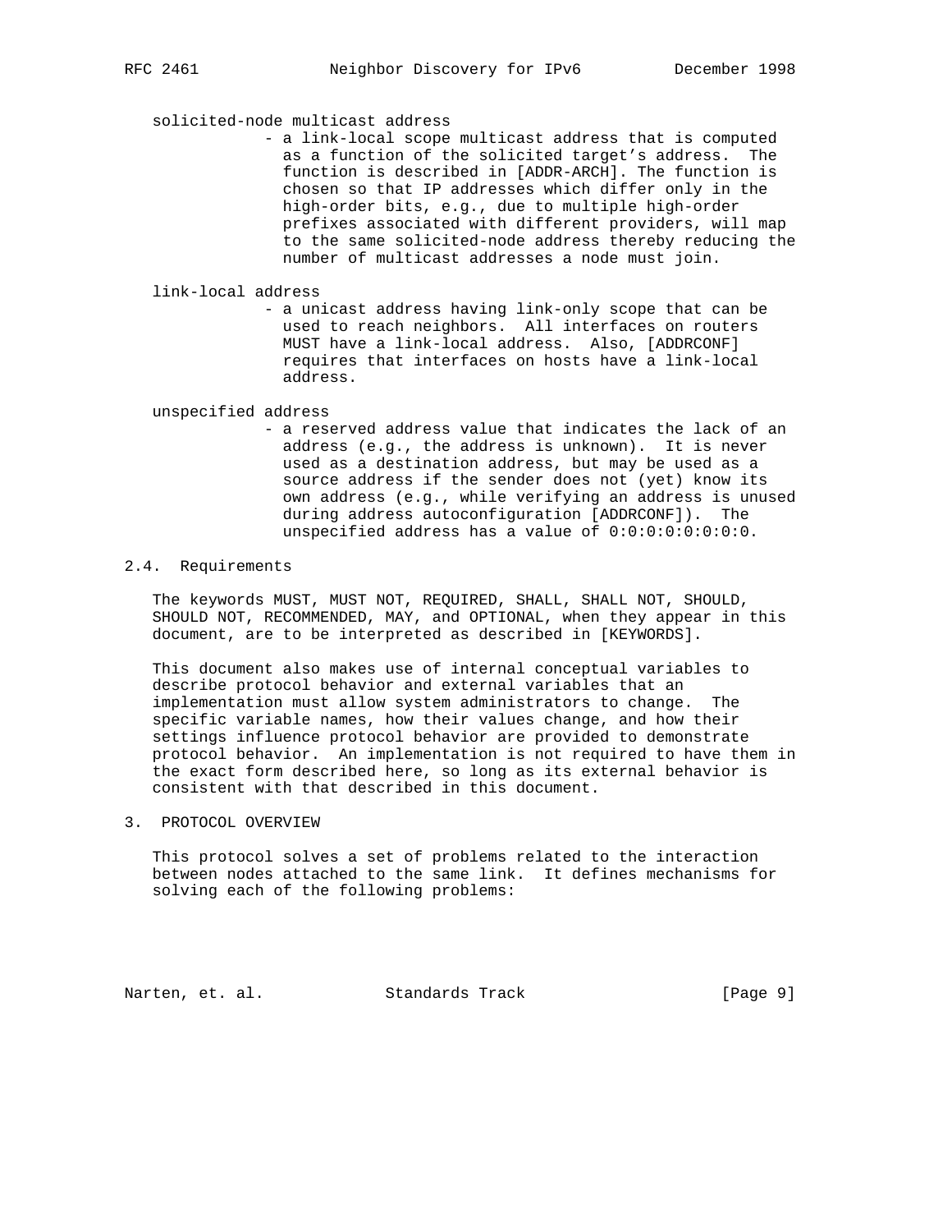solicited-node multicast address

- a link-local scope multicast address that is computed as a function of the solicited target's address. The function is described in [ADDR-ARCH]. The function is chosen so that IP addresses which differ only in the high-order bits, e.g., due to multiple high-order prefixes associated with different providers, will map to the same solicited-node address thereby reducing the number of multicast addresses a node must join.

link-local address

- a unicast address having link-only scope that can be used to reach neighbors. All interfaces on routers MUST have a link-local address. Also, [ADDRCONF] requires that interfaces on hosts have a link-local address.

unspecified address

- a reserved address value that indicates the lack of an address (e.g., the address is unknown). It is never used as a destination address, but may be used as a source address if the sender does not (yet) know its own address (e.g., while verifying an address is unused during address autoconfiguration [ADDRCONF]). The unspecified address has a value of 0:0:0:0:0:0:0:0.

## 2.4. Requirements

The keywords MUST, MUST NOT, REQUIRED, SHALL, SHALL NOT, SHOULD, SHOULD NOT, RECOMMENDED, MAY, and OPTIONAL, when they appear in this document, are to be interpreted as described in [KEYWORDS].

This document also makes use of internal conceptual variables to describe protocol behavior and external variables that an implementation must allow system administrators to change. The specific variable names, how their values change, and how their settings influence protocol behavior are provided to demonstrate protocol behavior. An implementation is not required to have them in the exact form described here, so long as its external behavior is consistent with that described in this document.

# 3. PROTOCOL OVERVIEW

This protocol solves a set of problems related to the interaction between nodes attached to the same link. It defines mechanisms for solving each of the following problems: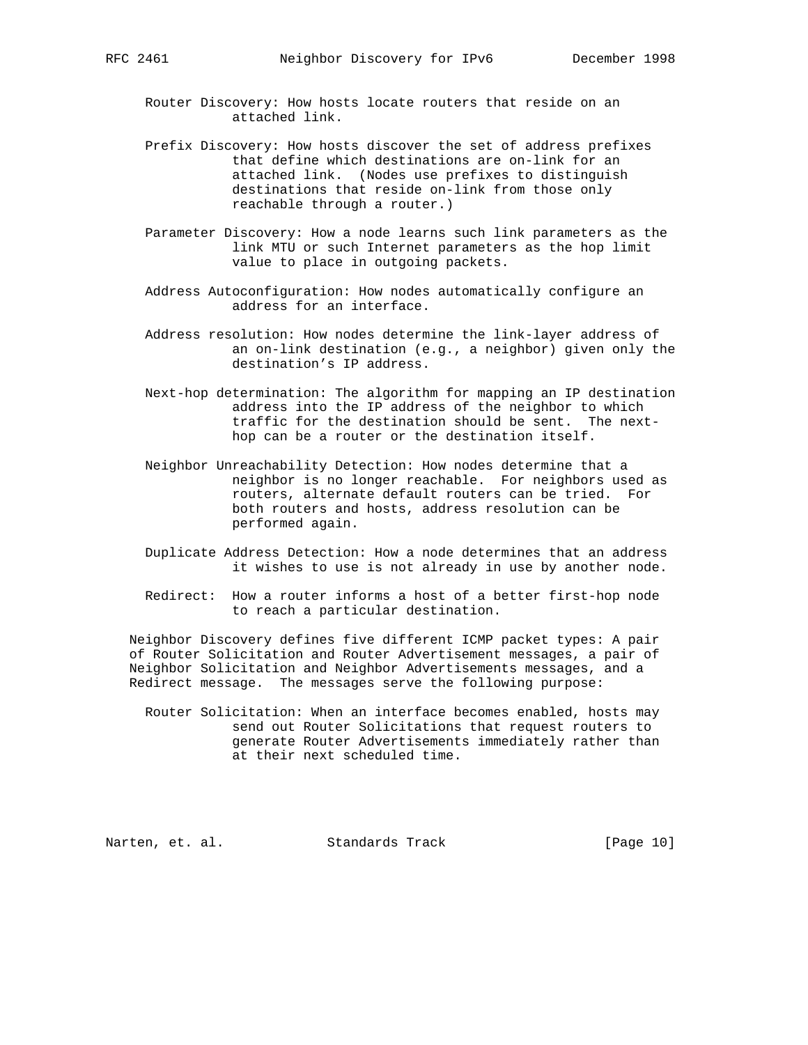Router Discovery: How hosts locate routers that reside on an attached link.

Prefix Discovery: How hosts discover the set of address prefixes that define which destinations are on-link for an attached link. (Nodes use prefixes to distinguish destinations that reside on-link from those only reachable through a router.)

Parameter Discovery: How a node learns such link parameters as the link MTU or such Internet parameters as the hop limit value to place in outgoing packets.

Address Autoconfiguration: How nodes automatically configure an address for an interface.

Address resolution: How nodes determine the link-layer address of an on-link destination (e.g., a neighbor) given only the destination's IP address.

Next-hop determination: The algorithm for mapping an IP destination address into the IP address of the neighbor to which traffic for the destination should be sent. The next-hop can be a router or the destination itself.

Neighbor Unreachability Detection: How nodes determine that a neighbor is no longer reachable. For neighbors used as routers, alternate default routers can be tried. For both routers and hosts, address resolution can be performed again.

Duplicate Address Detection: How a node determines that an address it wishes to use is not already in use by another node.

Redirect: How a router informs a host of a better first-hop node to reach a particular destination.

Neighbor Discovery defines five different ICMP packet types: A pair of Router Solicitation and Router Advertisement messages, a pair of Neighbor Solicitation and Neighbor Advertisements messages, and a Redirect message. The messages serve the following purpose:

Router Solicitation: When an interface becomes enabled, hosts may send out Router Solicitations that request routers to generate Router Advertisements immediately rather than at their next scheduled time.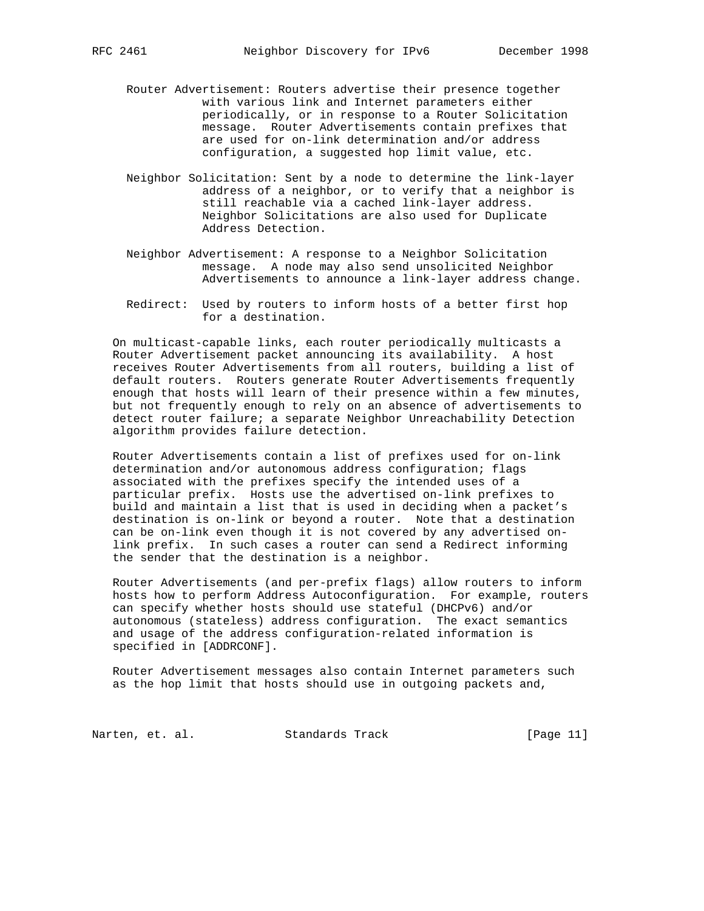Router Advertisement: Routers advertise their presence together with various link and Internet parameters either periodically, or in response to a Router Solicitation message. Router Advertisements contain prefixes that are used for on-link determination and/or address configuration, a suggested hop limit value, etc.

Neighbor Solicitation: Sent by a node to determine the link-layer address of a neighbor, or to verify that a neighbor is still reachable via a cached link-layer address. Neighbor Solicitations are also used for Duplicate Address Detection.

Neighbor Advertisement: A response to a Neighbor Solicitation message. A node may also send unsolicited Neighbor Advertisements to announce a link-layer address change.

Redirect: Used by routers to inform hosts of a better first hop for a destination.

On multicast-capable links, each router periodically multicasts a Router Advertisement packet announcing its availability. A host receives Router Advertisements from all routers, building a list of default routers. Routers generate Router Advertisements frequently enough that hosts will learn of their presence within a few minutes, but not frequently enough to rely on an absence of advertisements to detect router failure; a separate Neighbor Unreachability Detection algorithm provides failure detection.

Router Advertisements contain a list of prefixes used for on-link determination and/or autonomous address configuration; flags associated with the prefixes specify the intended uses of a particular prefix. Hosts use the advertised on-link prefixes to build and maintain a list that is used in deciding when a packet's destination is on-link or beyond a router. Note that a destination can be on-link even though it is not covered by any advertised on-link prefix. In such cases a router can send a Redirect informing the sender that the destination is a neighbor.

Router Advertisements (and per-prefix flags) allow routers to inform hosts how to perform Address Autoconfiguration. For example, routers can specify whether hosts should use stateful (DHCPv6) and/or autonomous (stateless) address configuration. The exact semantics and usage of the address configuration-related information is specified in [ADDRCONF].

Router Advertisement messages also contain Internet parameters such as the hop limit that hosts should use in outgoing packets and,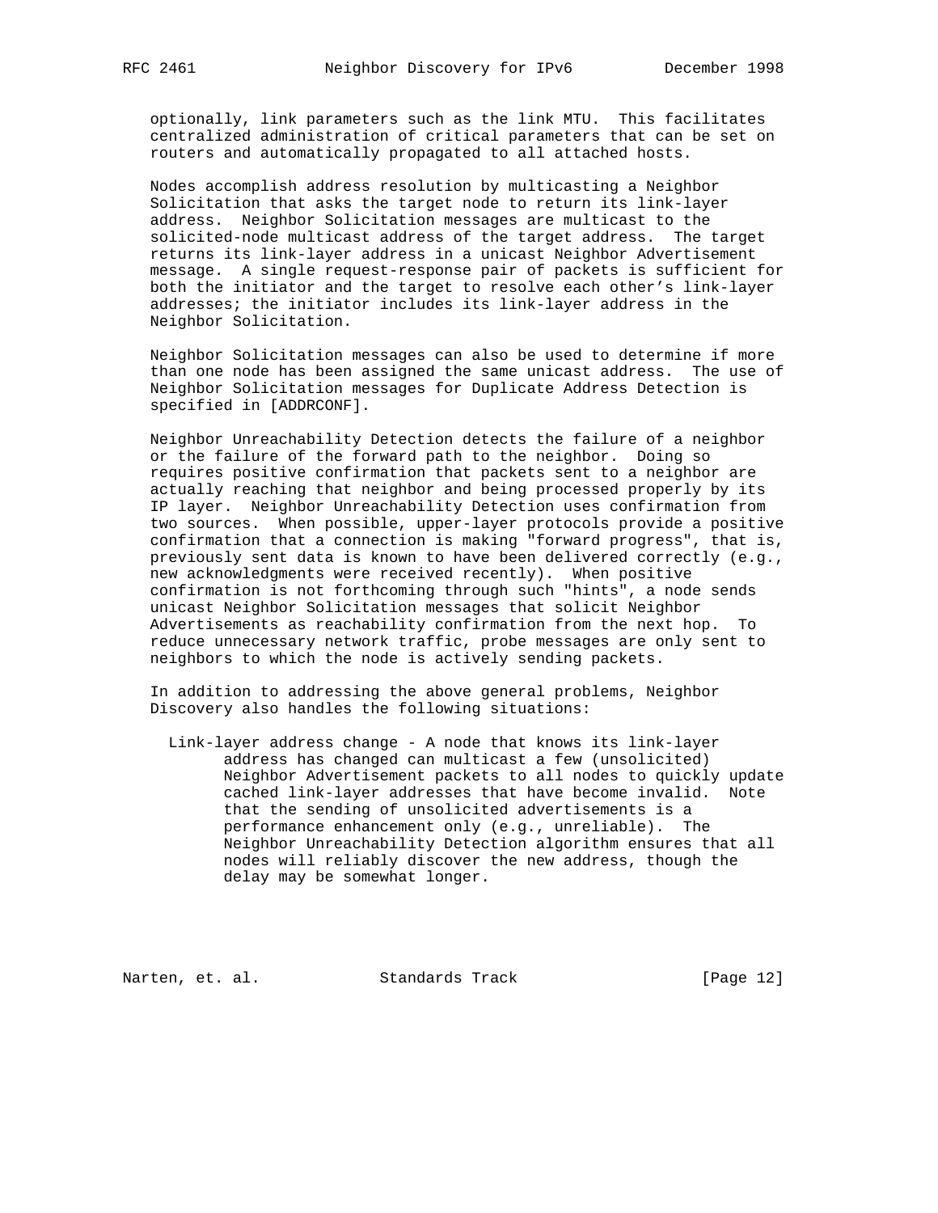optionally, link parameters such as the link MTU. This facilitates centralized administration of critical parameters that can be set on routers and automatically propagated to all attached hosts.

Nodes accomplish address resolution by multicasting a Neighbor Solicitation that asks the target node to return its link-layer address. Neighbor Solicitation messages are multicast to the solicited-node multicast address of the target address. The target returns its link-layer address in a unicast Neighbor Advertisement message. A single request-response pair of packets is sufficient for both the initiator and the target to resolve each other's link-layer addresses; the initiator includes its link-layer address in the Neighbor Solicitation.

Neighbor Solicitation messages can also be used to determine if more than one node has been assigned the same unicast address. The use of Neighbor Solicitation messages for Duplicate Address Detection is specified in [ADDRCONF].

Neighbor Unreachability Detection detects the failure of a neighbor or the failure of the forward path to the neighbor. Doing so requires positive confirmation that packets sent to a neighbor are actually reaching that neighbor and being processed properly by its IP layer. Neighbor Unreachability Detection uses confirmation from two sources. When possible, upper-layer protocols provide a positive confirmation that a connection is making "forward progress", that is, previously sent data is known to have been delivered correctly (e.g., new acknowledgments were received recently). When positive confirmation is not forthcoming through such "hints", a node sends unicast Neighbor Solicitation messages that solicit Neighbor Advertisements as reachability confirmation from the next hop. To reduce unnecessary network traffic, probe messages are only sent to neighbors to which the node is actively sending packets.

In addition to addressing the above general problems, Neighbor Discovery also handles the following situations:

Link-layer address change - A node that knows its link-layer address has changed can multicast a few (unsolicited) Neighbor Advertisement packets to all nodes to quickly update cached link-layer addresses that have become invalid. Note that the sending of unsolicited advertisements is a performance enhancement only (e.g., unreliable). The Neighbor Unreachability Detection algorithm ensures that all nodes will reliably discover the new address, though the delay may be somewhat longer.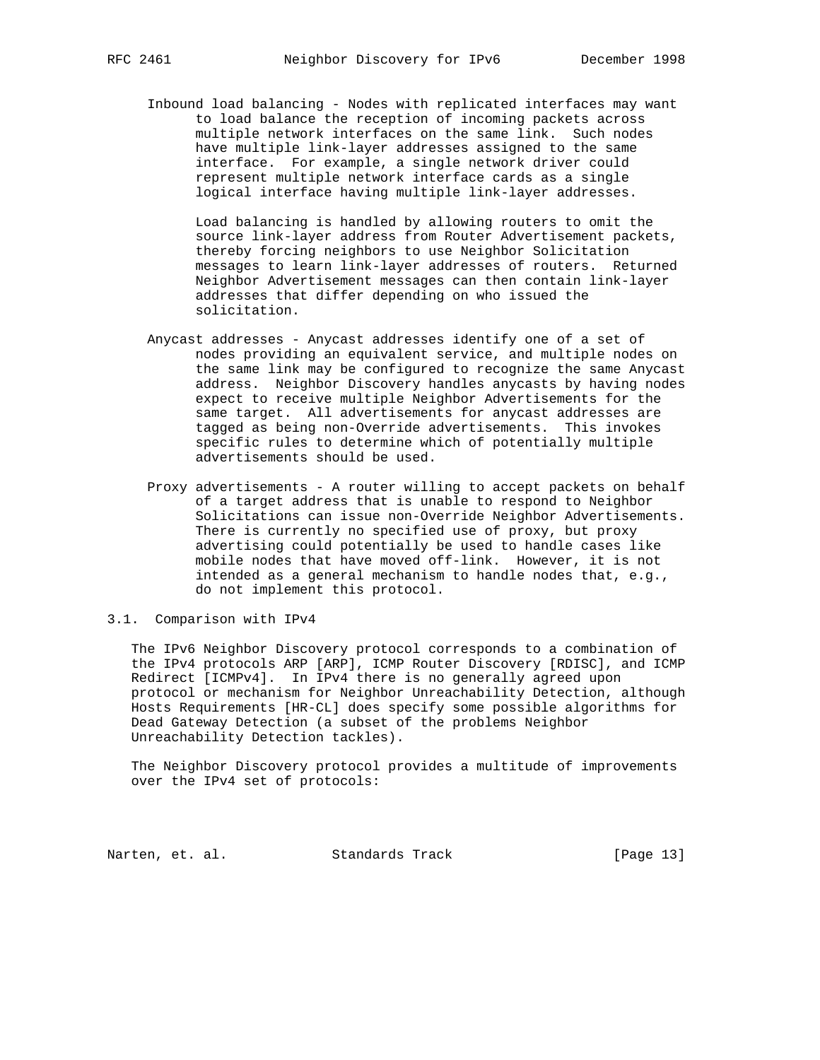Inbound load balancing - Nodes with replicated interfaces may want to load balance the reception of incoming packets across multiple network interfaces on the same link. Such nodes have multiple link-layer addresses assigned to the same interface. For example, a single network driver could represent multiple network interface cards as a single logical interface having multiple link-layer addresses.

Load balancing is handled by allowing routers to omit the source link-layer address from Router Advertisement packets, thereby forcing neighbors to use Neighbor Solicitation messages to learn link-layer addresses of routers. Returned Neighbor Advertisement messages can then contain link-layer addresses that differ depending on who issued the solicitation.

Anycast addresses - Anycast addresses identify one of a set of nodes providing an equivalent service, and multiple nodes on the same link may be configured to recognize the same Anycast address. Neighbor Discovery handles anycasts by having nodes expect to receive multiple Neighbor Advertisements for the same target. All advertisements for anycast addresses are tagged as being non-Override advertisements. This invokes specific rules to determine which of potentially multiple advertisements should be used.

Proxy advertisements - A router willing to accept packets on behalf of a target address that is unable to respond to Neighbor Solicitations can issue non-Override Neighbor Advertisements. There is currently no specified use of proxy, but proxy advertising could potentially be used to handle cases like mobile nodes that have moved off-link. However, it is not intended as a general mechanism to handle nodes that, e.g., do not implement this protocol.

## 3.1. Comparison with IPv4

The IPv6 Neighbor Discovery protocol corresponds to a combination of the IPv4 protocols ARP [ARP], ICMP Router Discovery [RDISC], and ICMP Redirect [ICMPv4]. In IPv4 there is no generally agreed upon protocol or mechanism for Neighbor Unreachability Detection, although Hosts Requirements [HR-CL] does specify some possible algorithms for Dead Gateway Detection (a subset of the problems Neighbor Unreachability Detection tackles).

The Neighbor Discovery protocol provides a multitude of improvements over the IPv4 set of protocols: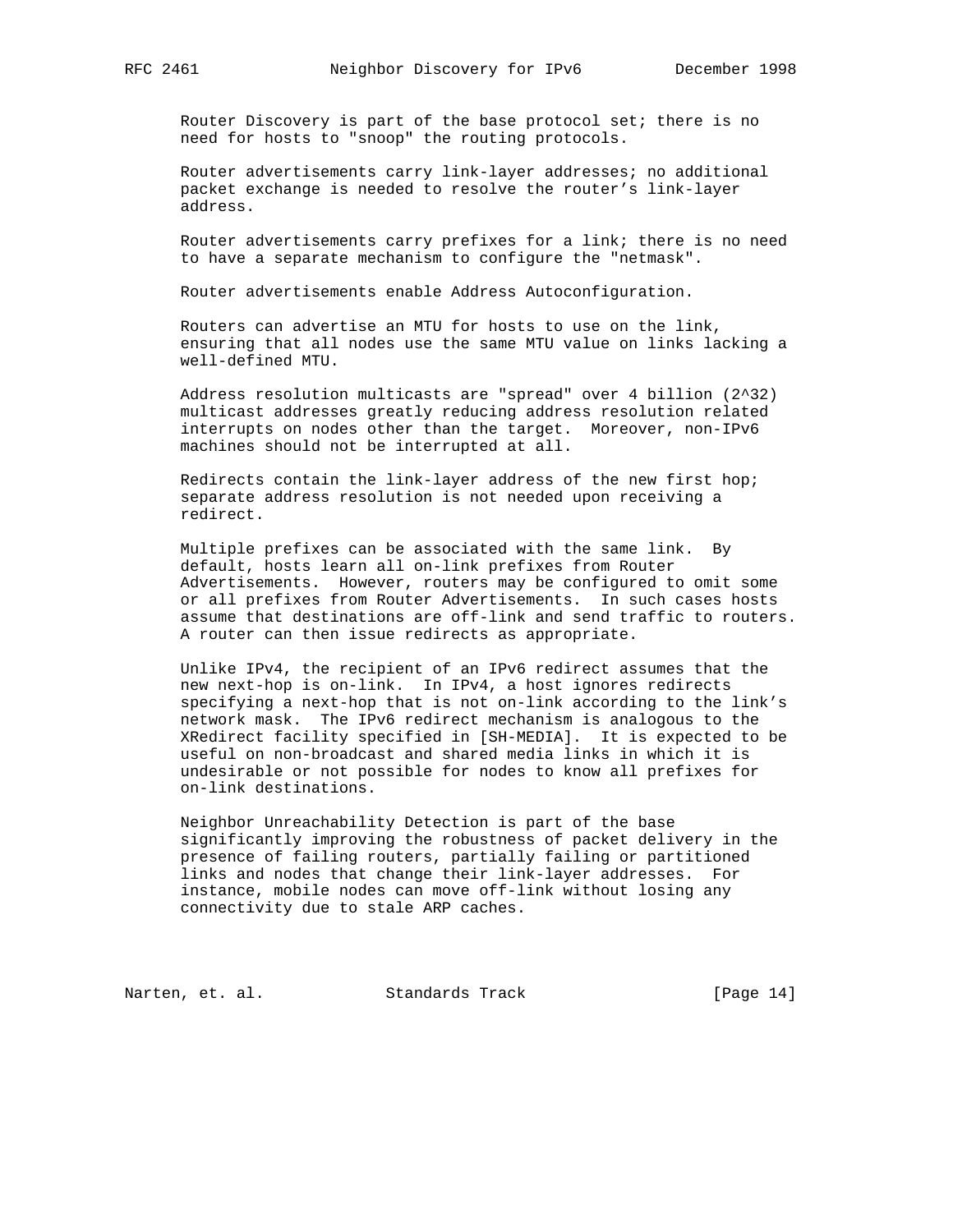Router Discovery is part of the base protocol set; there is no need for hosts to "snoop" the routing protocols.

Router advertisements carry link-layer addresses; no additional packet exchange is needed to resolve the router's link-layer address.

Router advertisements carry prefixes for a link; there is no need to have a separate mechanism to configure the "netmask".

Router advertisements enable Address Autoconfiguration.

Routers can advertise an MTU for hosts to use on the link, ensuring that all nodes use the same MTU value on links lacking a well-defined MTU.

Address resolution multicasts are "spread" over 4 billion ($2^{32}$) multicast addresses greatly reducing address resolution related interrupts on nodes other than the target. Moreover, non-IPv6 machines should not be interrupted at all.

Redirects contain the link-layer address of the new first hop; separate address resolution is not needed upon receiving a redirect.

Multiple prefixes can be associated with the same link. By default, hosts learn all on-link prefixes from Router Advertisements. However, routers may be configured to omit some or all prefixes from Router Advertisements. In such cases hosts assume that destinations are off-link and send traffic to routers. A router can then issue redirects as appropriate.

Unlike IPv4, the recipient of an IPv6 redirect assumes that the new next-hop is on-link. In IPv4, a host ignores redirects specifying a next-hop that is not on-link according to the link's network mask. The IPv6 redirect mechanism is analogous to the XRedirect facility specified in [SH-MEDIA]. It is expected to be useful on non-broadcast and shared media links in which it is undesirable or not possible for nodes to know all prefixes for on-link destinations.

Neighbor Unreachability Detection is part of the base significantly improving the robustness of packet delivery in the presence of failing routers, partially failing or partitioned links and nodes that change their link-layer addresses. For instance, mobile nodes can move off-link without losing any connectivity due to stale ARP caches.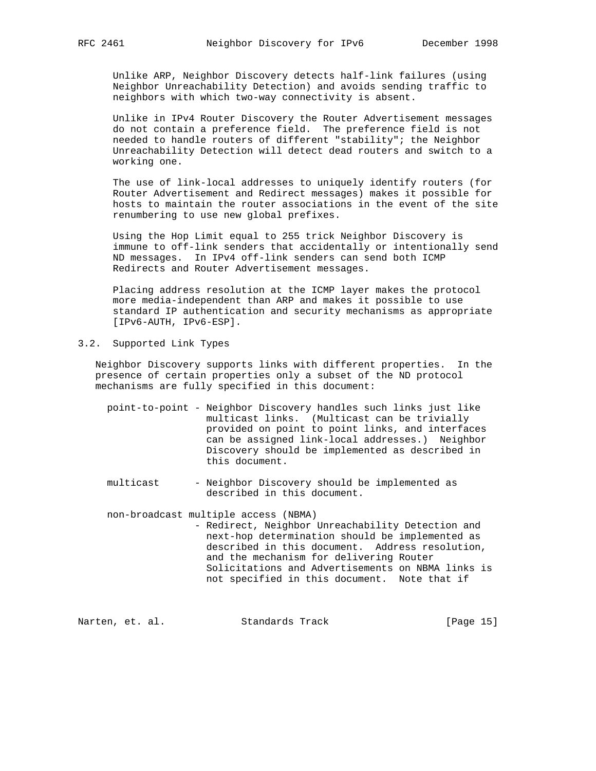Unlike ARP, Neighbor Discovery detects half-link failures (using Neighbor Unreachability Detection) and avoids sending traffic to neighbors with which two-way connectivity is absent.

Unlike in IPv4 Router Discovery the Router Advertisement messages do not contain a preference field. The preference field is not needed to handle routers of different "stability"; the Neighbor Unreachability Detection will detect dead routers and switch to a working one.

The use of link-local addresses to uniquely identify routers (for Router Advertisement and Redirect messages) makes it possible for hosts to maintain the router associations in the event of the site renumbering to use new global prefixes.

Using the Hop Limit equal to 255 trick Neighbor Discovery is immune to off-link senders that accidentally or intentionally send ND messages. In IPv4 off-link senders can send both ICMP Redirects and Router Advertisement messages.

Placing address resolution at the ICMP layer makes the protocol more media-independent than ARP and makes it possible to use standard IP authentication and security mechanisms as appropriate [IPv6-AUTH, IPv6-ESP].

## 3.2. Supported Link Types

Neighbor Discovery supports links with different properties. In the presence of certain properties only a subset of the ND protocol mechanisms are fully specified in this document:

- point-to-point - Neighbor Discovery handles such links just like multicast links. (Multicast can be trivially provided on point to point links, and interfaces can be assigned link-local addresses.) Neighbor Discovery should be implemented as described in this document.

- multicast - Neighbor Discovery should be implemented as described in this document.

- non-broadcast multiple access (NBMA)
  - Redirect, Neighbor Unreachability Detection and next-hop determination should be implemented as described in this document. Address resolution, and the mechanism for delivering Router Solicitations and Advertisements on NBMA links is not specified in this document. Note that if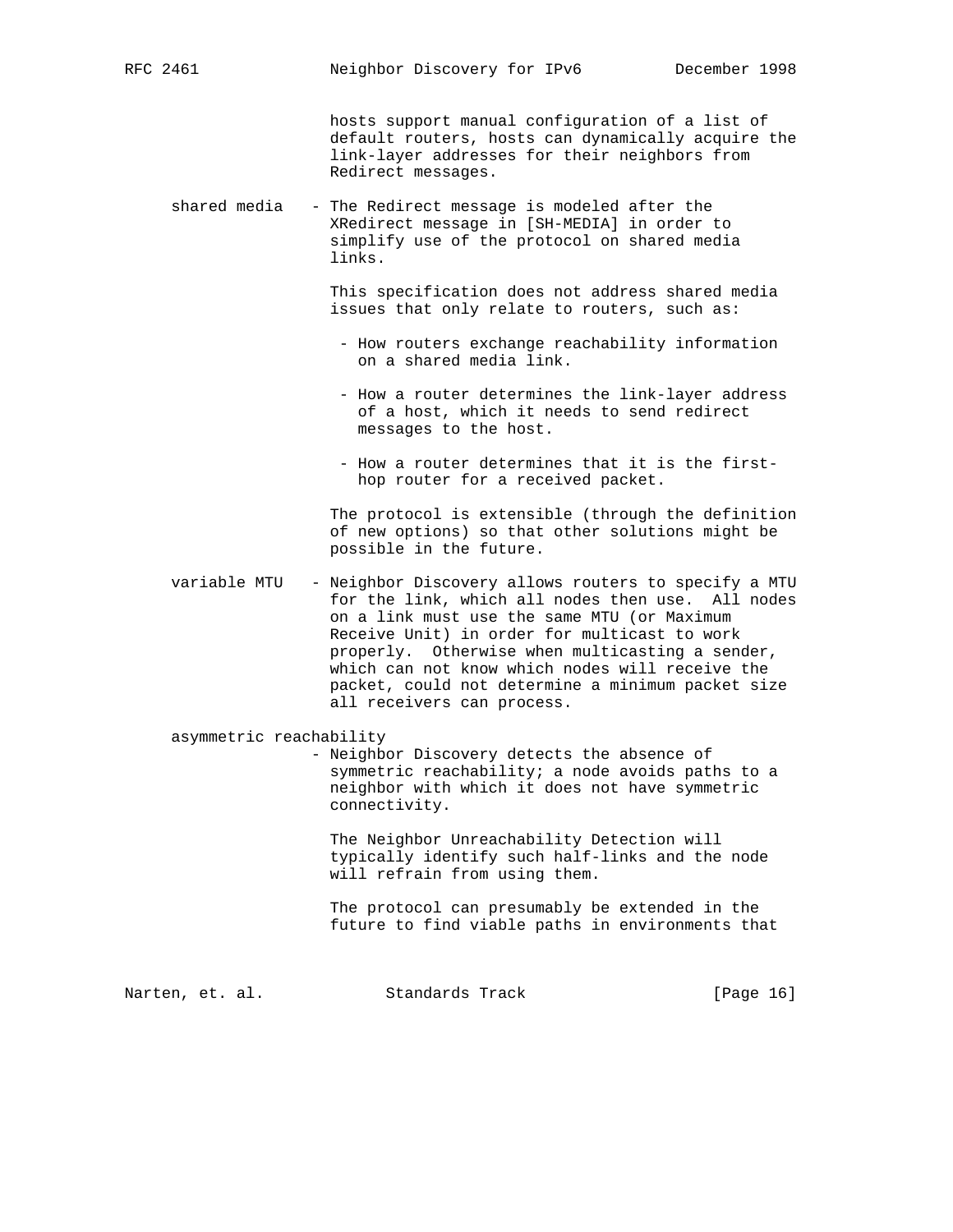hosts support manual configuration of a list of default routers, hosts can dynamically acquire the link-layer addresses for their neighbors from Redirect messages.

shared media - The Redirect message is modeled after the XRedirect message in [SH-MEDIA] in order to simplify use of the protocol on shared media links.

This specification does not address shared media issues that only relate to routers, such as:

- How routers exchange reachability information on a shared media link.
- How a router determines the link-layer address of a host, which it needs to send redirect messages to the host.
- How a router determines that it is the first-hop router for a received packet.

The protocol is extensible (through the definition of new options) so that other solutions might be possible in the future.

variable MTU - Neighbor Discovery allows routers to specify a MTU for the link, which all nodes then use. All nodes on a link must use the same MTU (or Maximum Receive Unit) in order for multicast to work properly. Otherwise when multicasting a sender, which can not know which nodes will receive the packet, could not determine a minimum packet size all receivers can process.

asymmetric reachability
- Neighbor Discovery detects the absence of symmetric reachability; a node avoids paths to a neighbor with which it does not have symmetric connectivity.

The Neighbor Unreachability Detection will typically identify such half-links and the node will refrain from using them.

The protocol can presumably be extended in the future to find viable paths in environments that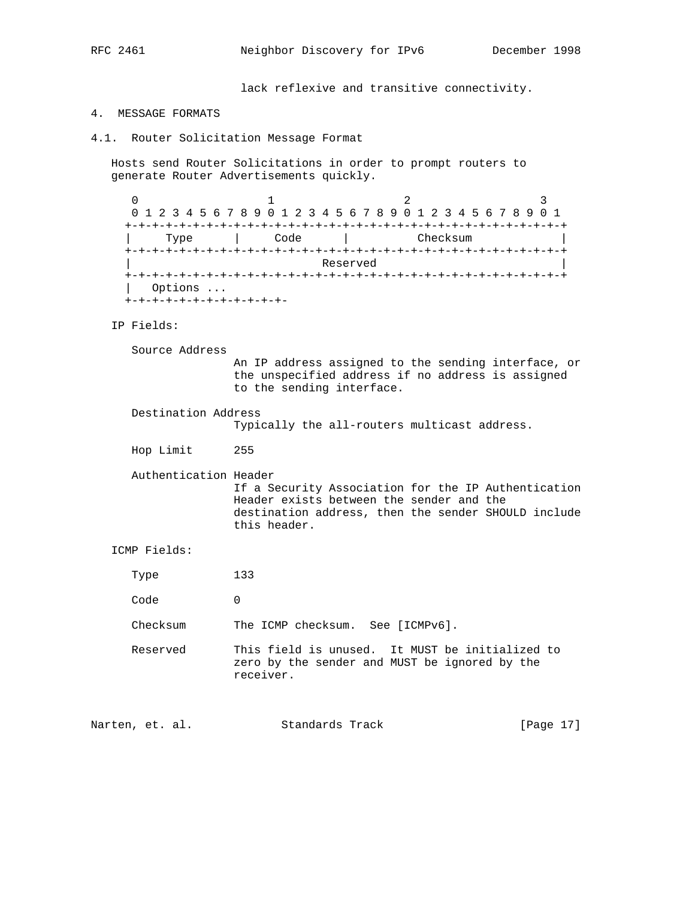lack reflexive and transitive connectivity.

## 4. MESSAGE FORMATS

### 4.1. Router Solicitation Message Format

Hosts send Router Solicitations in order to prompt routers to generate Router Advertisements quickly.

```
 0                   1                   2                   3
 0 1 2 3 4 5 6 7 8 9 0 1 2 3 4 5 6 7 8 9 0 1 2 3 4 5 6 7 8 9 0 1
+-+-+-+-+-+-+-+-+-+-+-+-+-+-+-+-+-+-+-+-+-+-+-+-+-+-+-+-+-+-+-+-+
|     Type      |     Code      |          Checksum             |
+-+-+-+-+-+-+-+-+-+-+-+-+-+-+-+-+-+-+-+-+-+-+-+-+-+-+-+-+-+-+-+-+
|                            Reserved                           |
+-+-+-+-+-+-+-+-+-+-+-+-+-+-+-+-+-+-+-+-+-+-+-+-+-+-+-+-+-+-+-+-+
|   Options ...
+-+-+-+-+-+-+-+-+-+-+-+-
```

IP Fields:

Source Address
: An IP address assigned to the sending interface, or the unspecified address if no address is assigned to the sending interface.

Destination Address
: Typically the all-routers multicast address.

Hop Limit
: 255

Authentication Header
: If a Security Association for the IP Authentication Header exists between the sender and the destination address, then the sender SHOULD include this header.

ICMP Fields:

Type
: 133

Code
: 0

Checksum
: The ICMP checksum. See [ICMPv6].

Reserved
: This field is unused. It MUST be initialized to zero by the sender and MUST be ignored by the receiver.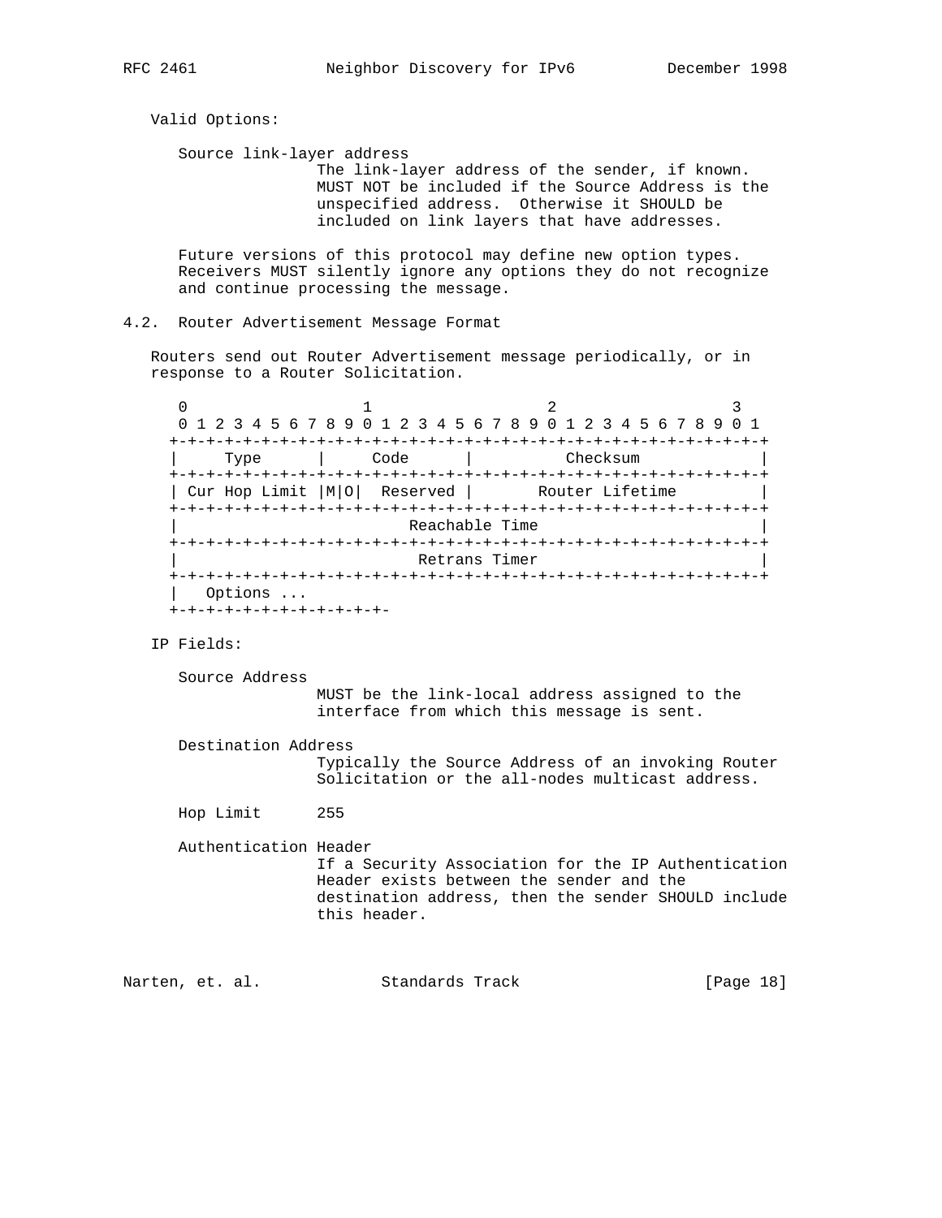Valid Options:

Source link-layer address
: The link-layer address of the sender, if known. MUST NOT be included if the Source Address is the unspecified address. Otherwise it SHOULD be included on link layers that have addresses.

Future versions of this protocol may define new option types. Receivers MUST silently ignore any options they do not recognize and continue processing the message.

## 4.2. Router Advertisement Message Format

Routers send out Router Advertisement message periodically, or in response to a Router Solicitation.

```
 0                   1                   2                   3
 0 1 2 3 4 5 6 7 8 9 0 1 2 3 4 5 6 7 8 9 0 1 2 3 4 5 6 7 8 9 0 1
+-+-+-+-+-+-+-+-+-+-+-+-+-+-+-+-+-+-+-+-+-+-+-+-+-+-+-+-+-+-+-+-+
|     Type      |     Code      |          Checksum             |
+-+-+-+-+-+-+-+-+-+-+-+-+-+-+-+-+-+-+-+-+-+-+-+-+-+-+-+-+-+-+-+-+
| Cur Hop Limit |M|O|  Reserved |       Router Lifetime         |
+-+-+-+-+-+-+-+-+-+-+-+-+-+-+-+-+-+-+-+-+-+-+-+-+-+-+-+-+-+-+-+-+
|                         Reachable Time                        |
+-+-+-+-+-+-+-+-+-+-+-+-+-+-+-+-+-+-+-+-+-+-+-+-+-+-+-+-+-+-+-+-+
|                          Retrans Timer                        |
+-+-+-+-+-+-+-+-+-+-+-+-+-+-+-+-+-+-+-+-+-+-+-+-+-+-+-+-+-+-+-+-+
|   Options ...
+-+-+-+-+-+-+-+-+-+-+-+-
```

IP Fields:

Source Address
: MUST be the link-local address assigned to the interface from which this message is sent.

Destination Address
: Typically the Source Address of an invoking Router Solicitation or the all-nodes multicast address.

Hop Limit
: 255

Authentication Header
: If a Security Association for the IP Authentication Header exists between the sender and the destination address, then the sender SHOULD include this header.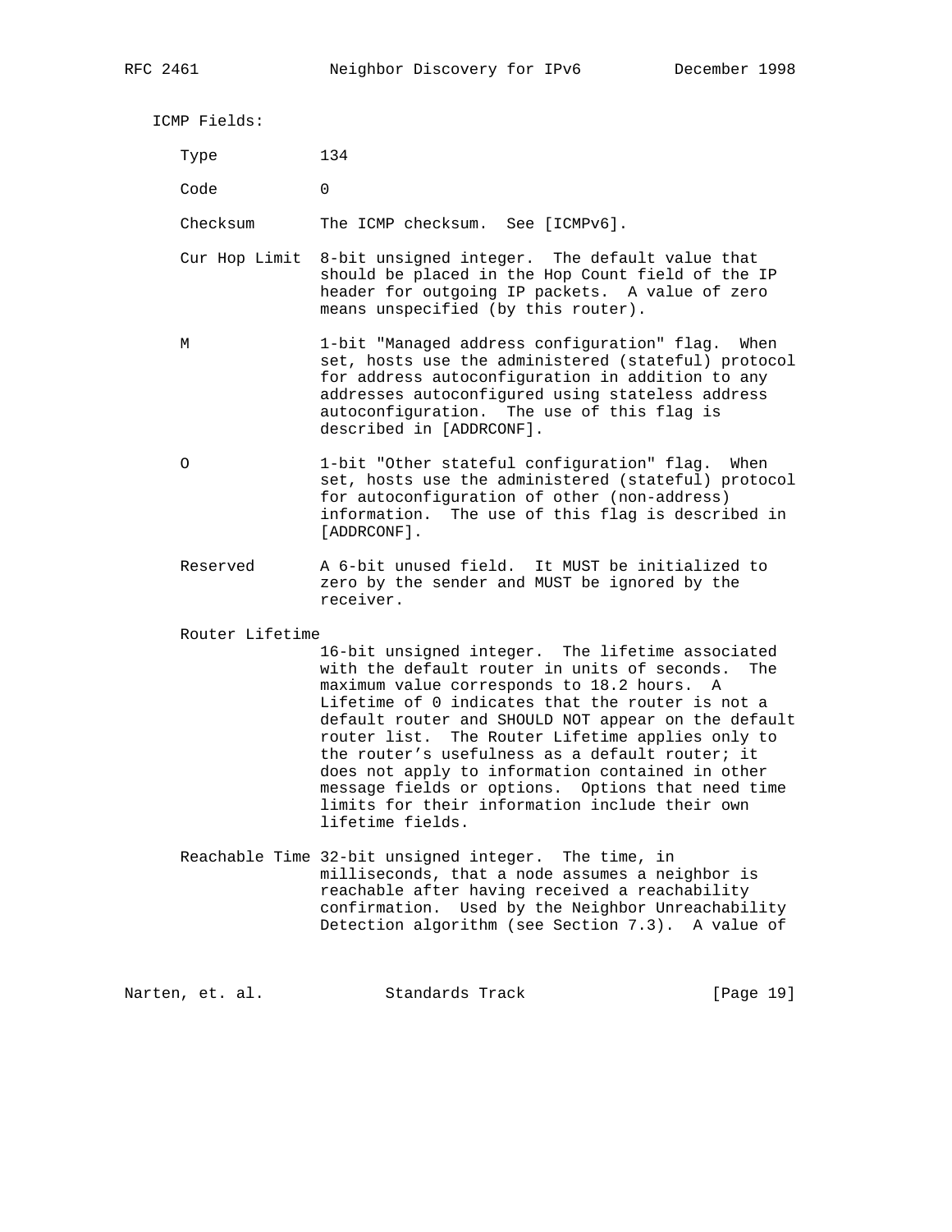ICMP Fields:

Type            134

Code            0

Checksum        The ICMP checksum.  See [ICMPv6].

Cur Hop Limit   8-bit unsigned integer.  The default value that should be placed in the Hop Count field of the IP header for outgoing IP packets.  A value of zero means unspecified (by this router).

M               1-bit "Managed address configuration" flag.  When set, hosts use the administered (stateful) protocol for address autoconfiguration in addition to any addresses autoconfigured using stateless address autoconfiguration.  The use of this flag is described in [ADDRCONF].

O               1-bit "Other stateful configuration" flag.  When set, hosts use the administered (stateful) protocol for autoconfiguration of other (non-address) information.  The use of this flag is described in [ADDRCONF].

Reserved        A 6-bit unused field.  It MUST be initialized to zero by the sender and MUST be ignored by the receiver.

Router Lifetime
                16-bit unsigned integer.  The lifetime associated with the default router in units of seconds.  The maximum value corresponds to 18.2 hours.  A Lifetime of 0 indicates that the router is not a default router and SHOULD NOT appear on the default router list.  The Router Lifetime applies only to the router's usefulness as a default router; it does not apply to information contained in other message fields or options.  Options that need time limits for their information include their own lifetime fields.

Reachable Time  32-bit unsigned integer.  The time, in milliseconds, that a node assumes a neighbor is reachable after having received a reachability confirmation.  Used by the Neighbor Unreachability Detection algorithm (see Section 7.3).  A value of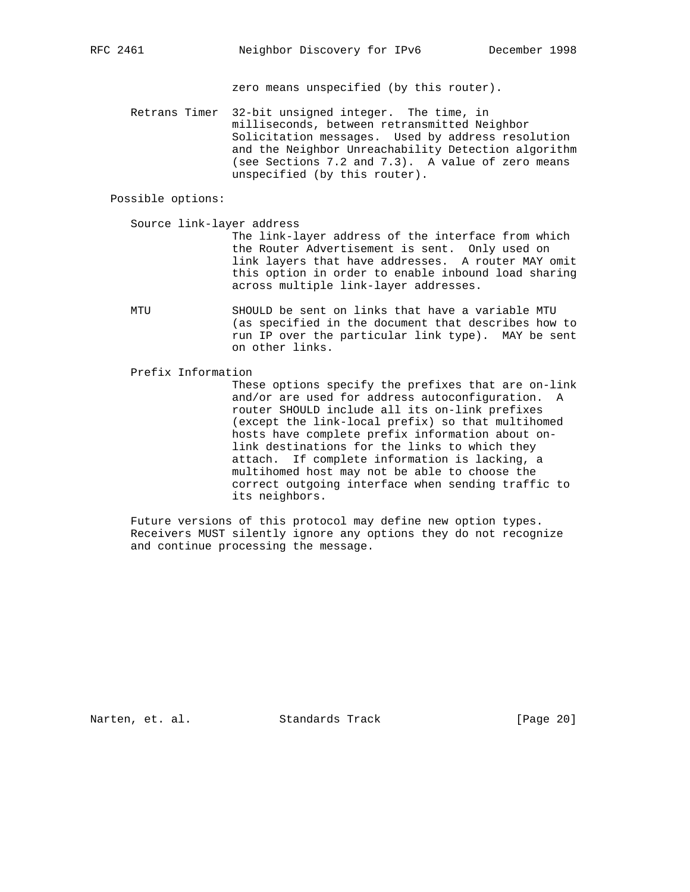zero means unspecified (by this router).

Retrans Timer  32-bit unsigned integer. The time, in milliseconds, between retransmitted Neighbor Solicitation messages. Used by address resolution and the Neighbor Unreachability Detection algorithm (see Sections 7.2 and 7.3). A value of zero means unspecified (by this router).

Possible options:

Source link-layer address
The link-layer address of the interface from which the Router Advertisement is sent. Only used on link layers that have addresses. A router MAY omit this option in order to enable inbound load sharing across multiple link-layer addresses.

MTU  SHOULD be sent on links that have a variable MTU (as specified in the document that describes how to run IP over the particular link type). MAY be sent on other links.

Prefix Information
These options specify the prefixes that are on-link and/or are used for address autoconfiguration. A router SHOULD include all its on-link prefixes (except the link-local prefix) so that multihomed hosts have complete prefix information about on-link destinations for the links to which they attach. If complete information is lacking, a multihomed host may not be able to choose the correct outgoing interface when sending traffic to its neighbors.

Future versions of this protocol may define new option types. Receivers MUST silently ignore any options they do not recognize and continue processing the message.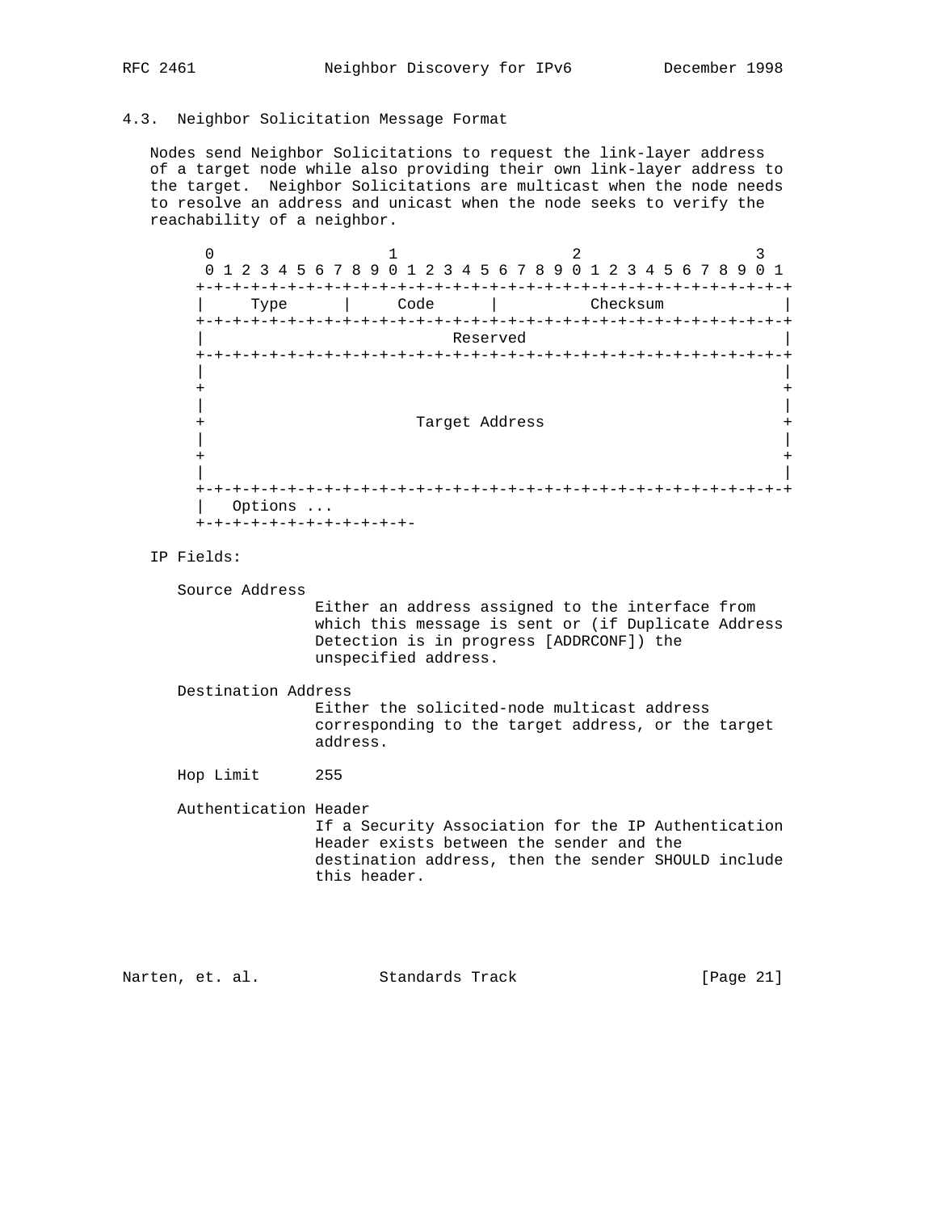### 4.3. Neighbor Solicitation Message Format

Nodes send Neighbor Solicitations to request the link-layer address of a target node while also providing their own link-layer address to the target. Neighbor Solicitations are multicast when the node needs to resolve an address and unicast when the node seeks to verify the reachability of a neighbor.

```
    0                   1                   2                   3
    0 1 2 3 4 5 6 7 8 9 0 1 2 3 4 5 6 7 8 9 0 1 2 3 4 5 6 7 8 9 0 1
   +-+-+-+-+-+-+-+-+-+-+-+-+-+-+-+-+-+-+-+-+-+-+-+-+-+-+-+-+-+-+-+-+
   |     Type      |     Code      |          Checksum             |
   +-+-+-+-+-+-+-+-+-+-+-+-+-+-+-+-+-+-+-+-+-+-+-+-+-+-+-+-+-+-+-+-+
   |                           Reserved                            |
   +-+-+-+-+-+-+-+-+-+-+-+-+-+-+-+-+-+-+-+-+-+-+-+-+-+-+-+-+-+-+-+-+
   |                                                               |
   +                                                               +
   |                                                               |
   +                       Target Address                          +
   |                                                               |
   +                                                               +
   |                                                               |
   +-+-+-+-+-+-+-+-+-+-+-+-+-+-+-+-+-+-+-+-+-+-+-+-+-+-+-+-+-+-+-+-+
   |   Options ...
   +-+-+-+-+-+-+-+-+-+-+-+-
```

IP Fields:

Source Address
: Either an address assigned to the interface from which this message is sent or (if Duplicate Address Detection is in progress [ADDRCONF]) the unspecified address.

Destination Address
: Either the solicited-node multicast address corresponding to the target address, or the target address.

Hop Limit
: 255

Authentication Header
: If a Security Association for the IP Authentication Header exists between the sender and the destination address, then the sender SHOULD include this header.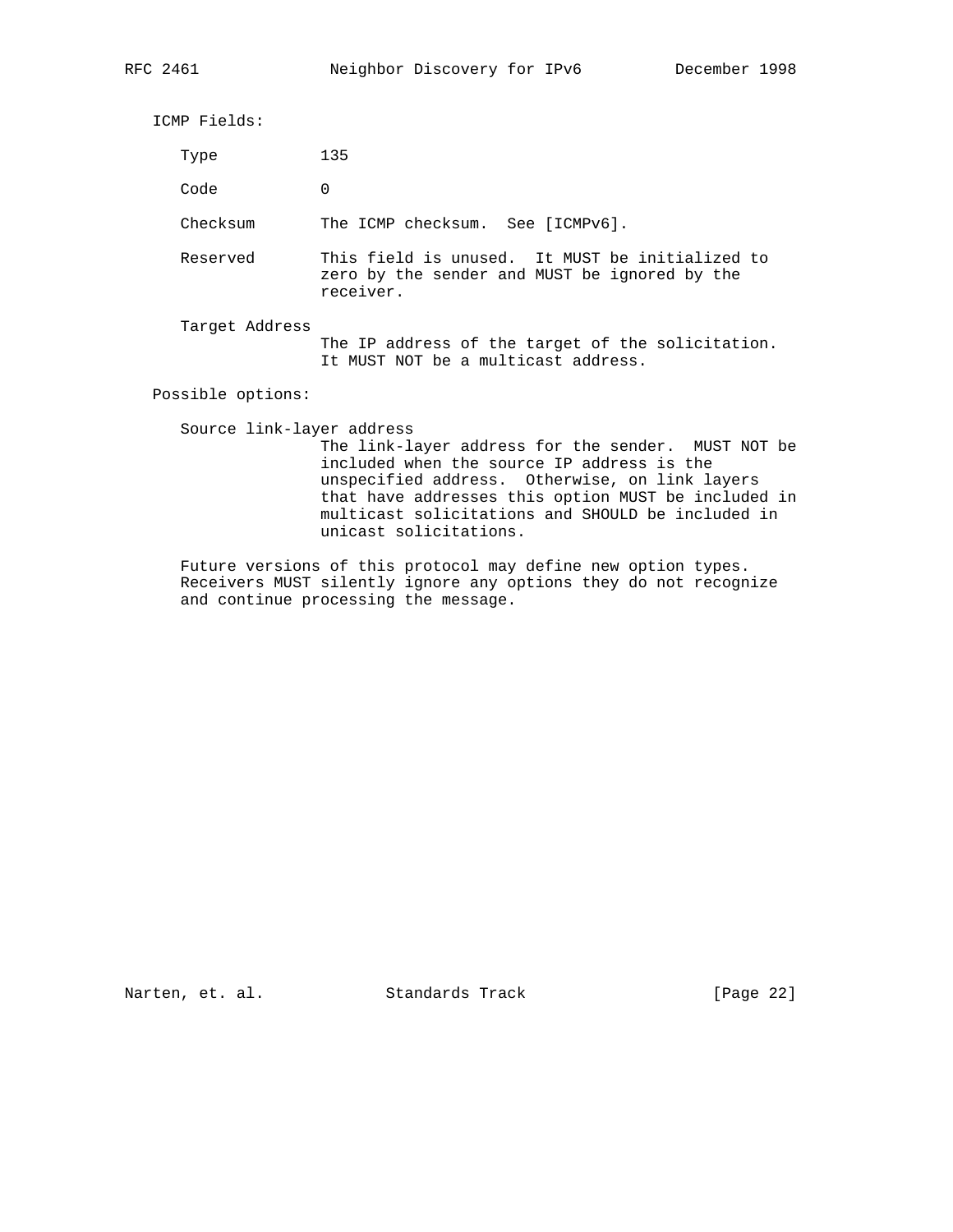ICMP Fields:

Type
: 135

Code
: 0

Checksum
: The ICMP checksum. See [ICMPv6].

Reserved
: This field is unused. It MUST be initialized to zero by the sender and MUST be ignored by the receiver.

Target Address
: The IP address of the target of the solicitation. It MUST NOT be a multicast address.

Possible options:

Source link-layer address
: The link-layer address for the sender. MUST NOT be included when the source IP address is the unspecified address. Otherwise, on link layers that have addresses this option MUST be included in multicast solicitations and SHOULD be included in unicast solicitations.

Future versions of this protocol may define new option types. Receivers MUST silently ignore any options they do not recognize and continue processing the message.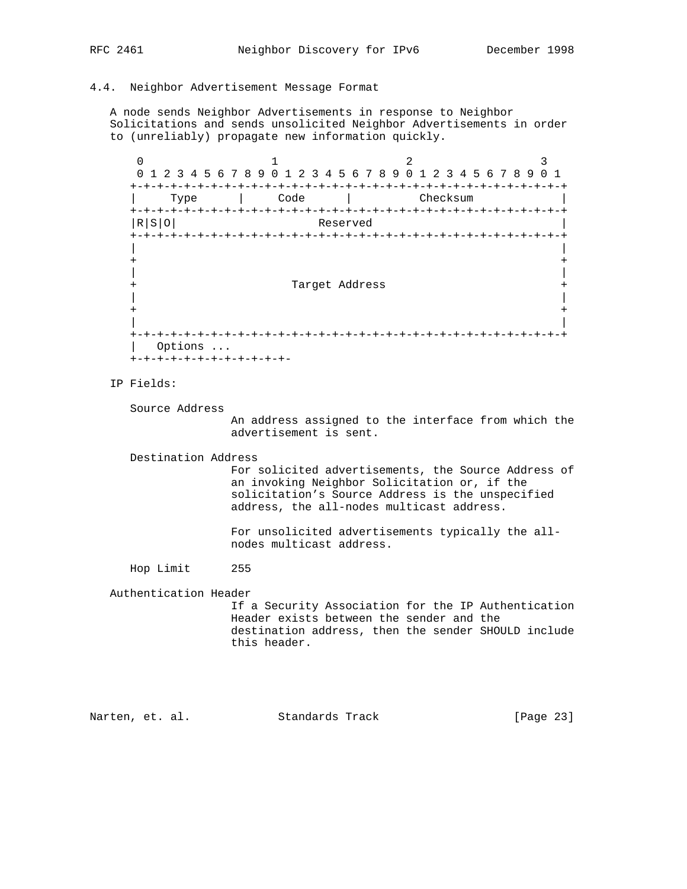## 4.4. Neighbor Advertisement Message Format

A node sends Neighbor Advertisements in response to Neighbor Solicitations and sends unsolicited Neighbor Advertisements in order to (unreliably) propagate new information quickly.

```
     0                   1                   2                   3
     0 1 2 3 4 5 6 7 8 9 0 1 2 3 4 5 6 7 8 9 0 1 2 3 4 5 6 7 8 9 0 1
    +-+-+-+-+-+-+-+-+-+-+-+-+-+-+-+-+-+-+-+-+-+-+-+-+-+-+-+-+-+-+-+-+
    |     Type      |     Code      |          Checksum             |
    +-+-+-+-+-+-+-+-+-+-+-+-+-+-+-+-+-+-+-+-+-+-+-+-+-+-+-+-+-+-+-+-+
    |R|S|O|                     Reserved                            |
    +-+-+-+-+-+-+-+-+-+-+-+-+-+-+-+-+-+-+-+-+-+-+-+-+-+-+-+-+-+-+-+-+
    |                                                               |
    +                                                               +
    |                                                               |
    +                       Target Address                          +
    |                                                               |
    +                                                               +
    |                                                               |
    +-+-+-+-+-+-+-+-+-+-+-+-+-+-+-+-+-+-+-+-+-+-+-+-+-+-+-+-+-+-+-+-+
    |   Options ...
    +-+-+-+-+-+-+-+-+-+-+-+-
```

IP Fields:

Source Address
: An address assigned to the interface from which the advertisement is sent.

Destination Address
: For solicited advertisements, the Source Address of an invoking Neighbor Solicitation or, if the solicitation's Source Address is the unspecified address, the all-nodes multicast address.

: For unsolicited advertisements typically the all-nodes multicast address.

Hop Limit
: 255

Authentication Header
: If a Security Association for the IP Authentication Header exists between the sender and the destination address, then the sender SHOULD include this header.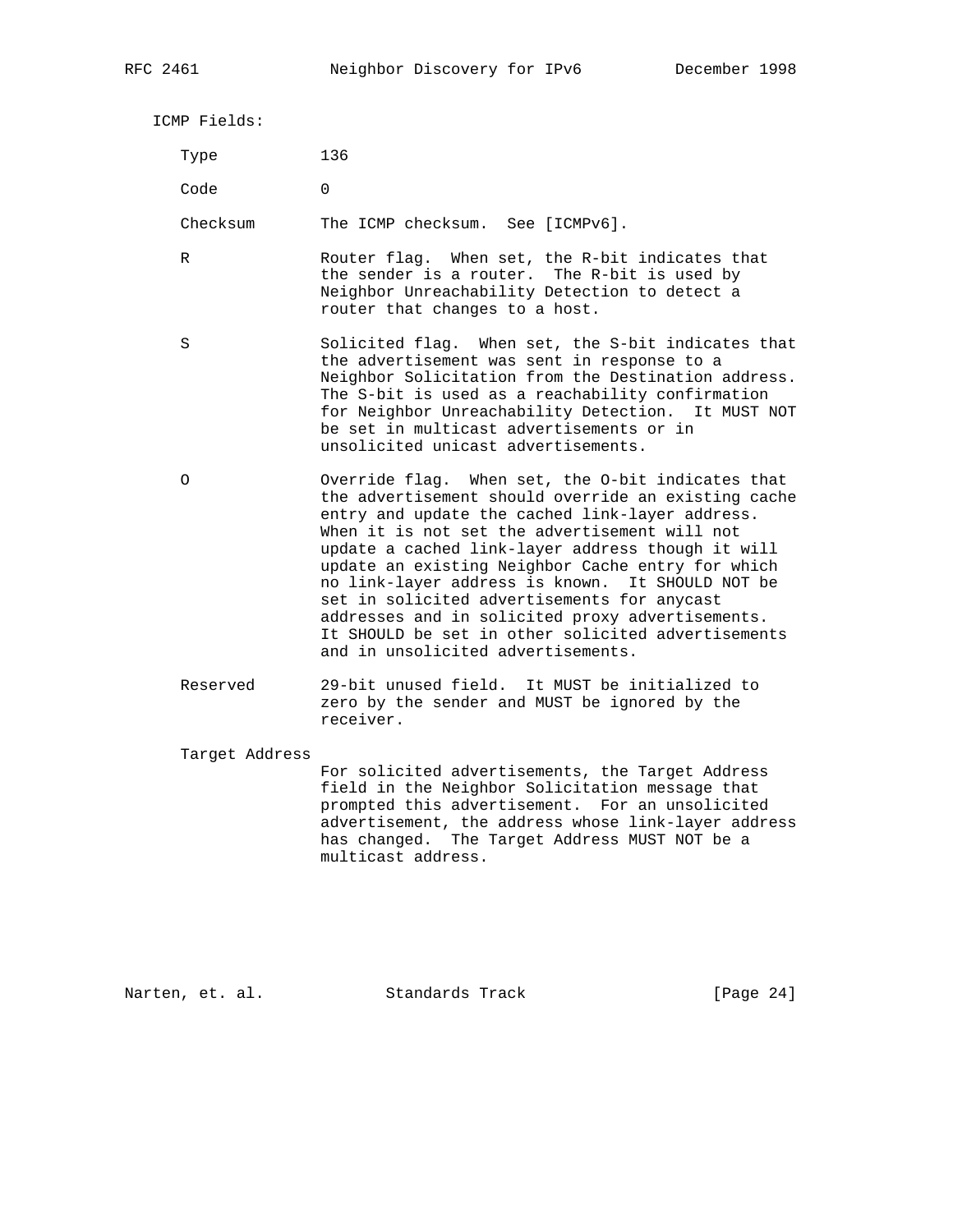ICMP Fields:

**Type**
136

**Code**
0

**Checksum**
The ICMP checksum. See [ICMPv6].

**R**
Router flag. When set, the R-bit indicates that the sender is a router. The R-bit is used by Neighbor Unreachability Detection to detect a router that changes to a host.

**S**
Solicited flag. When set, the S-bit indicates that the advertisement was sent in response to a Neighbor Solicitation from the Destination address. The S-bit is used as a reachability confirmation for Neighbor Unreachability Detection. It MUST NOT be set in multicast advertisements or in unsolicited unicast advertisements.

**O**
Override flag. When set, the O-bit indicates that the advertisement should override an existing cache entry and update the cached link-layer address. When it is not set the advertisement will not update a cached link-layer address though it will update an existing Neighbor Cache entry for which no link-layer address is known. It SHOULD NOT be set in solicited advertisements for anycast addresses and in solicited proxy advertisements. It SHOULD be set in other solicited advertisements and in unsolicited advertisements.

**Reserved**
29-bit unused field. It MUST be initialized to zero by the sender and MUST be ignored by the receiver.

**Target Address**
For solicited advertisements, the Target Address field in the Neighbor Solicitation message that prompted this advertisement. For an unsolicited advertisement, the address whose link-layer address has changed. The Target Address MUST NOT be a multicast address.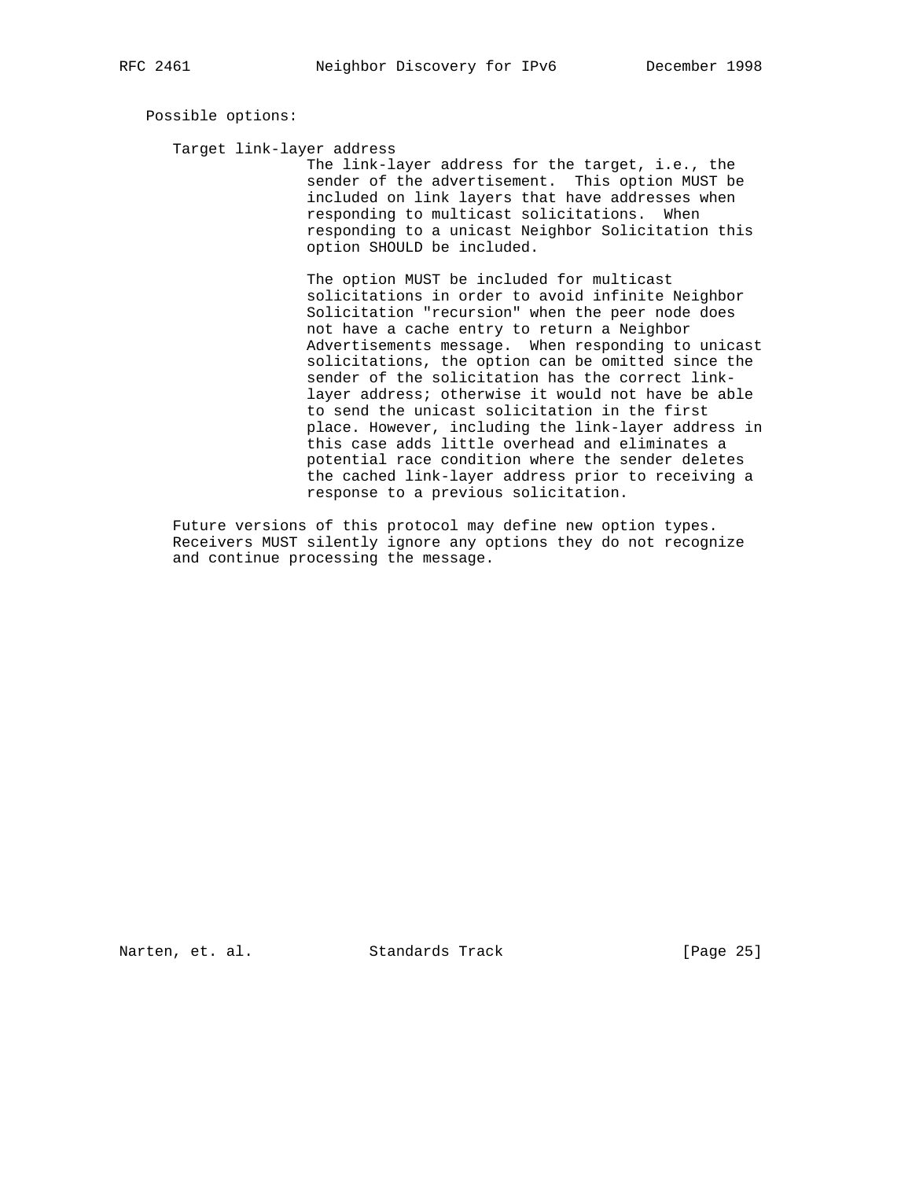Possible options:

Target link-layer address

The link-layer address for the target, i.e., the sender of the advertisement. This option MUST be included on link layers that have addresses when responding to multicast solicitations. When responding to a unicast Neighbor Solicitation this option SHOULD be included.

The option MUST be included for multicast solicitations in order to avoid infinite Neighbor Solicitation "recursion" when the peer node does not have a cache entry to return a Neighbor Advertisements message. When responding to unicast solicitations, the option can be omitted since the sender of the solicitation has the correct link-layer address; otherwise it would not have be able to send the unicast solicitation in the first place. However, including the link-layer address in this case adds little overhead and eliminates a potential race condition where the sender deletes the cached link-layer address prior to receiving a response to a previous solicitation.

Future versions of this protocol may define new option types. Receivers MUST silently ignore any options they do not recognize and continue processing the message.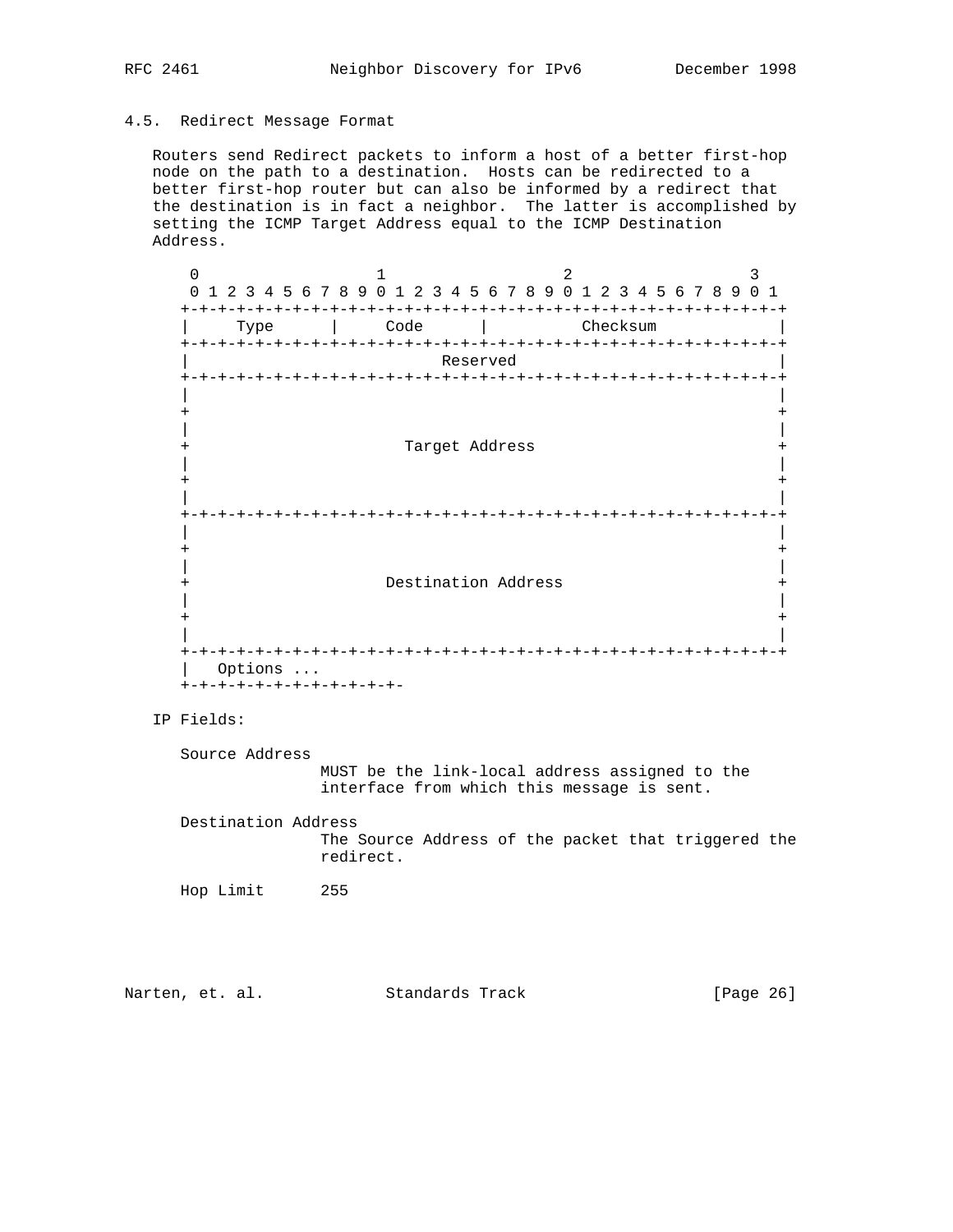## 4.5. Redirect Message Format

Routers send Redirect packets to inform a host of a better first-hop node on the path to a destination. Hosts can be redirected to a better first-hop router but can also be informed by a redirect that the destination is in fact a neighbor. The latter is accomplished by setting the ICMP Target Address equal to the ICMP Destination Address.

```
    0                   1                   2                   3
    0 1 2 3 4 5 6 7 8 9 0 1 2 3 4 5 6 7 8 9 0 1 2 3 4 5 6 7 8 9 0 1
   +-+-+-+-+-+-+-+-+-+-+-+-+-+-+-+-+-+-+-+-+-+-+-+-+-+-+-+-+-+-+-+-+
   |     Type      |     Code      |          Checksum             |
   +-+-+-+-+-+-+-+-+-+-+-+-+-+-+-+-+-+-+-+-+-+-+-+-+-+-+-+-+-+-+-+-+
   |                           Reserved                            |
   +-+-+-+-+-+-+-+-+-+-+-+-+-+-+-+-+-+-+-+-+-+-+-+-+-+-+-+-+-+-+-+-+
   |                                                               |
   +                                                               +
   |                                                               |
   +                       Target Address                          +
   |                                                               |
   +                                                               +
   |                                                               |
   +-+-+-+-+-+-+-+-+-+-+-+-+-+-+-+-+-+-+-+-+-+-+-+-+-+-+-+-+-+-+-+-+
   |                                                               |
   +                                                               +
   |                                                               |
   +                     Destination Address                       +
   |                                                               |
   +                                                               +
   |                                                               |
   +-+-+-+-+-+-+-+-+-+-+-+-+-+-+-+-+-+-+-+-+-+-+-+-+-+-+-+-+-+-+-+-+
   |   Options ...
   +-+-+-+-+-+-+-+-+-+-+-+-
```

IP Fields:

Source Address
: MUST be the link-local address assigned to the interface from which this message is sent.

Destination Address
: The Source Address of the packet that triggered the redirect.

Hop Limit
: 255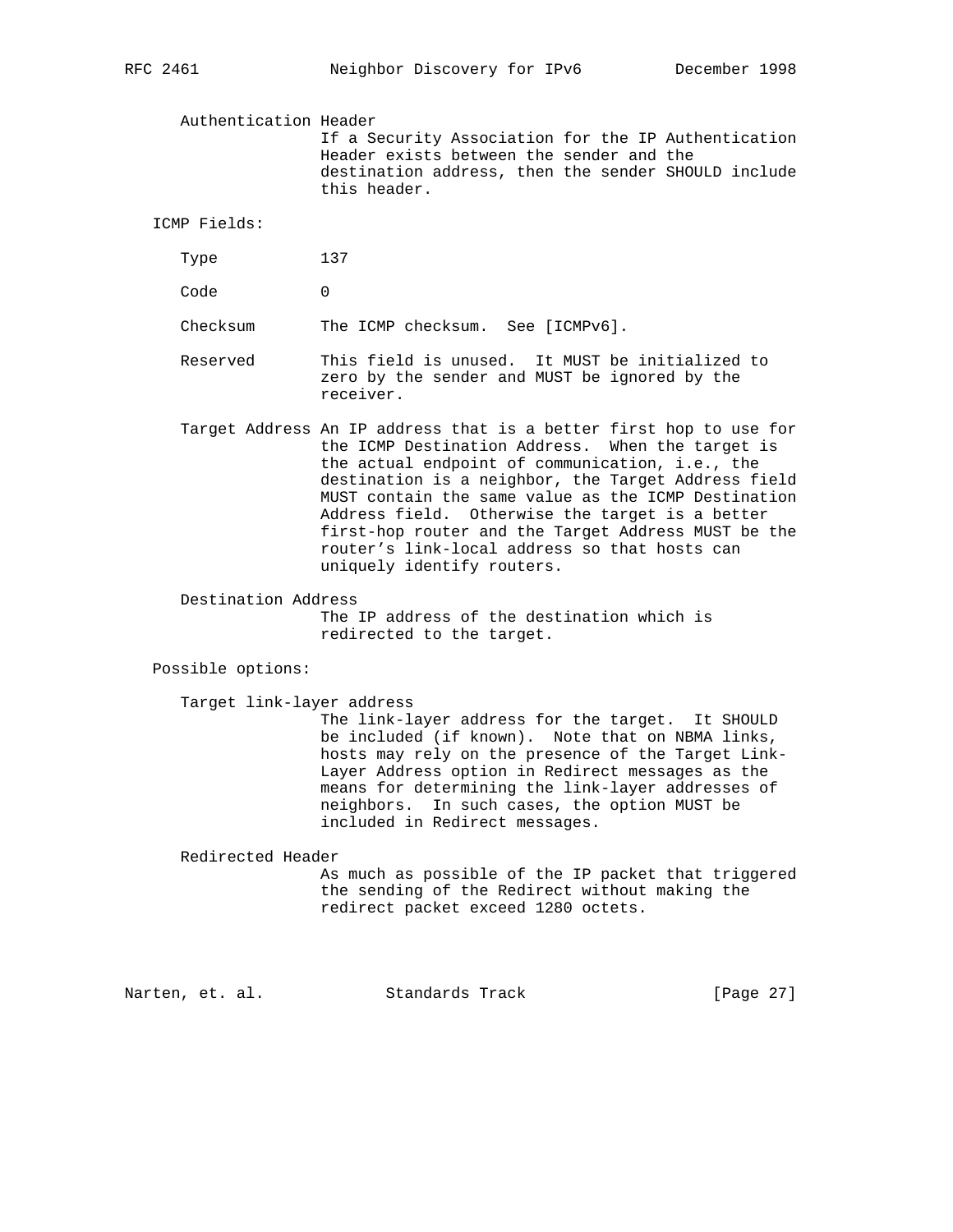Authentication Header
: If a Security Association for the IP Authentication Header exists between the sender and the destination address, then the sender SHOULD include this header.

ICMP Fields:

Type
: 137

Code
: 0

Checksum
: The ICMP checksum. See [ICMPv6].

Reserved
: This field is unused. It MUST be initialized to zero by the sender and MUST be ignored by the receiver.

Target Address
: An IP address that is a better first hop to use for the ICMP Destination Address. When the target is the actual endpoint of communication, i.e., the destination is a neighbor, the Target Address field MUST contain the same value as the ICMP Destination Address field. Otherwise the target is a better first-hop router and the Target Address MUST be the router's link-local address so that hosts can uniquely identify routers.

Destination Address
: The IP address of the destination which is redirected to the target.

Possible options:

Target link-layer address
: The link-layer address for the target. It SHOULD be included (if known). Note that on NBMA links, hosts may rely on the presence of the Target Link-Layer Address option in Redirect messages as the means for determining the link-layer addresses of neighbors. In such cases, the option MUST be included in Redirect messages.

Redirected Header
: As much as possible of the IP packet that triggered the sending of the Redirect without making the redirect packet exceed 1280 octets.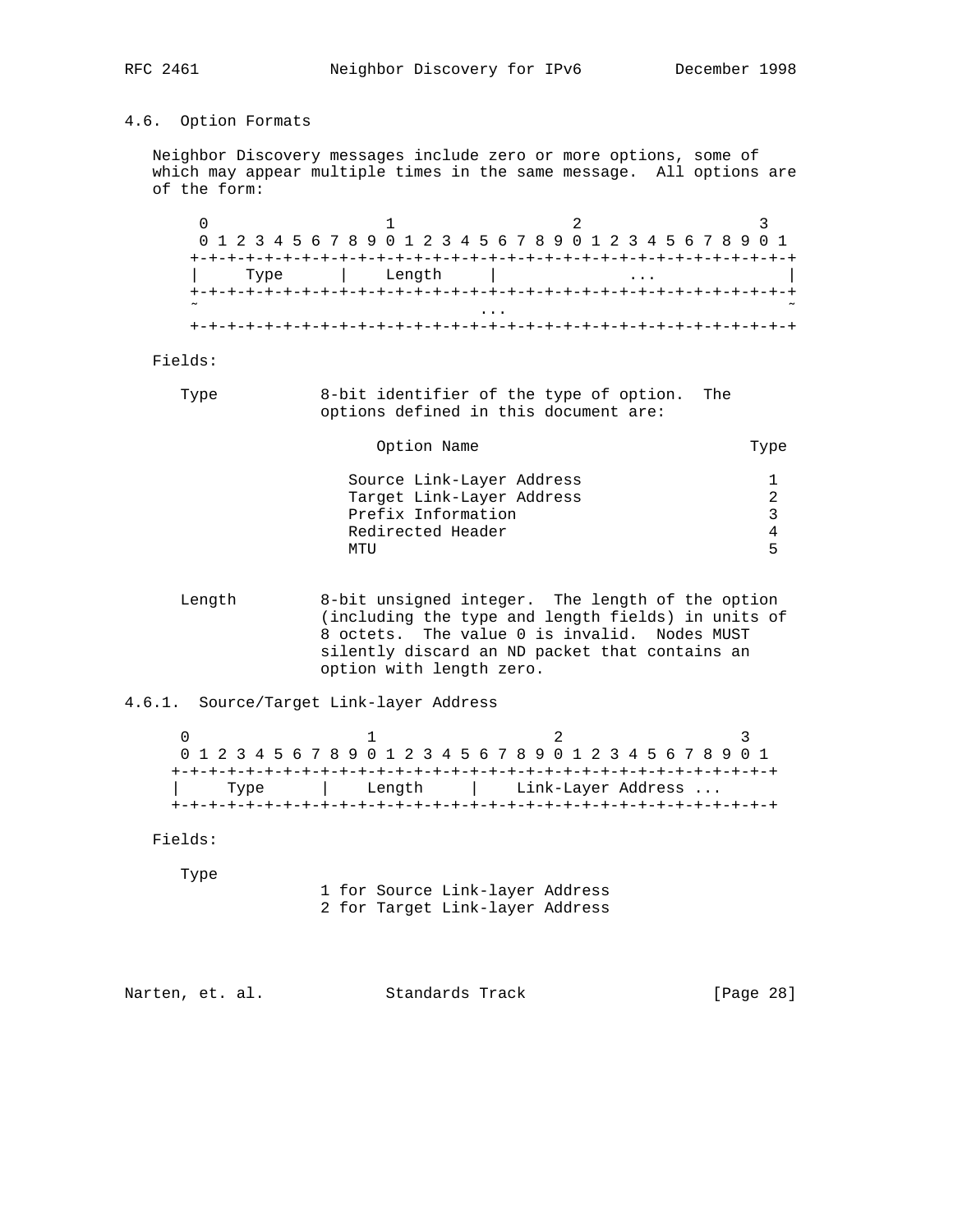### 4.6. Option Formats

Neighbor Discovery messages include zero or more options, some of which may appear multiple times in the same message. All options are of the form:

```
     0                   1                   2                   3
     0 1 2 3 4 5 6 7 8 9 0 1 2 3 4 5 6 7 8 9 0 1 2 3 4 5 6 7 8 9 0 1
    +-+-+-+-+-+-+-+-+-+-+-+-+-+-+-+-+-+-+-+-+-+-+-+-+-+-+-+-+-+-+-+-+
    |     Type      |    Length     |              ...              |
    +-+-+-+-+-+-+-+-+-+-+-+-+-+-+-+-+-+-+-+-+-+-+-+-+-+-+-+-+-+-+-+-+
    ~                              ...                              ~
    +-+-+-+-+-+-+-+-+-+-+-+-+-+-+-+-+-+-+-+-+-+-+-+-+-+-+-+-+-+-+-+-+
```

Fields:

Type           8-bit identifier of the type of option. The options defined in this document are:

| Option Name | Type |
|---|---|
| Source Link-Layer Address | 1 |
| Target Link-Layer Address | 2 |
| Prefix Information | 3 |
| Redirected Header | 4 |
| MTU | 5 |

Length         8-bit unsigned integer. The length of the option (including the type and length fields) in units of 8 octets. The value 0 is invalid. Nodes MUST silently discard an ND packet that contains an option with length zero.

#### 4.6.1. Source/Target Link-layer Address

```
    0                   1                   2                   3
    0 1 2 3 4 5 6 7 8 9 0 1 2 3 4 5 6 7 8 9 0 1 2 3 4 5 6 7 8 9 0 1
   +-+-+-+-+-+-+-+-+-+-+-+-+-+-+-+-+-+-+-+-+-+-+-+-+-+-+-+-+-+-+-+-+
   |     Type      |    Length     |    Link-Layer Address ...
   +-+-+-+-+-+-+-+-+-+-+-+-+-+-+-+-+-+-+-+-+-+-+-+-+-+-+-+-+-+-+-+-+
```

Fields:

Type

1 for Source Link-layer Address
2 for Target Link-layer Address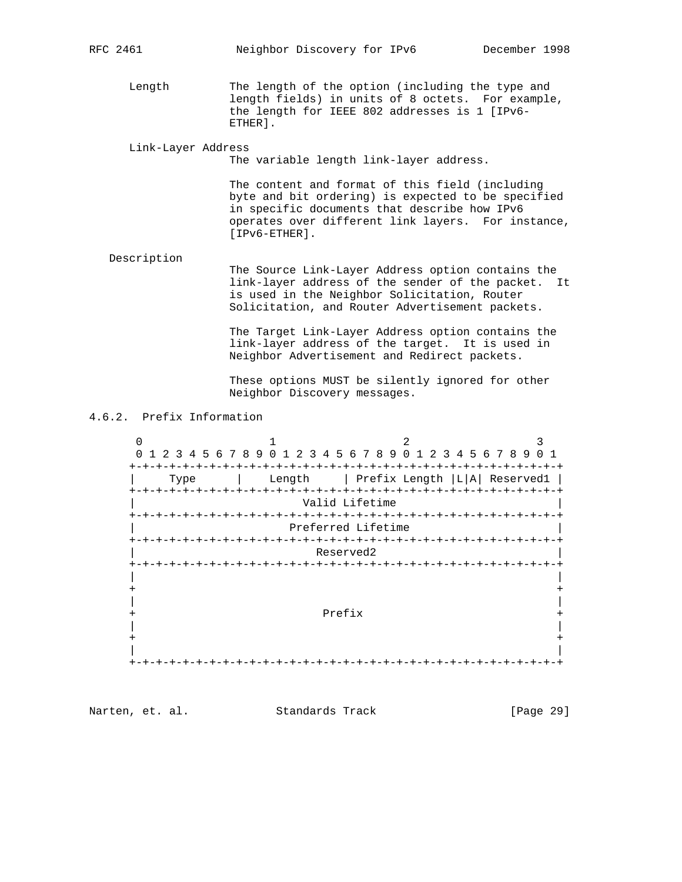Length          The length of the option (including the type and length fields) in units of 8 octets.  For example, the length for IEEE 802 addresses is 1 [IPv6-ETHER].

Link-Layer Address
                The variable length link-layer address.

                The content and format of this field (including byte and bit ordering) is expected to be specified in specific documents that describe how IPv6 operates over different link layers.  For instance, [IPv6-ETHER].

Description
                The Source Link-Layer Address option contains the link-layer address of the sender of the packet.  It is used in the Neighbor Solicitation, Router Solicitation, and Router Advertisement packets.

                The Target Link-Layer Address option contains the link-layer address of the target.  It is used in Neighbor Advertisement and Redirect packets.

                These options MUST be silently ignored for other Neighbor Discovery messages.

### 4.6.2. Prefix Information

```
 0                   1                   2                   3
 0 1 2 3 4 5 6 7 8 9 0 1 2 3 4 5 6 7 8 9 0 1 2 3 4 5 6 7 8 9 0 1
+-+-+-+-+-+-+-+-+-+-+-+-+-+-+-+-+-+-+-+-+-+-+-+-+-+-+-+-+-+-+-+-+
|     Type      |    Length     | Prefix Length |L|A| Reserved1 |
+-+-+-+-+-+-+-+-+-+-+-+-+-+-+-+-+-+-+-+-+-+-+-+-+-+-+-+-+-+-+-+-+
|                         Valid Lifetime                        |
+-+-+-+-+-+-+-+-+-+-+-+-+-+-+-+-+-+-+-+-+-+-+-+-+-+-+-+-+-+-+-+-+
|                       Preferred Lifetime                      |
+-+-+-+-+-+-+-+-+-+-+-+-+-+-+-+-+-+-+-+-+-+-+-+-+-+-+-+-+-+-+-+-+
|                           Reserved2                           |
+-+-+-+-+-+-+-+-+-+-+-+-+-+-+-+-+-+-+-+-+-+-+-+-+-+-+-+-+-+-+-+-+
|                                                               |
+                                                               +
|                                                               |
+                            Prefix                             +
|                                                               |
+                                                               +
|                                                               |
+-+-+-+-+-+-+-+-+-+-+-+-+-+-+-+-+-+-+-+-+-+-+-+-+-+-+-+-+-+-+-+-+
```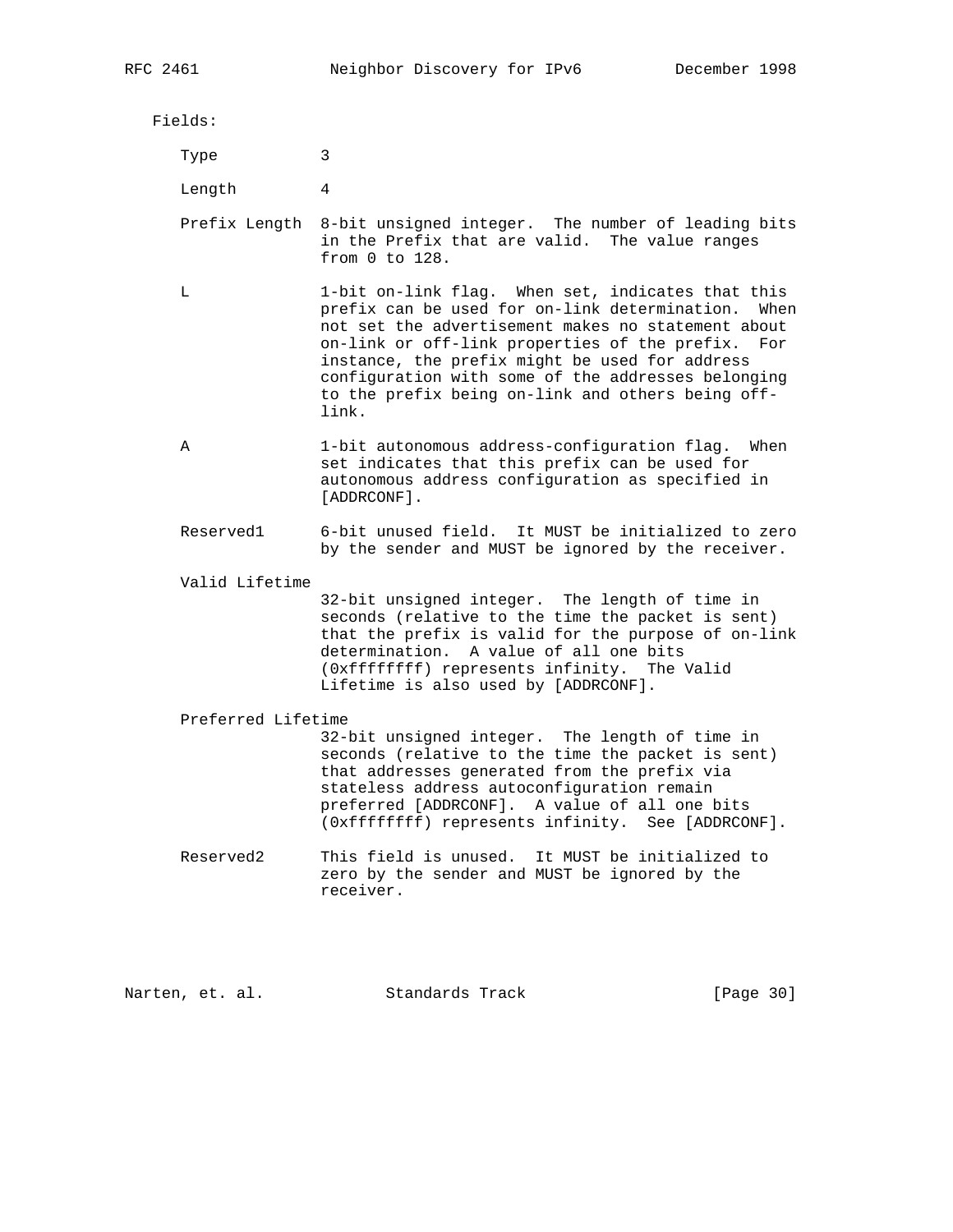Fields:

Type
: 3

Length
: 4

Prefix Length
: 8-bit unsigned integer. The number of leading bits in the Prefix that are valid. The value ranges from 0 to 128.

L
: 1-bit on-link flag. When set, indicates that this prefix can be used for on-link determination. When not set the advertisement makes no statement about on-link or off-link properties of the prefix. For instance, the prefix might be used for address configuration with some of the addresses belonging to the prefix being on-link and others being off-link.

A
: 1-bit autonomous address-configuration flag. When set indicates that this prefix can be used for autonomous address configuration as specified in [ADDRCONF].

Reserved1
: 6-bit unused field. It MUST be initialized to zero by the sender and MUST be ignored by the receiver.

Valid Lifetime
: 32-bit unsigned integer. The length of time in seconds (relative to the time the packet is sent) that the prefix is valid for the purpose of on-link determination. A value of all one bits (0xffffffff) represents infinity. The Valid Lifetime is also used by [ADDRCONF].

Preferred Lifetime
: 32-bit unsigned integer. The length of time in seconds (relative to the time the packet is sent) that addresses generated from the prefix via stateless address autoconfiguration remain preferred [ADDRCONF]. A value of all one bits (0xffffffff) represents infinity. See [ADDRCONF].

Reserved2
: This field is unused. It MUST be initialized to zero by the sender and MUST be ignored by the receiver.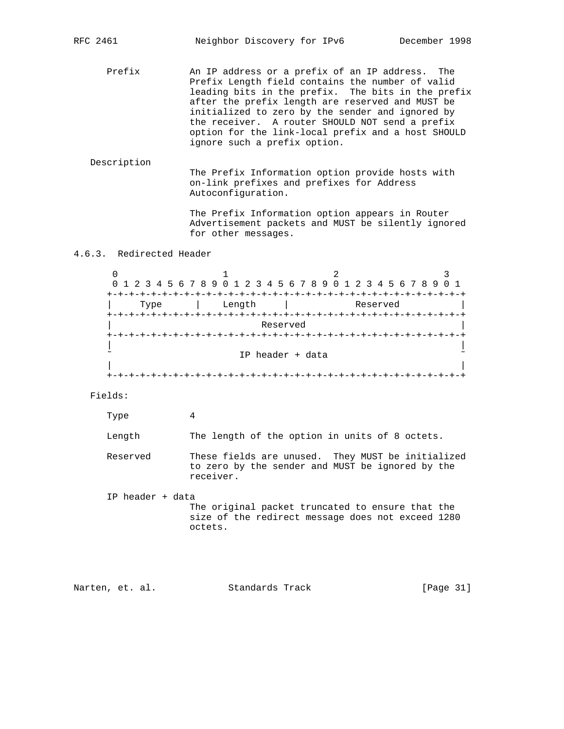Prefix An IP address or a prefix of an IP address. The Prefix Length field contains the number of valid leading bits in the prefix. The bits in the prefix after the prefix length are reserved and MUST be initialized to zero by the sender and ignored by the receiver. A router SHOULD NOT send a prefix option for the link-local prefix and a host SHOULD ignore such a prefix option.

Description

The Prefix Information option provide hosts with on-link prefixes and prefixes for Address Autoconfiguration.

The Prefix Information option appears in Router Advertisement packets and MUST be silently ignored for other messages.

### 4.6.3. Redirected Header

```
    0                   1                   2                   3
    0 1 2 3 4 5 6 7 8 9 0 1 2 3 4 5 6 7 8 9 0 1 2 3 4 5 6 7 8 9 0 1
   +-+-+-+-+-+-+-+-+-+-+-+-+-+-+-+-+-+-+-+-+-+-+-+-+-+-+-+-+-+-+-+-+
   |     Type      |    Length     |            Reserved           |
   +-+-+-+-+-+-+-+-+-+-+-+-+-+-+-+-+-+-+-+-+-+-+-+-+-+-+-+-+-+-+-+-+
   |                           Reserved                            |
   +-+-+-+-+-+-+-+-+-+-+-+-+-+-+-+-+-+-+-+-+-+-+-+-+-+-+-+-+-+-+-+-+
   |                                                               |
   ~                       IP header + data                        ~
   |                                                               |
   +-+-+-+-+-+-+-+-+-+-+-+-+-+-+-+-+-+-+-+-+-+-+-+-+-+-+-+-+-+-+-+-+
```

Fields:

Type 4

Length The length of the option in units of 8 octets.

Reserved These fields are unused. They MUST be initialized to zero by the sender and MUST be ignored by the receiver.

IP header + data

The original packet truncated to ensure that the size of the redirect message does not exceed 1280 octets.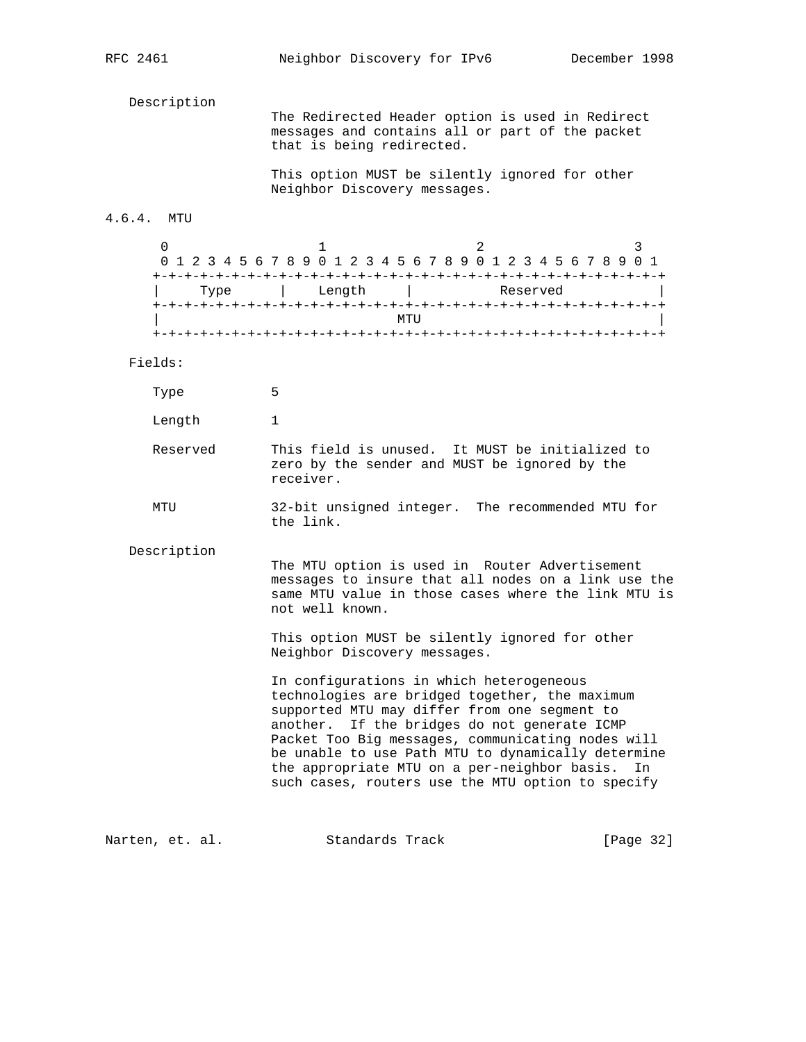Description

The Redirected Header option is used in Redirect messages and contains all or part of the packet that is being redirected.

This option MUST be silently ignored for other Neighbor Discovery messages.

### 4.6.4. MTU

```
 0                   1                   2                   3
 0 1 2 3 4 5 6 7 8 9 0 1 2 3 4 5 6 7 8 9 0 1 2 3 4 5 6 7 8 9 0 1
+-+-+-+-+-+-+-+-+-+-+-+-+-+-+-+-+-+-+-+-+-+-+-+-+-+-+-+-+-+-+-+-+
|     Type      |    Length     |           Reserved            |
+-+-+-+-+-+-+-+-+-+-+-+-+-+-+-+-+-+-+-+-+-+-+-+-+-+-+-+-+-+-+-+-+
|                              MTU                              |
+-+-+-+-+-+-+-+-+-+-+-+-+-+-+-+-+-+-+-+-+-+-+-+-+-+-+-+-+-+-+-+-+
```

Fields:

Type 5

Length 1

Reserved This field is unused. It MUST be initialized to zero by the sender and MUST be ignored by the receiver.

MTU 32-bit unsigned integer. The recommended MTU for the link.

Description

The MTU option is used in Router Advertisement messages to insure that all nodes on a link use the same MTU value in those cases where the link MTU is not well known.

This option MUST be silently ignored for other Neighbor Discovery messages.

In configurations in which heterogeneous technologies are bridged together, the maximum supported MTU may differ from one segment to another. If the bridges do not generate ICMP Packet Too Big messages, communicating nodes will be unable to use Path MTU to dynamically determine the appropriate MTU on a per-neighbor basis. In such cases, routers use the MTU option to specify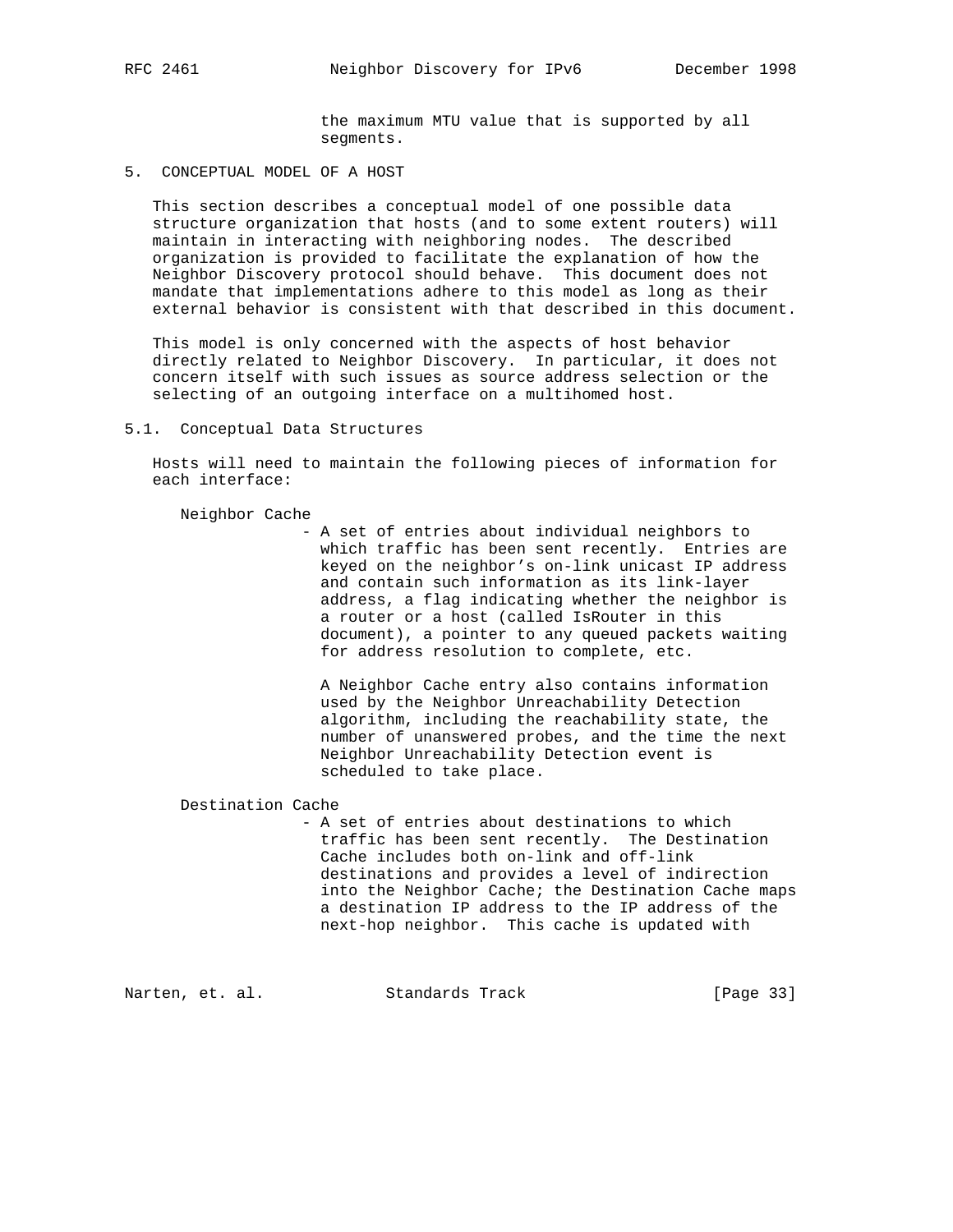the maximum MTU value that is supported by all segments.

## 5. CONCEPTUAL MODEL OF A HOST

This section describes a conceptual model of one possible data structure organization that hosts (and to some extent routers) will maintain in interacting with neighboring nodes. The described organization is provided to facilitate the explanation of how the Neighbor Discovery protocol should behave. This document does not mandate that implementations adhere to this model as long as their external behavior is consistent with that described in this document.

This model is only concerned with the aspects of host behavior directly related to Neighbor Discovery. In particular, it does not concern itself with such issues as source address selection or the selecting of an outgoing interface on a multihomed host.

### 5.1. Conceptual Data Structures

Hosts will need to maintain the following pieces of information for each interface:

Neighbor Cache
- A set of entries about individual neighbors to which traffic has been sent recently. Entries are keyed on the neighbor's on-link unicast IP address and contain such information as its link-layer address, a flag indicating whether the neighbor is a router or a host (called IsRouter in this document), a pointer to any queued packets waiting for address resolution to complete, etc.

  A Neighbor Cache entry also contains information used by the Neighbor Unreachability Detection algorithm, including the reachability state, the number of unanswered probes, and the time the next Neighbor Unreachability Detection event is scheduled to take place.

Destination Cache
- A set of entries about destinations to which traffic has been sent recently. The Destination Cache includes both on-link and off-link destinations and provides a level of indirection into the Neighbor Cache; the Destination Cache maps a destination IP address to the IP address of the next-hop neighbor. This cache is updated with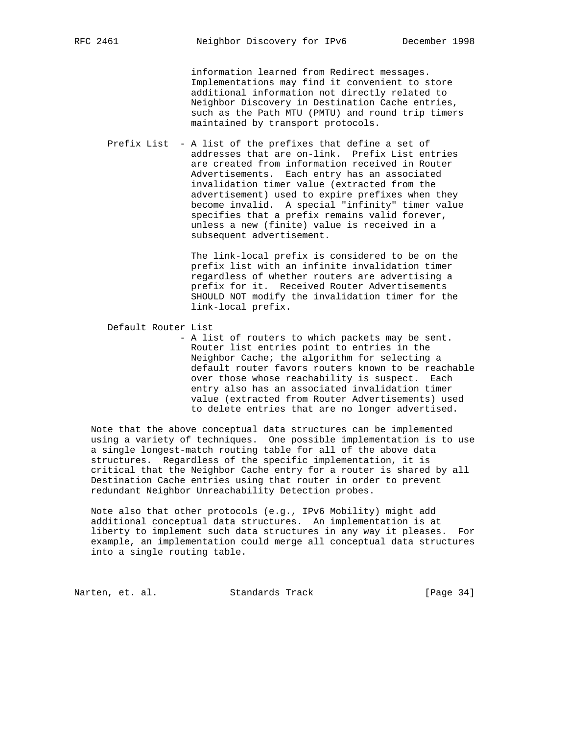information learned from Redirect messages. Implementations may find it convenient to store additional information not directly related to Neighbor Discovery in Destination Cache entries, such as the Path MTU (PMTU) and round trip timers maintained by transport protocols.

Prefix List - A list of the prefixes that define a set of addresses that are on-link. Prefix List entries are created from information received in Router Advertisements. Each entry has an associated invalidation timer value (extracted from the advertisement) used to expire prefixes when they become invalid. A special "infinity" timer value specifies that a prefix remains valid forever, unless a new (finite) value is received in a subsequent advertisement.

The link-local prefix is considered to be on the prefix list with an infinite invalidation timer regardless of whether routers are advertising a prefix for it. Received Router Advertisements SHOULD NOT modify the invalidation timer for the link-local prefix.

Default Router List
- A list of routers to which packets may be sent. Router list entries point to entries in the Neighbor Cache; the algorithm for selecting a default router favors routers known to be reachable over those whose reachability is suspect. Each entry also has an associated invalidation timer value (extracted from Router Advertisements) used to delete entries that are no longer advertised.

Note that the above conceptual data structures can be implemented using a variety of techniques. One possible implementation is to use a single longest-match routing table for all of the above data structures. Regardless of the specific implementation, it is critical that the Neighbor Cache entry for a router is shared by all Destination Cache entries using that router in order to prevent redundant Neighbor Unreachability Detection probes.

Note also that other protocols (e.g., IPv6 Mobility) might add additional conceptual data structures. An implementation is at liberty to implement such data structures in any way it pleases. For example, an implementation could merge all conceptual data structures into a single routing table.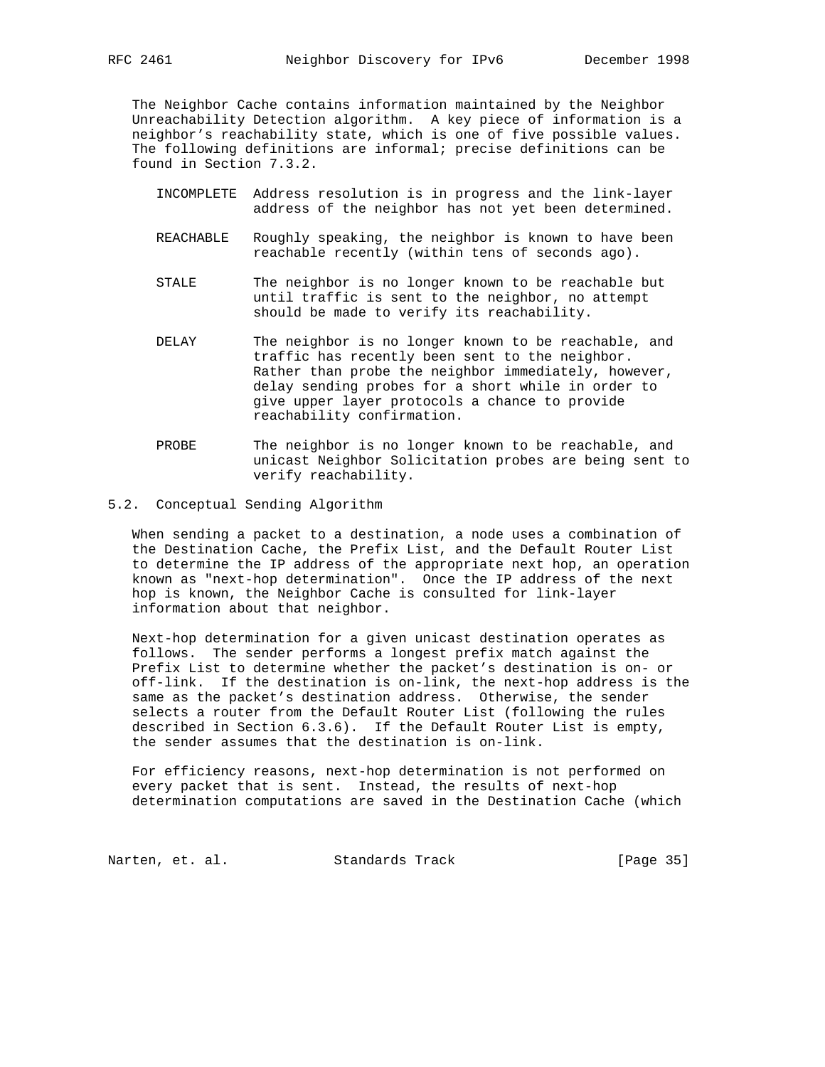The Neighbor Cache contains information maintained by the Neighbor Unreachability Detection algorithm. A key piece of information is a neighbor's reachability state, which is one of five possible values. The following definitions are informal; precise definitions can be found in Section 7.3.2.

INCOMPLETE Address resolution is in progress and the link-layer address of the neighbor has not yet been determined.

REACHABLE Roughly speaking, the neighbor is known to have been reachable recently (within tens of seconds ago).

STALE The neighbor is no longer known to be reachable but until traffic is sent to the neighbor, no attempt should be made to verify its reachability.

DELAY The neighbor is no longer known to be reachable, and traffic has recently been sent to the neighbor. Rather than probe the neighbor immediately, however, delay sending probes for a short while in order to give upper layer protocols a chance to provide reachability confirmation.

PROBE The neighbor is no longer known to be reachable, and unicast Neighbor Solicitation probes are being sent to verify reachability.

## 5.2. Conceptual Sending Algorithm

When sending a packet to a destination, a node uses a combination of the Destination Cache, the Prefix List, and the Default Router List to determine the IP address of the appropriate next hop, an operation known as "next-hop determination". Once the IP address of the next hop is known, the Neighbor Cache is consulted for link-layer information about that neighbor.

Next-hop determination for a given unicast destination operates as follows. The sender performs a longest prefix match against the Prefix List to determine whether the packet's destination is on- or off-link. If the destination is on-link, the next-hop address is the same as the packet's destination address. Otherwise, the sender selects a router from the Default Router List (following the rules described in Section 6.3.6). If the Default Router List is empty, the sender assumes that the destination is on-link.

For efficiency reasons, next-hop determination is not performed on every packet that is sent. Instead, the results of next-hop determination computations are saved in the Destination Cache (which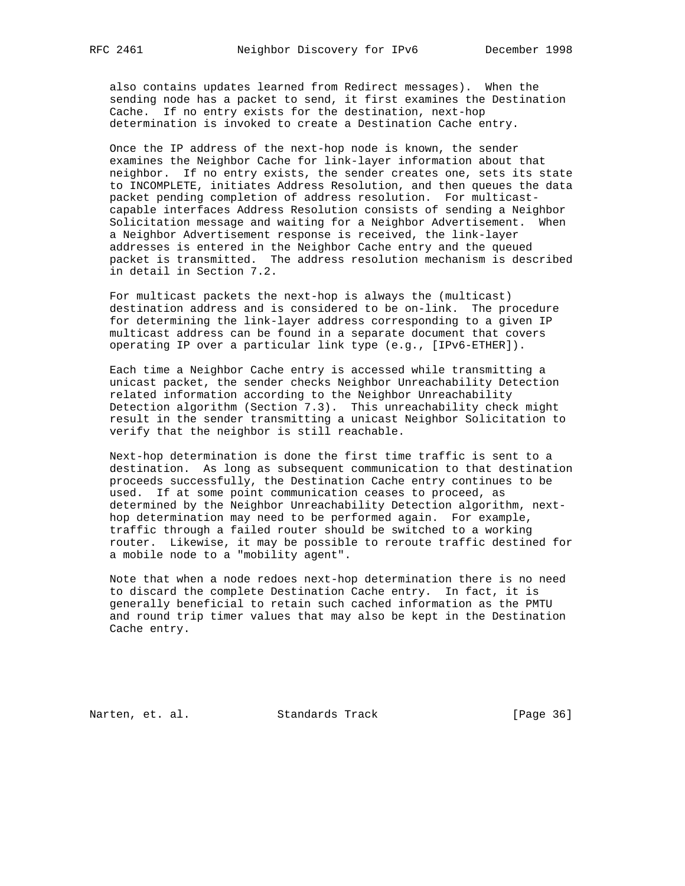also contains updates learned from Redirect messages). When the sending node has a packet to send, it first examines the Destination Cache. If no entry exists for the destination, next-hop determination is invoked to create a Destination Cache entry.

Once the IP address of the next-hop node is known, the sender examines the Neighbor Cache for link-layer information about that neighbor. If no entry exists, the sender creates one, sets its state to INCOMPLETE, initiates Address Resolution, and then queues the data packet pending completion of address resolution. For multicast-capable interfaces Address Resolution consists of sending a Neighbor Solicitation message and waiting for a Neighbor Advertisement. When a Neighbor Advertisement response is received, the link-layer addresses is entered in the Neighbor Cache entry and the queued packet is transmitted. The address resolution mechanism is described in detail in Section 7.2.

For multicast packets the next-hop is always the (multicast) destination address and is considered to be on-link. The procedure for determining the link-layer address corresponding to a given IP multicast address can be found in a separate document that covers operating IP over a particular link type (e.g., [IPv6-ETHER]).

Each time a Neighbor Cache entry is accessed while transmitting a unicast packet, the sender checks Neighbor Unreachability Detection related information according to the Neighbor Unreachability Detection algorithm (Section 7.3). This unreachability check might result in the sender transmitting a unicast Neighbor Solicitation to verify that the neighbor is still reachable.

Next-hop determination is done the first time traffic is sent to a destination. As long as subsequent communication to that destination proceeds successfully, the Destination Cache entry continues to be used. If at some point communication ceases to proceed, as determined by the Neighbor Unreachability Detection algorithm, next-hop determination may need to be performed again. For example, traffic through a failed router should be switched to a working router. Likewise, it may be possible to reroute traffic destined for a mobile node to a "mobility agent".

Note that when a node redoes next-hop determination there is no need to discard the complete Destination Cache entry. In fact, it is generally beneficial to retain such cached information as the PMTU and round trip timer values that may also be kept in the Destination Cache entry.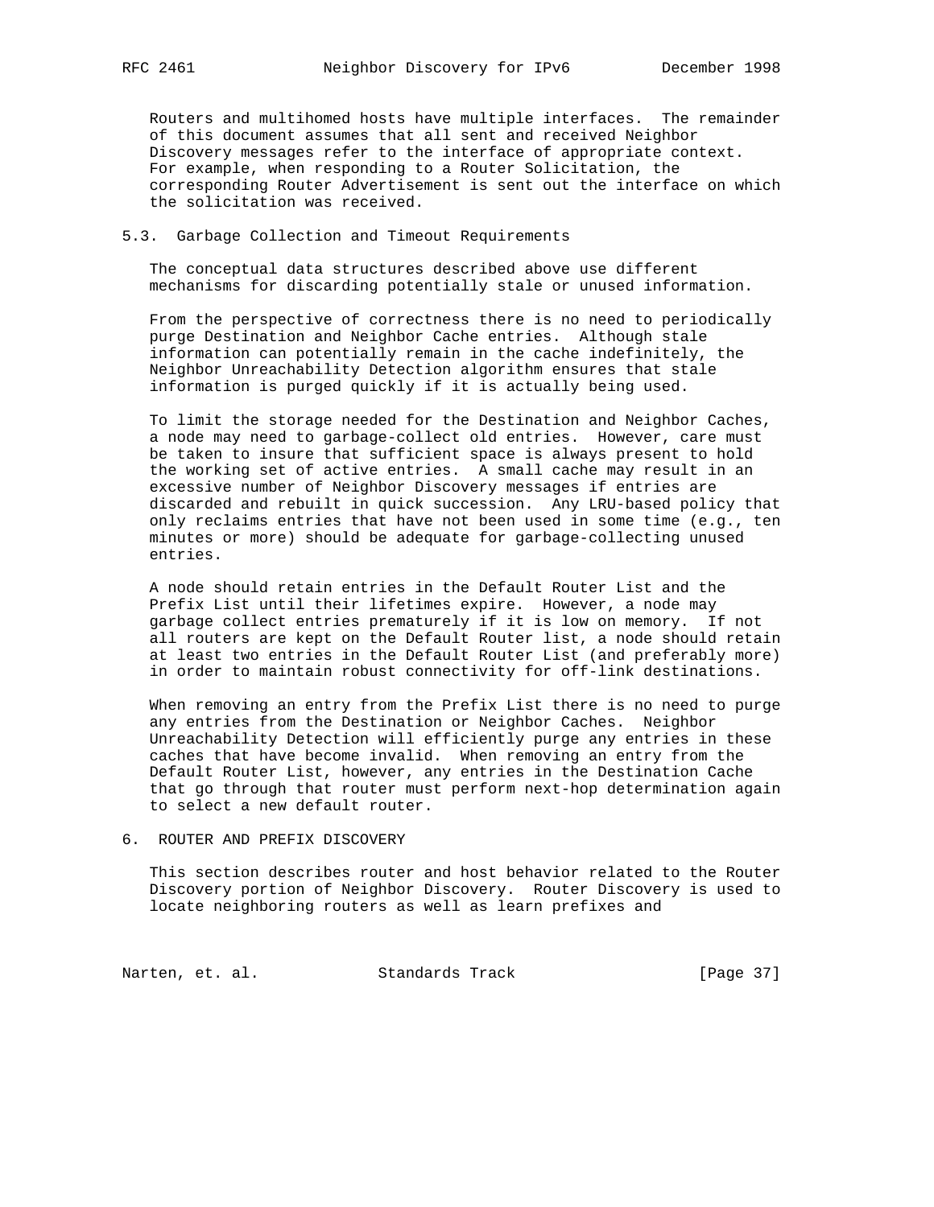Routers and multihomed hosts have multiple interfaces. The remainder of this document assumes that all sent and received Neighbor Discovery messages refer to the interface of appropriate context. For example, when responding to a Router Solicitation, the corresponding Router Advertisement is sent out the interface on which the solicitation was received.

## 5.3. Garbage Collection and Timeout Requirements

The conceptual data structures described above use different mechanisms for discarding potentially stale or unused information.

From the perspective of correctness there is no need to periodically purge Destination and Neighbor Cache entries. Although stale information can potentially remain in the cache indefinitely, the Neighbor Unreachability Detection algorithm ensures that stale information is purged quickly if it is actually being used.

To limit the storage needed for the Destination and Neighbor Caches, a node may need to garbage-collect old entries. However, care must be taken to insure that sufficient space is always present to hold the working set of active entries. A small cache may result in an excessive number of Neighbor Discovery messages if entries are discarded and rebuilt in quick succession. Any LRU-based policy that only reclaims entries that have not been used in some time (e.g., ten minutes or more) should be adequate for garbage-collecting unused entries.

A node should retain entries in the Default Router List and the Prefix List until their lifetimes expire. However, a node may garbage collect entries prematurely if it is low on memory. If not all routers are kept on the Default Router list, a node should retain at least two entries in the Default Router List (and preferably more) in order to maintain robust connectivity for off-link destinations.

When removing an entry from the Prefix List there is no need to purge any entries from the Destination or Neighbor Caches. Neighbor Unreachability Detection will efficiently purge any entries in these caches that have become invalid. When removing an entry from the Default Router List, however, any entries in the Destination Cache that go through that router must perform next-hop determination again to select a new default router.

# 6. ROUTER AND PREFIX DISCOVERY

This section describes router and host behavior related to the Router Discovery portion of Neighbor Discovery. Router Discovery is used to locate neighboring routers as well as learn prefixes and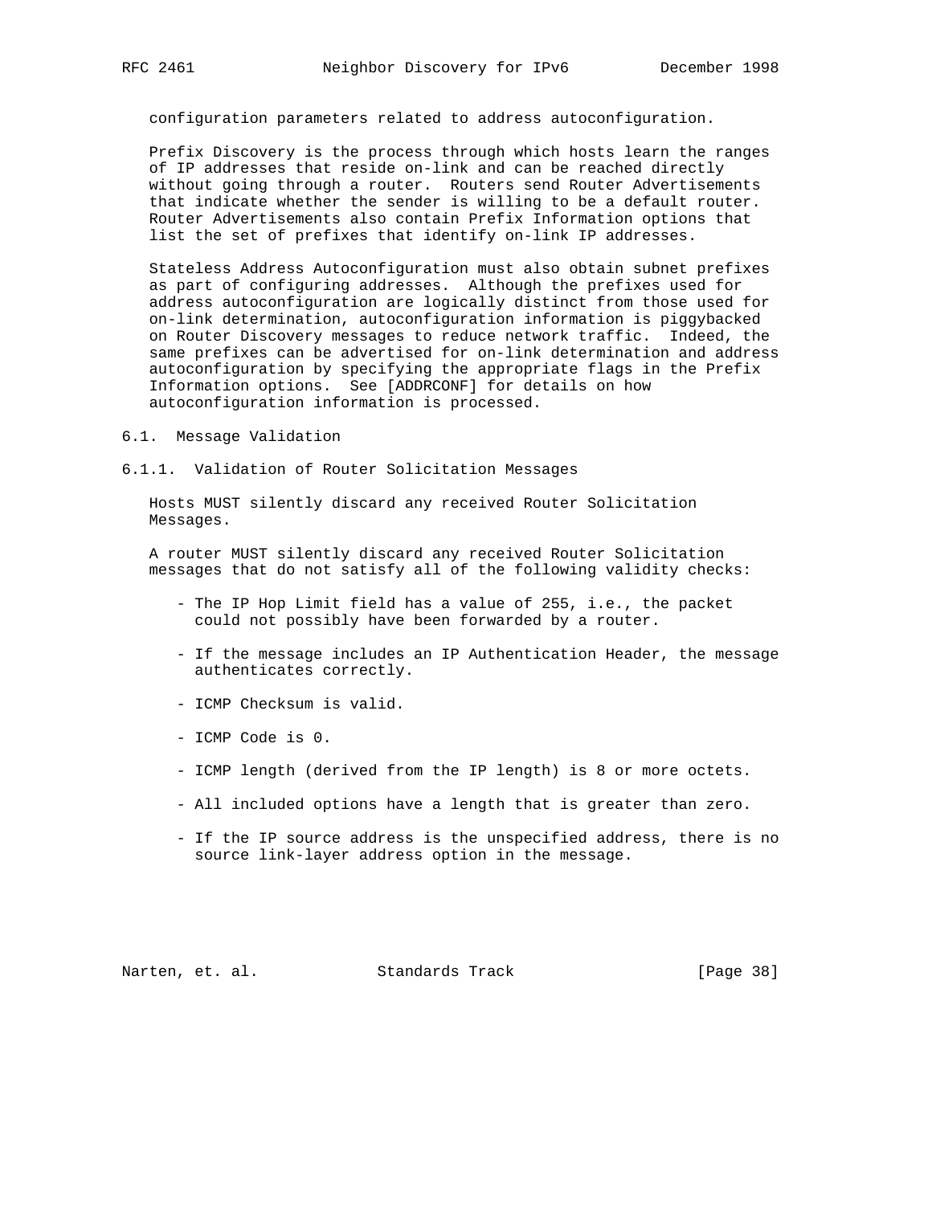configuration parameters related to address autoconfiguration.

Prefix Discovery is the process through which hosts learn the ranges of IP addresses that reside on-link and can be reached directly without going through a router. Routers send Router Advertisements that indicate whether the sender is willing to be a default router. Router Advertisements also contain Prefix Information options that list the set of prefixes that identify on-link IP addresses.

Stateless Address Autoconfiguration must also obtain subnet prefixes as part of configuring addresses. Although the prefixes used for address autoconfiguration are logically distinct from those used for on-link determination, autoconfiguration information is piggybacked on Router Discovery messages to reduce network traffic. Indeed, the same prefixes can be advertised for on-link determination and address autoconfiguration by specifying the appropriate flags in the Prefix Information options. See [ADDRCONF] for details on how autoconfiguration information is processed.

## 6.1. Message Validation

### 6.1.1. Validation of Router Solicitation Messages

Hosts MUST silently discard any received Router Solicitation Messages.

A router MUST silently discard any received Router Solicitation messages that do not satisfy all of the following validity checks:

- The IP Hop Limit field has a value of 255, i.e., the packet could not possibly have been forwarded by a router.
- If the message includes an IP Authentication Header, the message authenticates correctly.
- ICMP Checksum is valid.
- ICMP Code is 0.
- ICMP length (derived from the IP length) is 8 or more octets.
- All included options have a length that is greater than zero.
- If the IP source address is the unspecified address, there is no source link-layer address option in the message.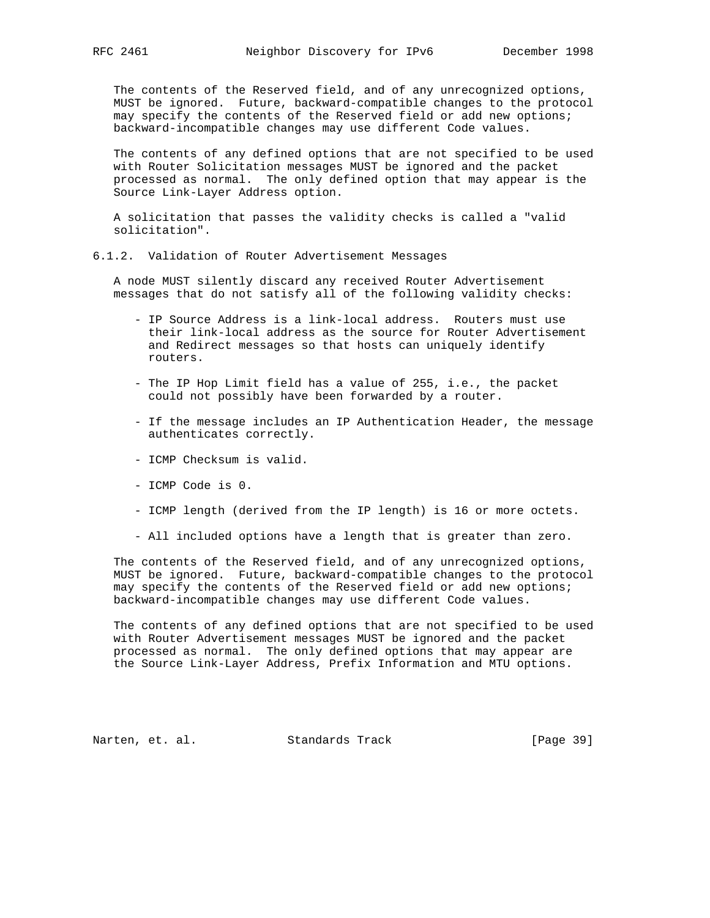The contents of the Reserved field, and of any unrecognized options, MUST be ignored. Future, backward-compatible changes to the protocol may specify the contents of the Reserved field or add new options; backward-incompatible changes may use different Code values.

The contents of any defined options that are not specified to be used with Router Solicitation messages MUST be ignored and the packet processed as normal. The only defined option that may appear is the Source Link-Layer Address option.

A solicitation that passes the validity checks is called a "valid solicitation".

### 6.1.2. Validation of Router Advertisement Messages

A node MUST silently discard any received Router Advertisement messages that do not satisfy all of the following validity checks:

- IP Source Address is a link-local address. Routers must use their link-local address as the source for Router Advertisement and Redirect messages so that hosts can uniquely identify routers.

- The IP Hop Limit field has a value of 255, i.e., the packet could not possibly have been forwarded by a router.

- If the message includes an IP Authentication Header, the message authenticates correctly.

- ICMP Checksum is valid.

- ICMP Code is 0.

- ICMP length (derived from the IP length) is 16 or more octets.

- All included options have a length that is greater than zero.

The contents of the Reserved field, and of any unrecognized options, MUST be ignored. Future, backward-compatible changes to the protocol may specify the contents of the Reserved field or add new options; backward-incompatible changes may use different Code values.

The contents of any defined options that are not specified to be used with Router Advertisement messages MUST be ignored and the packet processed as normal. The only defined options that may appear are the Source Link-Layer Address, Prefix Information and MTU options.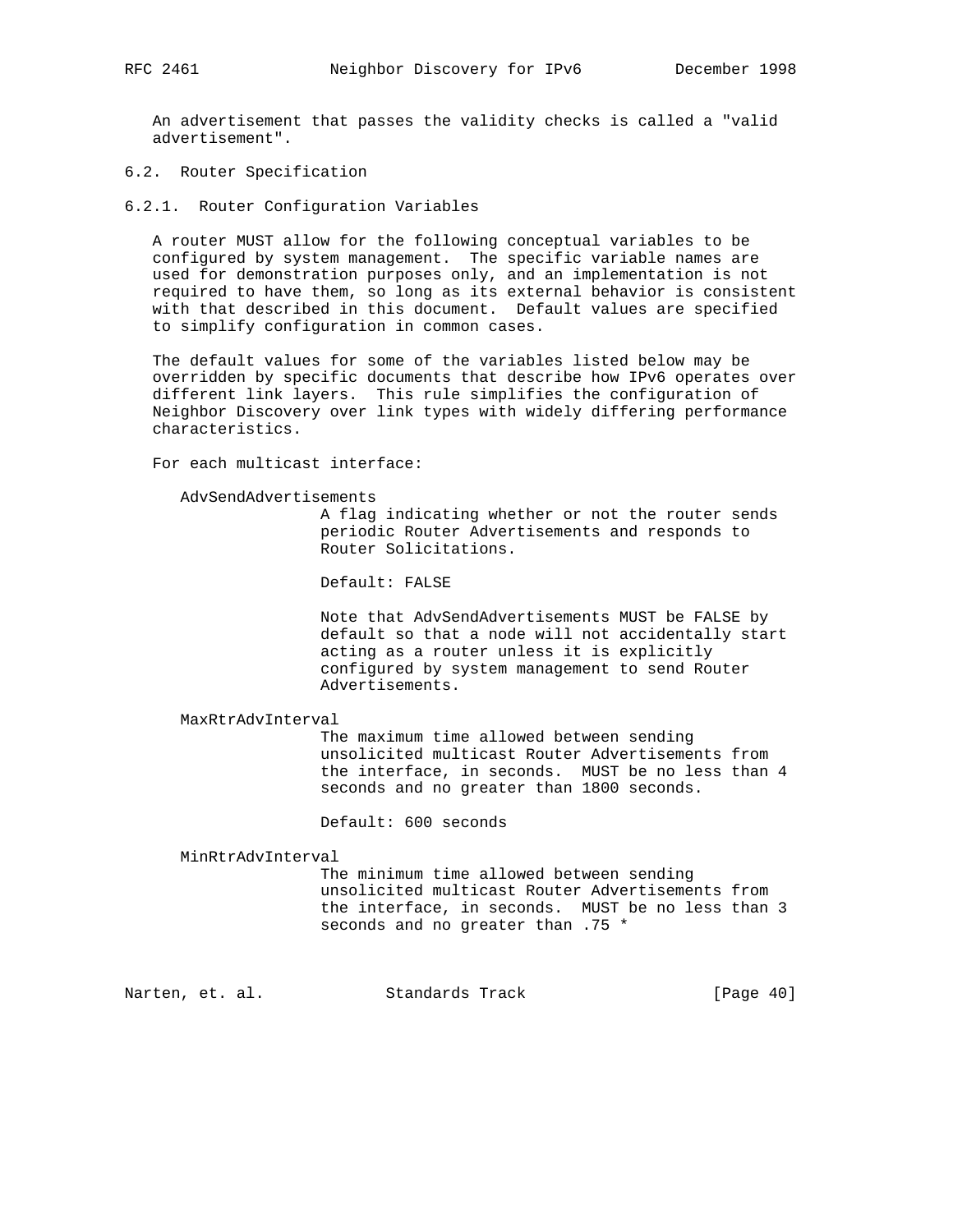An advertisement that passes the validity checks is called a "valid advertisement".

## 6.2. Router Specification

### 6.2.1. Router Configuration Variables

A router MUST allow for the following conceptual variables to be configured by system management. The specific variable names are used for demonstration purposes only, and an implementation is not required to have them, so long as its external behavior is consistent with that described in this document. Default values are specified to simplify configuration in common cases.

The default values for some of the variables listed below may be overridden by specific documents that describe how IPv6 operates over different link layers. This rule simplifies the configuration of Neighbor Discovery over link types with widely differing performance characteristics.

For each multicast interface:

AdvSendAdvertisements

A flag indicating whether or not the router sends periodic Router Advertisements and responds to Router Solicitations.

Default: FALSE

Note that AdvSendAdvertisements MUST be FALSE by default so that a node will not accidentally start acting as a router unless it is explicitly configured by system management to send Router Advertisements.

MaxRtrAdvInterval

The maximum time allowed between sending unsolicited multicast Router Advertisements from the interface, in seconds. MUST be no less than 4 seconds and no greater than 1800 seconds.

Default: 600 seconds

MinRtrAdvInterval

The minimum time allowed between sending unsolicited multicast Router Advertisements from the interface, in seconds. MUST be no less than 3 seconds and no greater than .75 *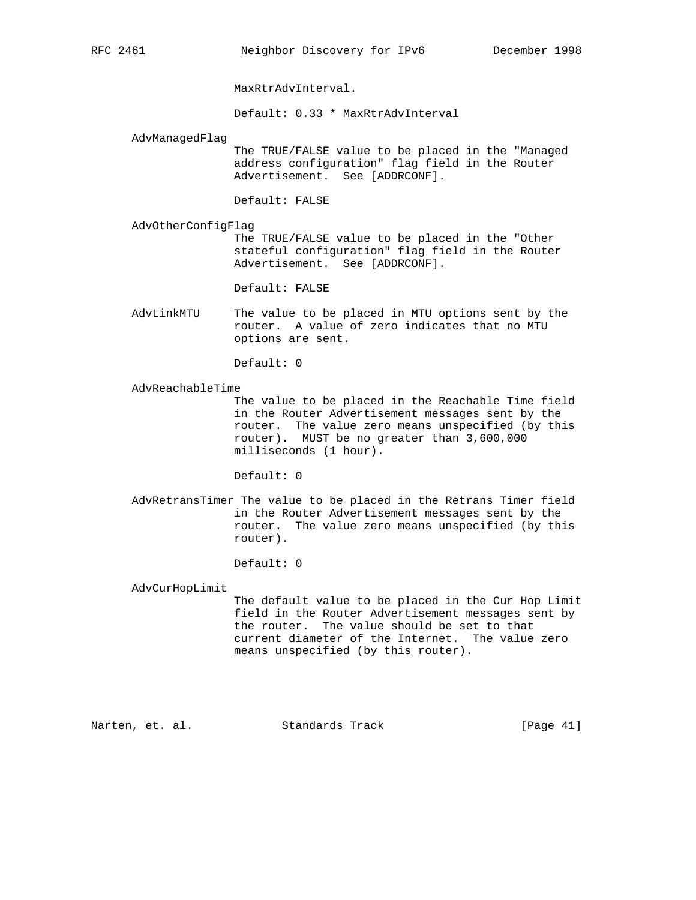MaxRtrAdvInterval.

Default: 0.33 * MaxRtrAdvInterval

AdvManagedFlag

The TRUE/FALSE value to be placed in the "Managed address configuration" flag field in the Router Advertisement. See [ADDRCONF].

Default: FALSE

AdvOtherConfigFlag

The TRUE/FALSE value to be placed in the "Other stateful configuration" flag field in the Router Advertisement. See [ADDRCONF].

Default: FALSE

AdvLinkMTU

The value to be placed in MTU options sent by the router. A value of zero indicates that no MTU options are sent.

Default: 0

AdvReachableTime

The value to be placed in the Reachable Time field in the Router Advertisement messages sent by the router. The value zero means unspecified (by this router). MUST be no greater than 3,600,000 milliseconds (1 hour).

Default: 0

AdvRetransTimer

The value to be placed in the Retrans Timer field in the Router Advertisement messages sent by the router. The value zero means unspecified (by this router).

Default: 0

AdvCurHopLimit

The default value to be placed in the Cur Hop Limit field in the Router Advertisement messages sent by the router. The value should be set to that current diameter of the Internet. The value zero means unspecified (by this router).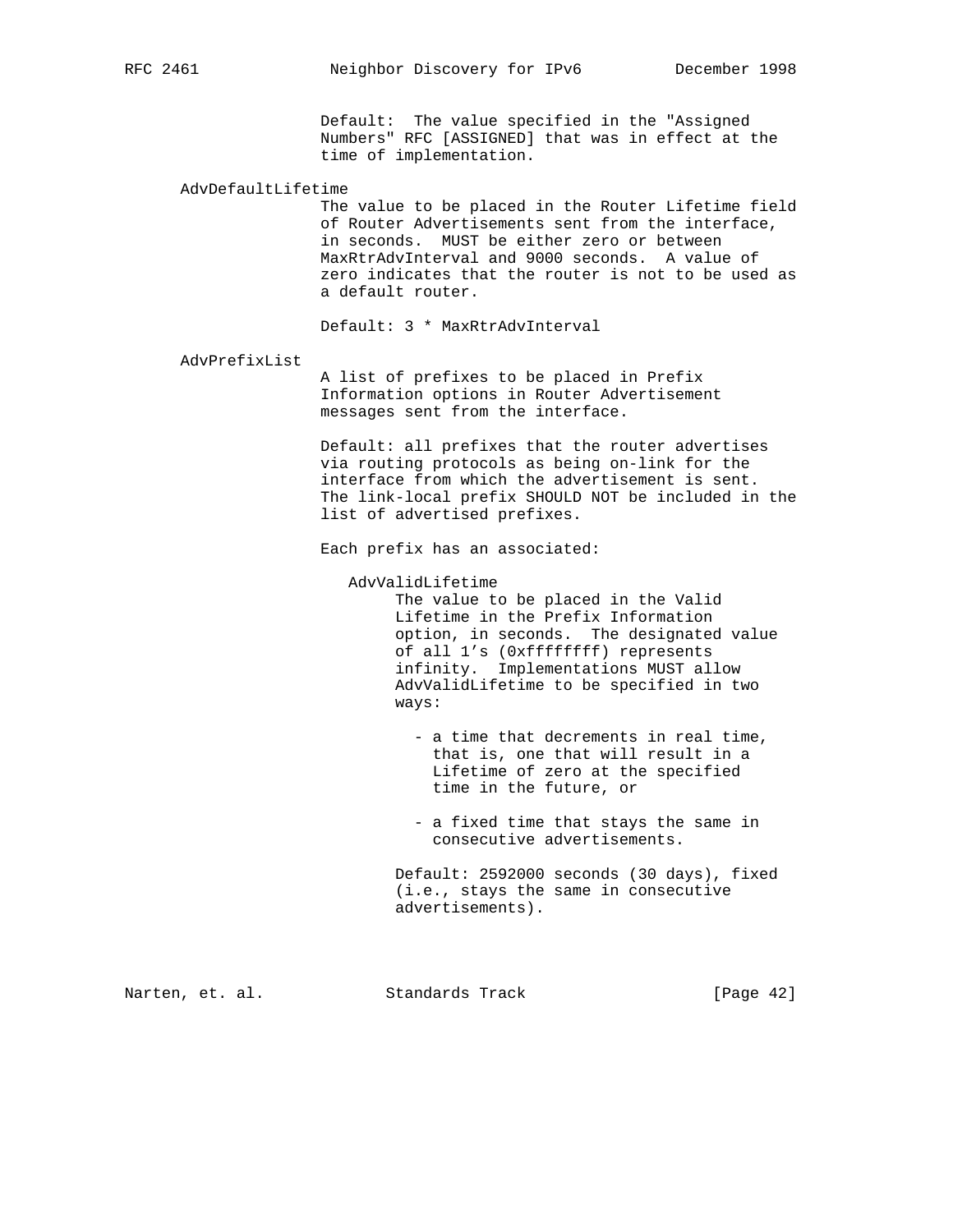Default: The value specified in the "Assigned Numbers" RFC [ASSIGNED] that was in effect at the time of implementation.

AdvDefaultLifetime

The value to be placed in the Router Lifetime field of Router Advertisements sent from the interface, in seconds. MUST be either zero or between MaxRtrAdvInterval and 9000 seconds. A value of zero indicates that the router is not to be used as a default router.

Default: 3 * MaxRtrAdvInterval

AdvPrefixList

A list of prefixes to be placed in Prefix Information options in Router Advertisement messages sent from the interface.

Default: all prefixes that the router advertises via routing protocols as being on-link for the interface from which the advertisement is sent. The link-local prefix SHOULD NOT be included in the list of advertised prefixes.

Each prefix has an associated:

AdvValidLifetime

The value to be placed in the Valid Lifetime in the Prefix Information option, in seconds. The designated value of all 1's (0xffffffff) represents infinity. Implementations MUST allow AdvValidLifetime to be specified in two ways:

- a time that decrements in real time, that is, one that will result in a Lifetime of zero at the specified time in the future, or

- a fixed time that stays the same in consecutive advertisements.

Default: 2592000 seconds (30 days), fixed (i.e., stays the same in consecutive advertisements).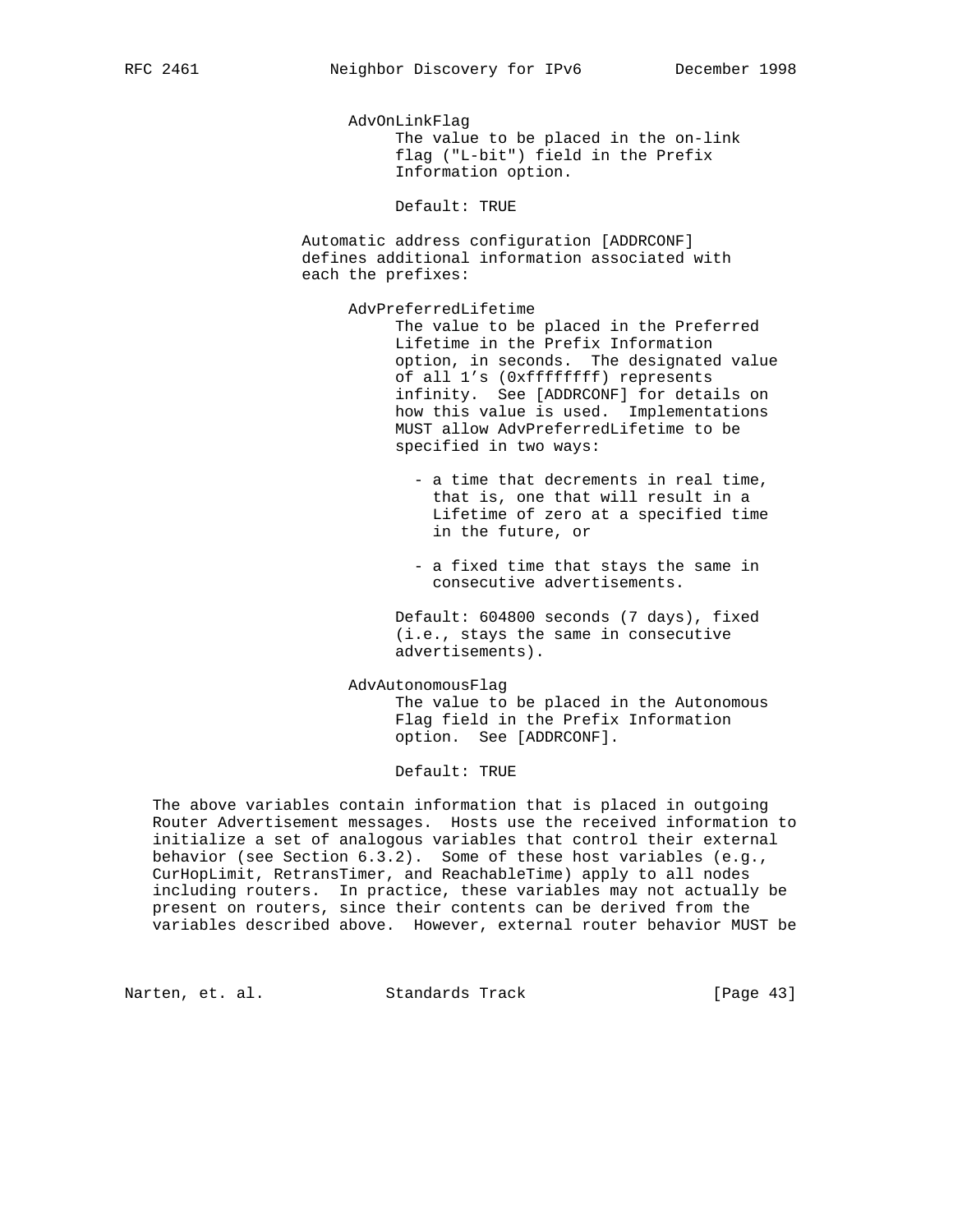AdvOnLinkFlag

The value to be placed in the on-link flag ("L-bit") field in the Prefix Information option.

Default: TRUE

Automatic address configuration [ADDRCONF] defines additional information associated with each the prefixes:

AdvPreferredLifetime

The value to be placed in the Preferred Lifetime in the Prefix Information option, in seconds. The designated value of all 1's (0xffffffff) represents infinity. See [ADDRCONF] for details on how this value is used. Implementations MUST allow AdvPreferredLifetime to be specified in two ways:

- a time that decrements in real time, that is, one that will result in a Lifetime of zero at a specified time in the future, or
- a fixed time that stays the same in consecutive advertisements.

Default: 604800 seconds (7 days), fixed (i.e., stays the same in consecutive advertisements).

AdvAutonomousFlag

The value to be placed in the Autonomous Flag field in the Prefix Information option. See [ADDRCONF].

Default: TRUE

The above variables contain information that is placed in outgoing Router Advertisement messages. Hosts use the received information to initialize a set of analogous variables that control their external behavior (see Section 6.3.2). Some of these host variables (e.g., CurHopLimit, RetransTimer, and ReachableTime) apply to all nodes including routers. In practice, these variables may not actually be present on routers, since their contents can be derived from the variables described above. However, external router behavior MUST be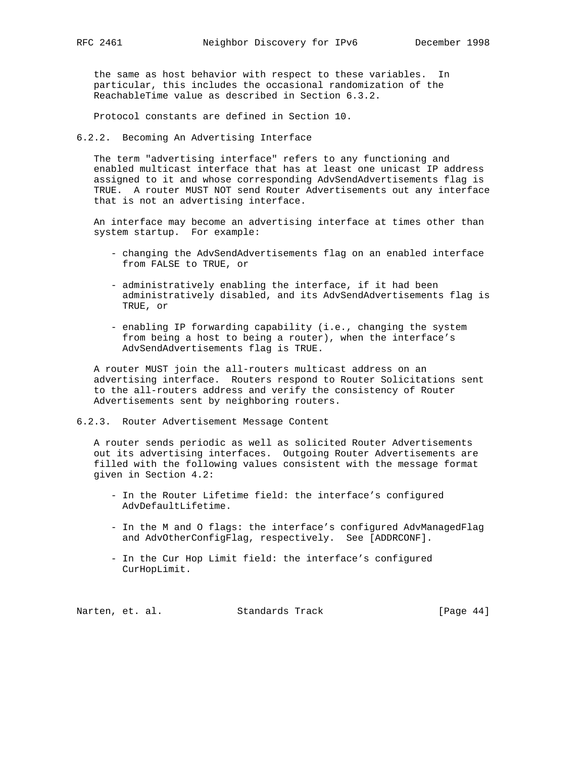the same as host behavior with respect to these variables. In particular, this includes the occasional randomization of the ReachableTime value as described in Section 6.3.2.

Protocol constants are defined in Section 10.

### 6.2.2. Becoming An Advertising Interface

The term "advertising interface" refers to any functioning and enabled multicast interface that has at least one unicast IP address assigned to it and whose corresponding AdvSendAdvertisements flag is TRUE. A router MUST NOT send Router Advertisements out any interface that is not an advertising interface.

An interface may become an advertising interface at times other than system startup. For example:

- changing the AdvSendAdvertisements flag on an enabled interface from FALSE to TRUE, or
- administratively enabling the interface, if it had been administratively disabled, and its AdvSendAdvertisements flag is TRUE, or
- enabling IP forwarding capability (i.e., changing the system from being a host to being a router), when the interface's AdvSendAdvertisements flag is TRUE.

A router MUST join the all-routers multicast address on an advertising interface. Routers respond to Router Solicitations sent to the all-routers address and verify the consistency of Router Advertisements sent by neighboring routers.

### 6.2.3. Router Advertisement Message Content

A router sends periodic as well as solicited Router Advertisements out its advertising interfaces. Outgoing Router Advertisements are filled with the following values consistent with the message format given in Section 4.2:

- In the Router Lifetime field: the interface's configured AdvDefaultLifetime.
- In the M and O flags: the interface's configured AdvManagedFlag and AdvOtherConfigFlag, respectively. See [ADDRCONF].
- In the Cur Hop Limit field: the interface's configured CurHopLimit.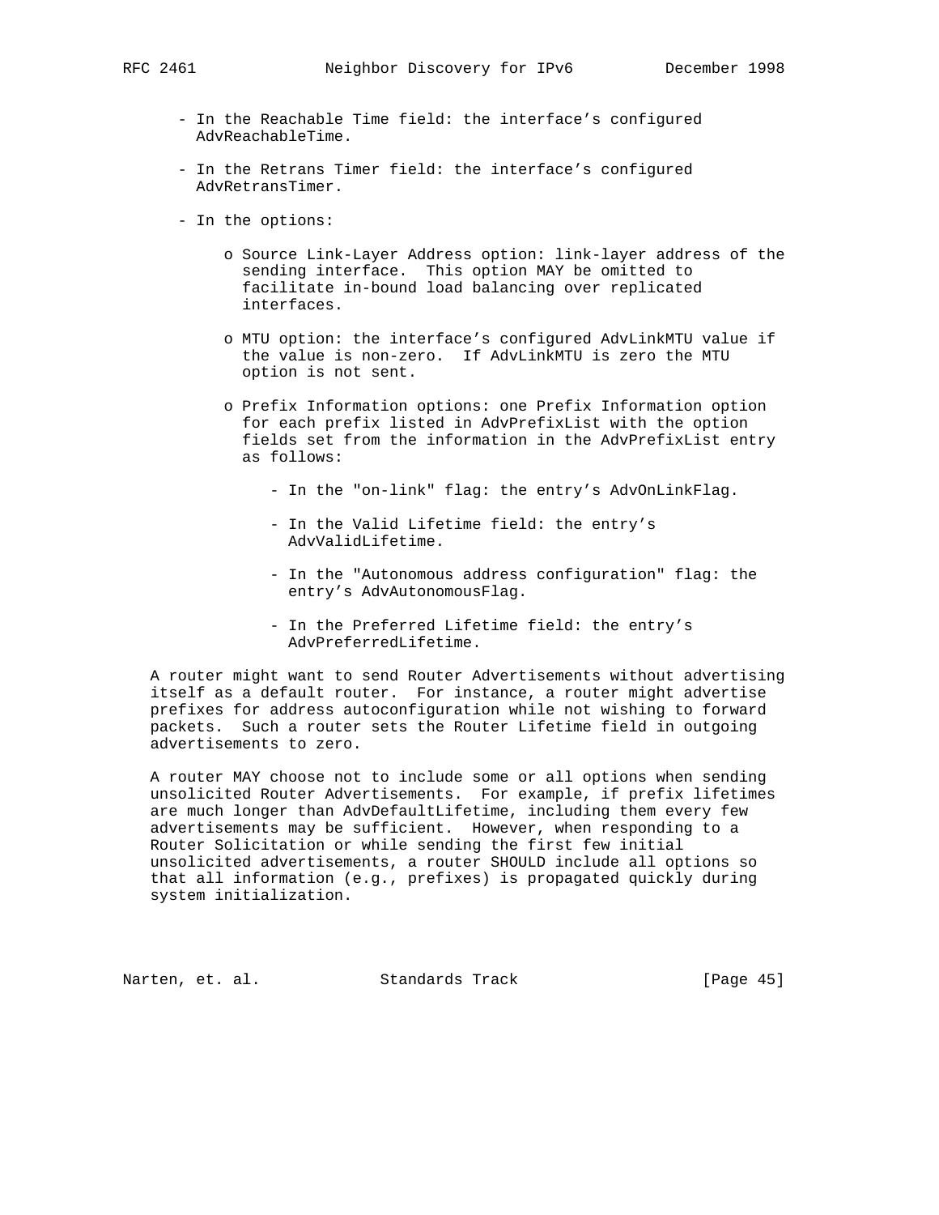- In the Reachable Time field: the interface's configured AdvReachableTime.

- In the Retrans Timer field: the interface's configured AdvRetransTimer.

- In the options:

  - Source Link-Layer Address option: link-layer address of the sending interface. This option MAY be omitted to facilitate in-bound load balancing over replicated interfaces.

  - MTU option: the interface's configured AdvLinkMTU value if the value is non-zero. If AdvLinkMTU is zero the MTU option is not sent.

  - Prefix Information options: one Prefix Information option for each prefix listed in AdvPrefixList with the option fields set from the information in the AdvPrefixList entry as follows:

    - In the "on-link" flag: the entry's AdvOnLinkFlag.

    - In the Valid Lifetime field: the entry's AdvValidLifetime.

    - In the "Autonomous address configuration" flag: the entry's AdvAutonomousFlag.

    - In the Preferred Lifetime field: the entry's AdvPreferredLifetime.

A router might want to send Router Advertisements without advertising itself as a default router. For instance, a router might advertise prefixes for address autoconfiguration while not wishing to forward packets. Such a router sets the Router Lifetime field in outgoing advertisements to zero.

A router MAY choose not to include some or all options when sending unsolicited Router Advertisements. For example, if prefix lifetimes are much longer than AdvDefaultLifetime, including them every few advertisements may be sufficient. However, when responding to a Router Solicitation or while sending the first few initial unsolicited advertisements, a router SHOULD include all options so that all information (e.g., prefixes) is propagated quickly during system initialization.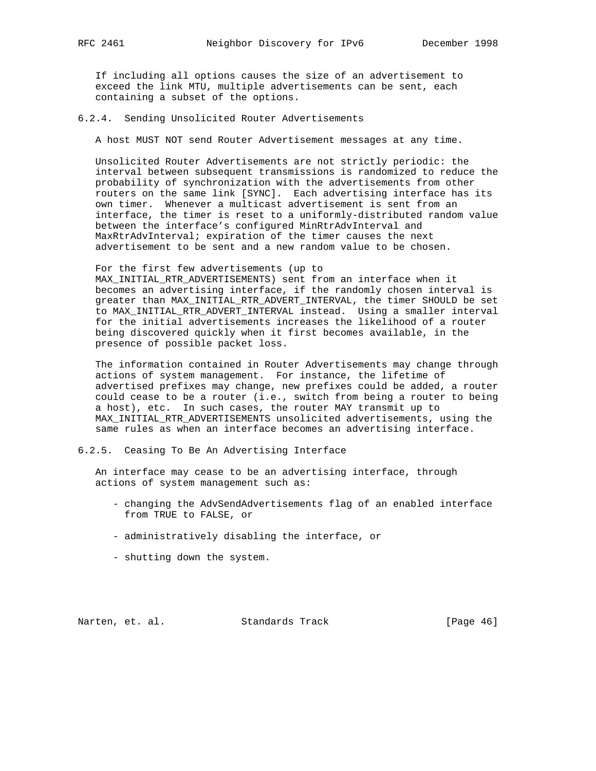If including all options causes the size of an advertisement to exceed the link MTU, multiple advertisements can be sent, each containing a subset of the options.

### 6.2.4. Sending Unsolicited Router Advertisements

A host MUST NOT send Router Advertisement messages at any time.

Unsolicited Router Advertisements are not strictly periodic: the interval between subsequent transmissions is randomized to reduce the probability of synchronization with the advertisements from other routers on the same link [SYNC]. Each advertising interface has its own timer. Whenever a multicast advertisement is sent from an interface, the timer is reset to a uniformly-distributed random value between the interface's configured MinRtrAdvInterval and MaxRtrAdvInterval; expiration of the timer causes the next advertisement to be sent and a new random value to be chosen.

For the first few advertisements (up to MAX_INITIAL_RTR_ADVERTISEMENTS) sent from an interface when it becomes an advertising interface, if the randomly chosen interval is greater than MAX_INITIAL_RTR_ADVERT_INTERVAL, the timer SHOULD be set to MAX_INITIAL_RTR_ADVERT_INTERVAL instead. Using a smaller interval for the initial advertisements increases the likelihood of a router being discovered quickly when it first becomes available, in the presence of possible packet loss.

The information contained in Router Advertisements may change through actions of system management. For instance, the lifetime of advertised prefixes may change, new prefixes could be added, a router could cease to be a router (i.e., switch from being a router to being a host), etc. In such cases, the router MAY transmit up to MAX_INITIAL_RTR_ADVERTISEMENTS unsolicited advertisements, using the same rules as when an interface becomes an advertising interface.

### 6.2.5. Ceasing To Be An Advertising Interface

An interface may cease to be an advertising interface, through actions of system management such as:

- changing the AdvSendAdvertisements flag of an enabled interface from TRUE to FALSE, or

- administratively disabling the interface, or

- shutting down the system.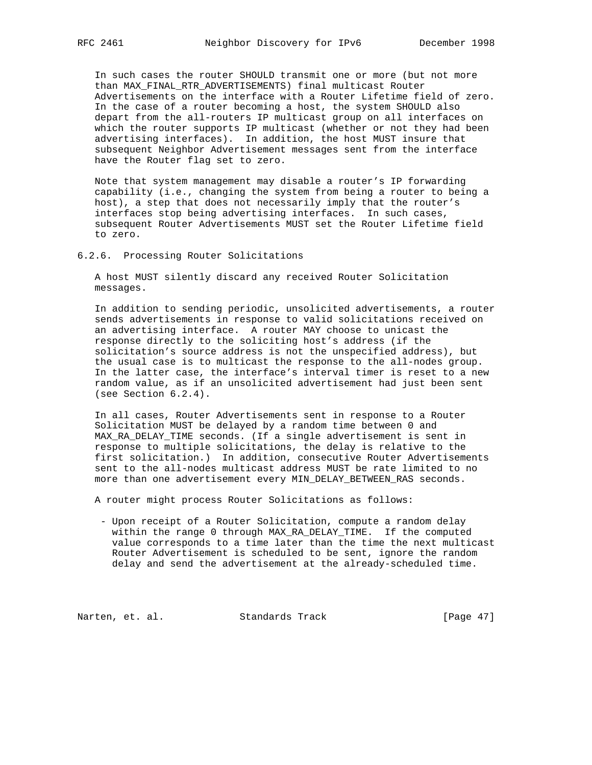In such cases the router SHOULD transmit one or more (but not more than MAX_FINAL_RTR_ADVERTISEMENTS) final multicast Router Advertisements on the interface with a Router Lifetime field of zero. In the case of a router becoming a host, the system SHOULD also depart from the all-routers IP multicast group on all interfaces on which the router supports IP multicast (whether or not they had been advertising interfaces). In addition, the host MUST insure that subsequent Neighbor Advertisement messages sent from the interface have the Router flag set to zero.

Note that system management may disable a router's IP forwarding capability (i.e., changing the system from being a router to being a host), a step that does not necessarily imply that the router's interfaces stop being advertising interfaces. In such cases, subsequent Router Advertisements MUST set the Router Lifetime field to zero.

### 6.2.6. Processing Router Solicitations

A host MUST silently discard any received Router Solicitation messages.

In addition to sending periodic, unsolicited advertisements, a router sends advertisements in response to valid solicitations received on an advertising interface. A router MAY choose to unicast the response directly to the soliciting host's address (if the solicitation's source address is not the unspecified address), but the usual case is to multicast the response to the all-nodes group. In the latter case, the interface's interval timer is reset to a new random value, as if an unsolicited advertisement had just been sent (see Section 6.2.4).

In all cases, Router Advertisements sent in response to a Router Solicitation MUST be delayed by a random time between 0 and MAX_RA_DELAY_TIME seconds. (If a single advertisement is sent in response to multiple solicitations, the delay is relative to the first solicitation.) In addition, consecutive Router Advertisements sent to the all-nodes multicast address MUST be rate limited to no more than one advertisement every MIN_DELAY_BETWEEN_RAS seconds.

A router might process Router Solicitations as follows:

- Upon receipt of a Router Solicitation, compute a random delay within the range 0 through MAX_RA_DELAY_TIME. If the computed value corresponds to a time later than the time the next multicast Router Advertisement is scheduled to be sent, ignore the random delay and send the advertisement at the already-scheduled time.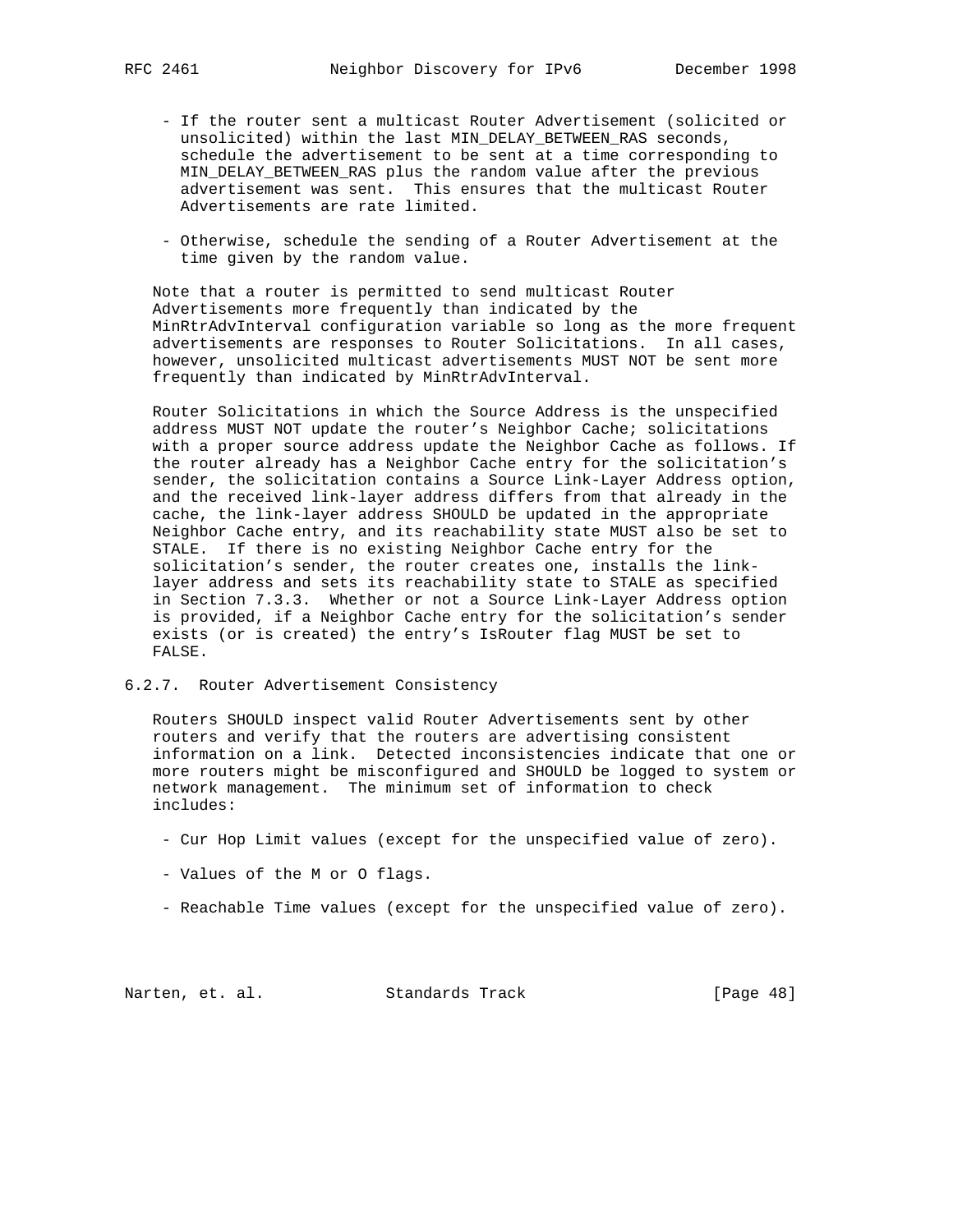- If the router sent a multicast Router Advertisement (solicited or unsolicited) within the last MIN_DELAY_BETWEEN_RAS seconds, schedule the advertisement to be sent at a time corresponding to MIN_DELAY_BETWEEN_RAS plus the random value after the previous advertisement was sent. This ensures that the multicast Router Advertisements are rate limited.

- Otherwise, schedule the sending of a Router Advertisement at the time given by the random value.

Note that a router is permitted to send multicast Router Advertisements more frequently than indicated by the MinRtrAdvInterval configuration variable so long as the more frequent advertisements are responses to Router Solicitations. In all cases, however, unsolicited multicast advertisements MUST NOT be sent more frequently than indicated by MinRtrAdvInterval.

Router Solicitations in which the Source Address is the unspecified address MUST NOT update the router's Neighbor Cache; solicitations with a proper source address update the Neighbor Cache as follows. If the router already has a Neighbor Cache entry for the solicitation's sender, the solicitation contains a Source Link-Layer Address option, and the received link-layer address differs from that already in the cache, the link-layer address SHOULD be updated in the appropriate Neighbor Cache entry, and its reachability state MUST also be set to STALE. If there is no existing Neighbor Cache entry for the solicitation's sender, the router creates one, installs the link-layer address and sets its reachability state to STALE as specified in Section 7.3.3. Whether or not a Source Link-Layer Address option is provided, if a Neighbor Cache entry for the solicitation's sender exists (or is created) the entry's IsRouter flag MUST be set to FALSE.

### 6.2.7. Router Advertisement Consistency

Routers SHOULD inspect valid Router Advertisements sent by other routers and verify that the routers are advertising consistent information on a link. Detected inconsistencies indicate that one or more routers might be misconfigured and SHOULD be logged to system or network management. The minimum set of information to check includes:

- Cur Hop Limit values (except for the unspecified value of zero).

- Values of the M or O flags.

- Reachable Time values (except for the unspecified value of zero).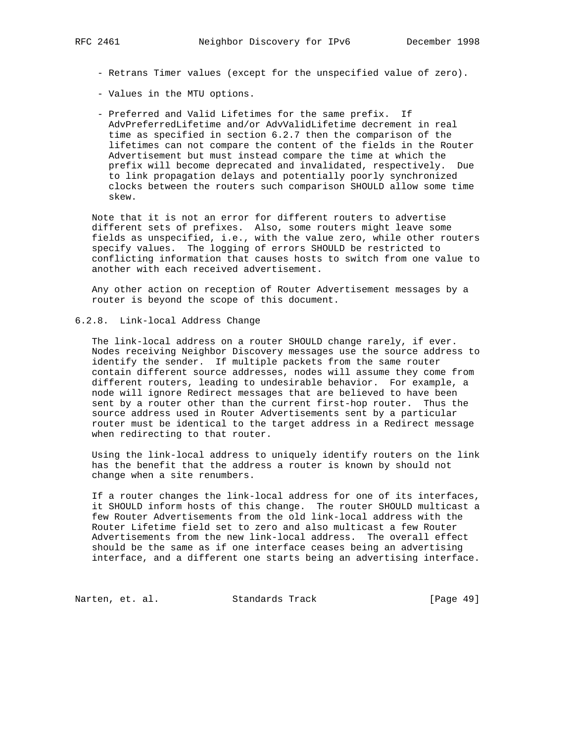- Retrans Timer values (except for the unspecified value of zero).

- Values in the MTU options.

- Preferred and Valid Lifetimes for the same prefix. If AdvPreferredLifetime and/or AdvValidLifetime decrement in real time as specified in section 6.2.7 then the comparison of the lifetimes can not compare the content of the fields in the Router Advertisement but must instead compare the time at which the prefix will become deprecated and invalidated, respectively. Due to link propagation delays and potentially poorly synchronized clocks between the routers such comparison SHOULD allow some time skew.

Note that it is not an error for different routers to advertise different sets of prefixes. Also, some routers might leave some fields as unspecified, i.e., with the value zero, while other routers specify values. The logging of errors SHOULD be restricted to conflicting information that causes hosts to switch from one value to another with each received advertisement.

Any other action on reception of Router Advertisement messages by a router is beyond the scope of this document.

### 6.2.8. Link-local Address Change

The link-local address on a router SHOULD change rarely, if ever. Nodes receiving Neighbor Discovery messages use the source address to identify the sender. If multiple packets from the same router contain different source addresses, nodes will assume they come from different routers, leading to undesirable behavior. For example, a node will ignore Redirect messages that are believed to have been sent by a router other than the current first-hop router. Thus the source address used in Router Advertisements sent by a particular router must be identical to the target address in a Redirect message when redirecting to that router.

Using the link-local address to uniquely identify routers on the link has the benefit that the address a router is known by should not change when a site renumbers.

If a router changes the link-local address for one of its interfaces, it SHOULD inform hosts of this change. The router SHOULD multicast a few Router Advertisements from the old link-local address with the Router Lifetime field set to zero and also multicast a few Router Advertisements from the new link-local address. The overall effect should be the same as if one interface ceases being an advertising interface, and a different one starts being an advertising interface.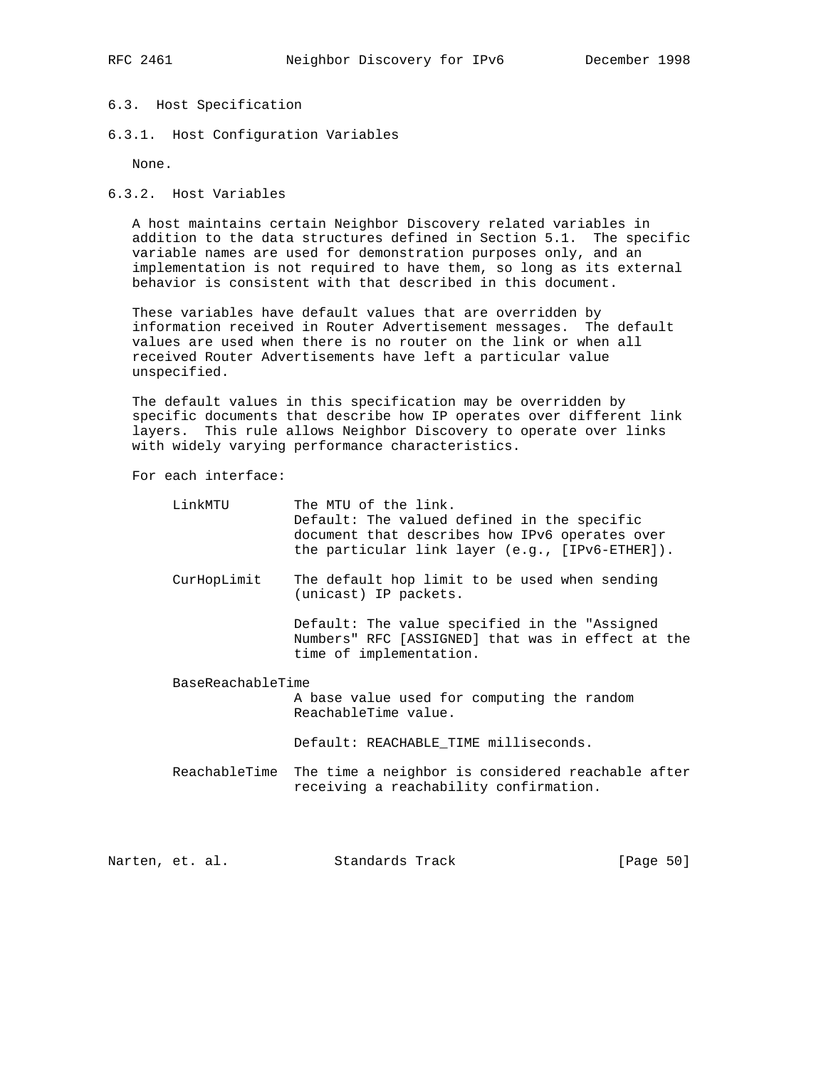### 6.3. Host Specification

#### 6.3.1. Host Configuration Variables

None.

#### 6.3.2. Host Variables

A host maintains certain Neighbor Discovery related variables in addition to the data structures defined in Section 5.1. The specific variable names are used for demonstration purposes only, and an implementation is not required to have them, so long as its external behavior is consistent with that described in this document.

These variables have default values that are overridden by information received in Router Advertisement messages. The default values are used when there is no router on the link or when all received Router Advertisements have left a particular value unspecified.

The default values in this specification may be overridden by specific documents that describe how IP operates over different link layers. This rule allows Neighbor Discovery to operate over links with widely varying performance characteristics.

For each interface:

LinkMTU
: The MTU of the link.
  Default: The valued defined in the specific document that describes how IPv6 operates over the particular link layer (e.g., [IPv6-ETHER]).

CurHopLimit
: The default hop limit to be used when sending (unicast) IP packets.

  Default: The value specified in the "Assigned Numbers" RFC [ASSIGNED] that was in effect at the time of implementation.

BaseReachableTime
: A base value used for computing the random ReachableTime value.

  Default: REACHABLE_TIME milliseconds.

ReachableTime
: The time a neighbor is considered reachable after receiving a reachability confirmation.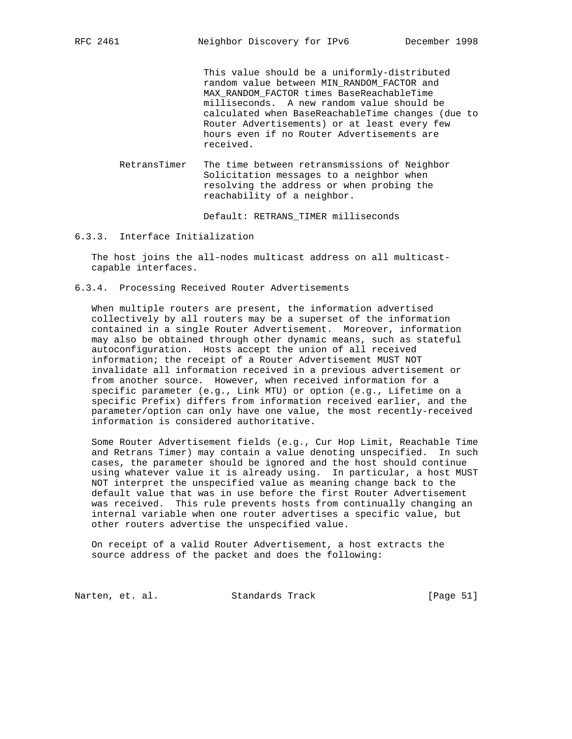This value should be a uniformly-distributed random value between MIN_RANDOM_FACTOR and MAX_RANDOM_FACTOR times BaseReachableTime milliseconds. A new random value should be calculated when BaseReachableTime changes (due to Router Advertisements) or at least every few hours even if no Router Advertisements are received.

RetransTimer
: The time between retransmissions of Neighbor Solicitation messages to a neighbor when resolving the address or when probing the reachability of a neighbor.

  Default: RETRANS_TIMER milliseconds

### 6.3.3. Interface Initialization

The host joins the all-nodes multicast address on all multicast-capable interfaces.

### 6.3.4. Processing Received Router Advertisements

When multiple routers are present, the information advertised collectively by all routers may be a superset of the information contained in a single Router Advertisement. Moreover, information may also be obtained through other dynamic means, such as stateful autoconfiguration. Hosts accept the union of all received information; the receipt of a Router Advertisement MUST NOT invalidate all information received in a previous advertisement or from another source. However, when received information for a specific parameter (e.g., Link MTU) or option (e.g., Lifetime on a specific Prefix) differs from information received earlier, and the parameter/option can only have one value, the most recently-received information is considered authoritative.

Some Router Advertisement fields (e.g., Cur Hop Limit, Reachable Time and Retrans Timer) may contain a value denoting unspecified. In such cases, the parameter should be ignored and the host should continue using whatever value it is already using. In particular, a host MUST NOT interpret the unspecified value as meaning change back to the default value that was in use before the first Router Advertisement was received. This rule prevents hosts from continually changing an internal variable when one router advertises a specific value, but other routers advertise the unspecified value.

On receipt of a valid Router Advertisement, a host extracts the source address of the packet and does the following: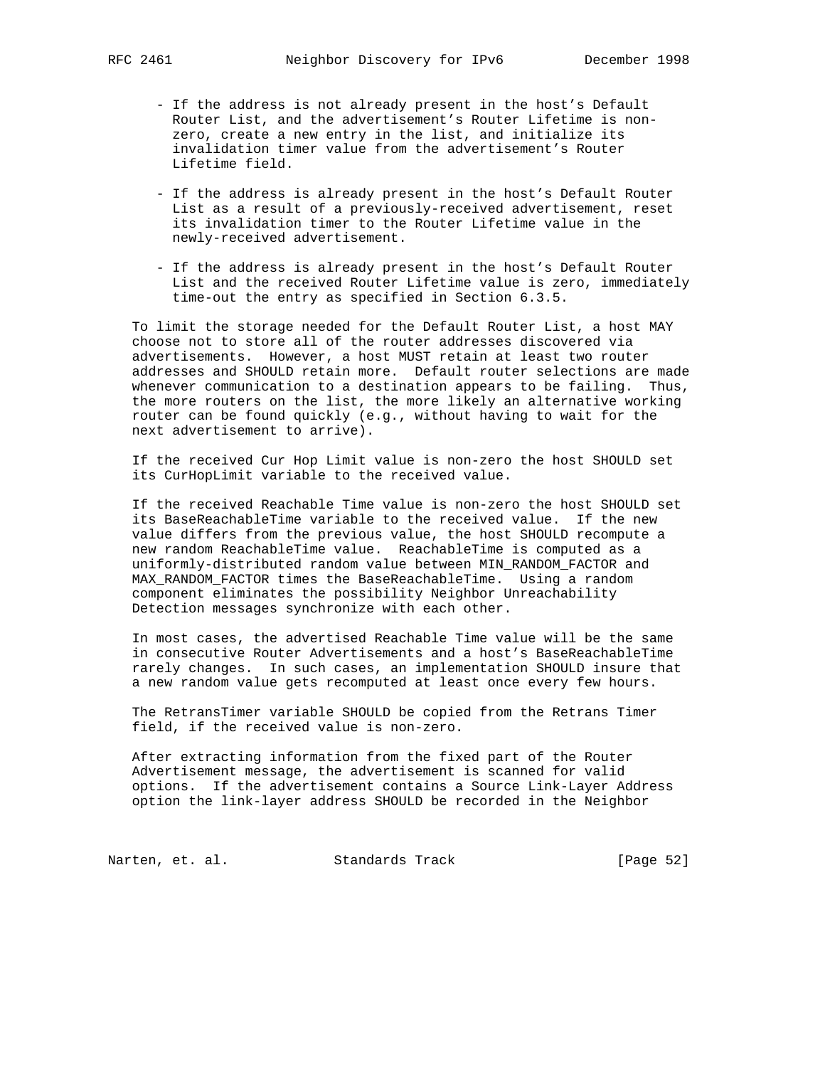- If the address is not already present in the host's Default Router List, and the advertisement's Router Lifetime is non-zero, create a new entry in the list, and initialize its invalidation timer value from the advertisement's Router Lifetime field.

- If the address is already present in the host's Default Router List as a result of a previously-received advertisement, reset its invalidation timer to the Router Lifetime value in the newly-received advertisement.

- If the address is already present in the host's Default Router List and the received Router Lifetime value is zero, immediately time-out the entry as specified in Section 6.3.5.

To limit the storage needed for the Default Router List, a host MAY choose not to store all of the router addresses discovered via advertisements. However, a host MUST retain at least two router addresses and SHOULD retain more. Default router selections are made whenever communication to a destination appears to be failing. Thus, the more routers on the list, the more likely an alternative working router can be found quickly (e.g., without having to wait for the next advertisement to arrive).

If the received Cur Hop Limit value is non-zero the host SHOULD set its CurHopLimit variable to the received value.

If the received Reachable Time value is non-zero the host SHOULD set its BaseReachableTime variable to the received value. If the new value differs from the previous value, the host SHOULD recompute a new random ReachableTime value. ReachableTime is computed as a uniformly-distributed random value between MIN_RANDOM_FACTOR and MAX_RANDOM_FACTOR times the BaseReachableTime. Using a random component eliminates the possibility Neighbor Unreachability Detection messages synchronize with each other.

In most cases, the advertised Reachable Time value will be the same in consecutive Router Advertisements and a host's BaseReachableTime rarely changes. In such cases, an implementation SHOULD insure that a new random value gets recomputed at least once every few hours.

The RetransTimer variable SHOULD be copied from the Retrans Timer field, if the received value is non-zero.

After extracting information from the fixed part of the Router Advertisement message, the advertisement is scanned for valid options. If the advertisement contains a Source Link-Layer Address option the link-layer address SHOULD be recorded in the Neighbor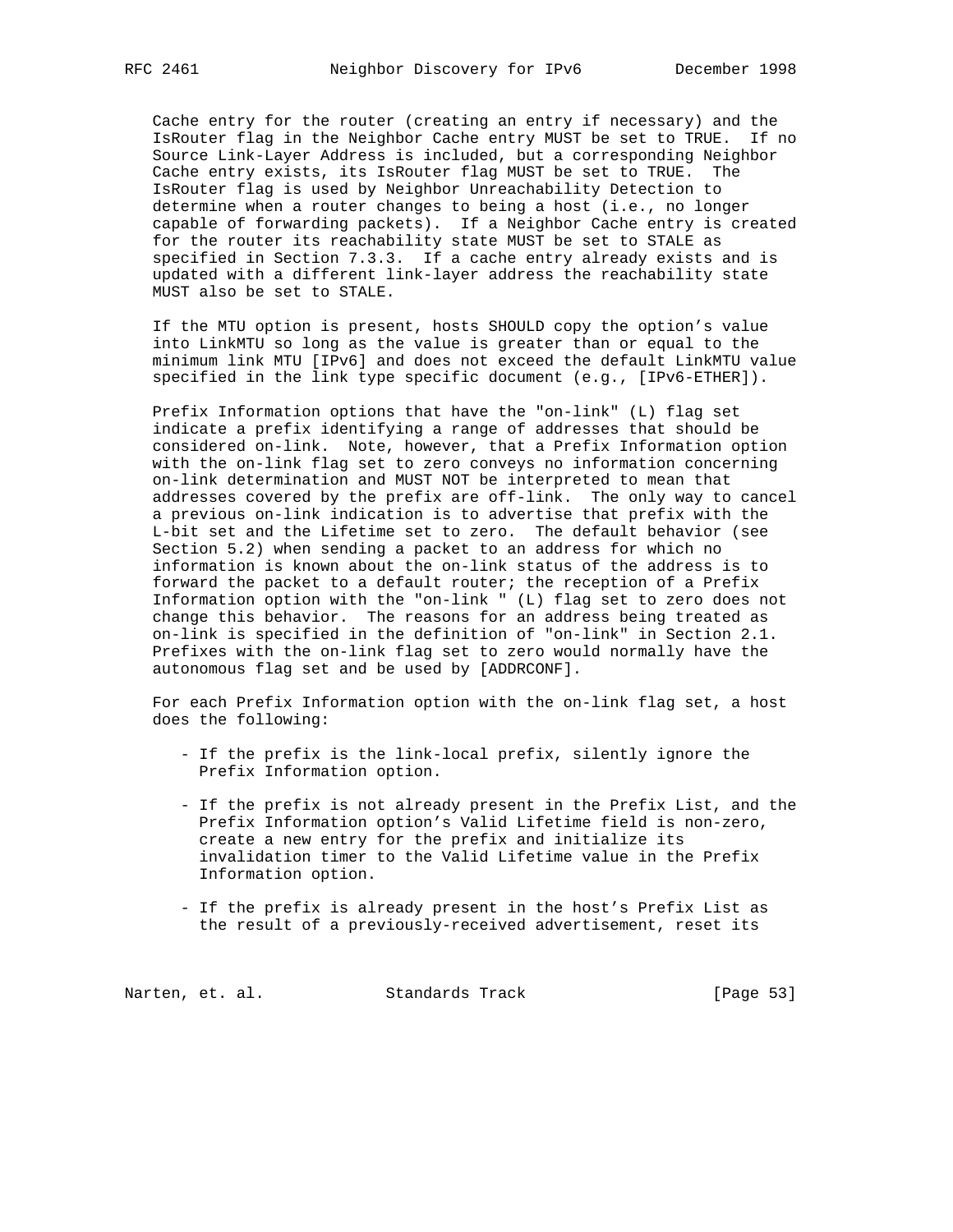Cache entry for the router (creating an entry if necessary) and the IsRouter flag in the Neighbor Cache entry MUST be set to TRUE. If no Source Link-Layer Address is included, but a corresponding Neighbor Cache entry exists, its IsRouter flag MUST be set to TRUE. The IsRouter flag is used by Neighbor Unreachability Detection to determine when a router changes to being a host (i.e., no longer capable of forwarding packets). If a Neighbor Cache entry is created for the router its reachability state MUST be set to STALE as specified in Section 7.3.3. If a cache entry already exists and is updated with a different link-layer address the reachability state MUST also be set to STALE.

If the MTU option is present, hosts SHOULD copy the option's value into LinkMTU so long as the value is greater than or equal to the minimum link MTU [IPv6] and does not exceed the default LinkMTU value specified in the link type specific document (e.g., [IPv6-ETHER]).

Prefix Information options that have the "on-link" (L) flag set indicate a prefix identifying a range of addresses that should be considered on-link. Note, however, that a Prefix Information option with the on-link flag set to zero conveys no information concerning on-link determination and MUST NOT be interpreted to mean that addresses covered by the prefix are off-link. The only way to cancel a previous on-link indication is to advertise that prefix with the L-bit set and the Lifetime set to zero. The default behavior (see Section 5.2) when sending a packet to an address for which no information is known about the on-link status of the address is to forward the packet to a default router; the reception of a Prefix Information option with the "on-link " (L) flag set to zero does not change this behavior. The reasons for an address being treated as on-link is specified in the definition of "on-link" in Section 2.1. Prefixes with the on-link flag set to zero would normally have the autonomous flag set and be used by [ADDRCONF].

For each Prefix Information option with the on-link flag set, a host does the following:

- If the prefix is the link-local prefix, silently ignore the Prefix Information option.

- If the prefix is not already present in the Prefix List, and the Prefix Information option's Valid Lifetime field is non-zero, create a new entry for the prefix and initialize its invalidation timer to the Valid Lifetime value in the Prefix Information option.

- If the prefix is already present in the host's Prefix List as the result of a previously-received advertisement, reset its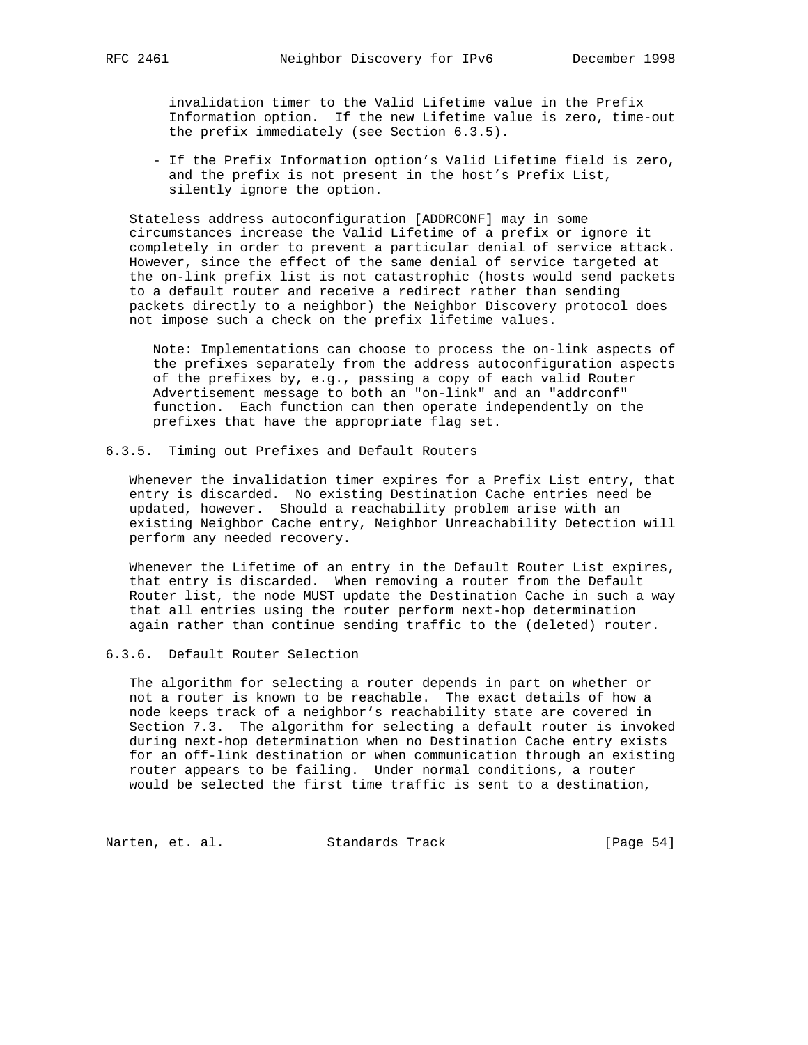invalidation timer to the Valid Lifetime value in the Prefix Information option. If the new Lifetime value is zero, time-out the prefix immediately (see Section 6.3.5).

- If the Prefix Information option's Valid Lifetime field is zero, and the prefix is not present in the host's Prefix List, silently ignore the option.

Stateless address autoconfiguration [ADDRCONF] may in some circumstances increase the Valid Lifetime of a prefix or ignore it completely in order to prevent a particular denial of service attack. However, since the effect of the same denial of service targeted at the on-link prefix list is not catastrophic (hosts would send packets to a default router and receive a redirect rather than sending packets directly to a neighbor) the Neighbor Discovery protocol does not impose such a check on the prefix lifetime values.

Note: Implementations can choose to process the on-link aspects of the prefixes separately from the address autoconfiguration aspects of the prefixes by, e.g., passing a copy of each valid Router Advertisement message to both an "on-link" and an "addrconf" function. Each function can then operate independently on the prefixes that have the appropriate flag set.

### 6.3.5. Timing out Prefixes and Default Routers

Whenever the invalidation timer expires for a Prefix List entry, that entry is discarded. No existing Destination Cache entries need be updated, however. Should a reachability problem arise with an existing Neighbor Cache entry, Neighbor Unreachability Detection will perform any needed recovery.

Whenever the Lifetime of an entry in the Default Router List expires, that entry is discarded. When removing a router from the Default Router list, the node MUST update the Destination Cache in such a way that all entries using the router perform next-hop determination again rather than continue sending traffic to the (deleted) router.

### 6.3.6. Default Router Selection

The algorithm for selecting a router depends in part on whether or not a router is known to be reachable. The exact details of how a node keeps track of a neighbor's reachability state are covered in Section 7.3. The algorithm for selecting a default router is invoked during next-hop determination when no Destination Cache entry exists for an off-link destination or when communication through an existing router appears to be failing. Under normal conditions, a router would be selected the first time traffic is sent to a destination,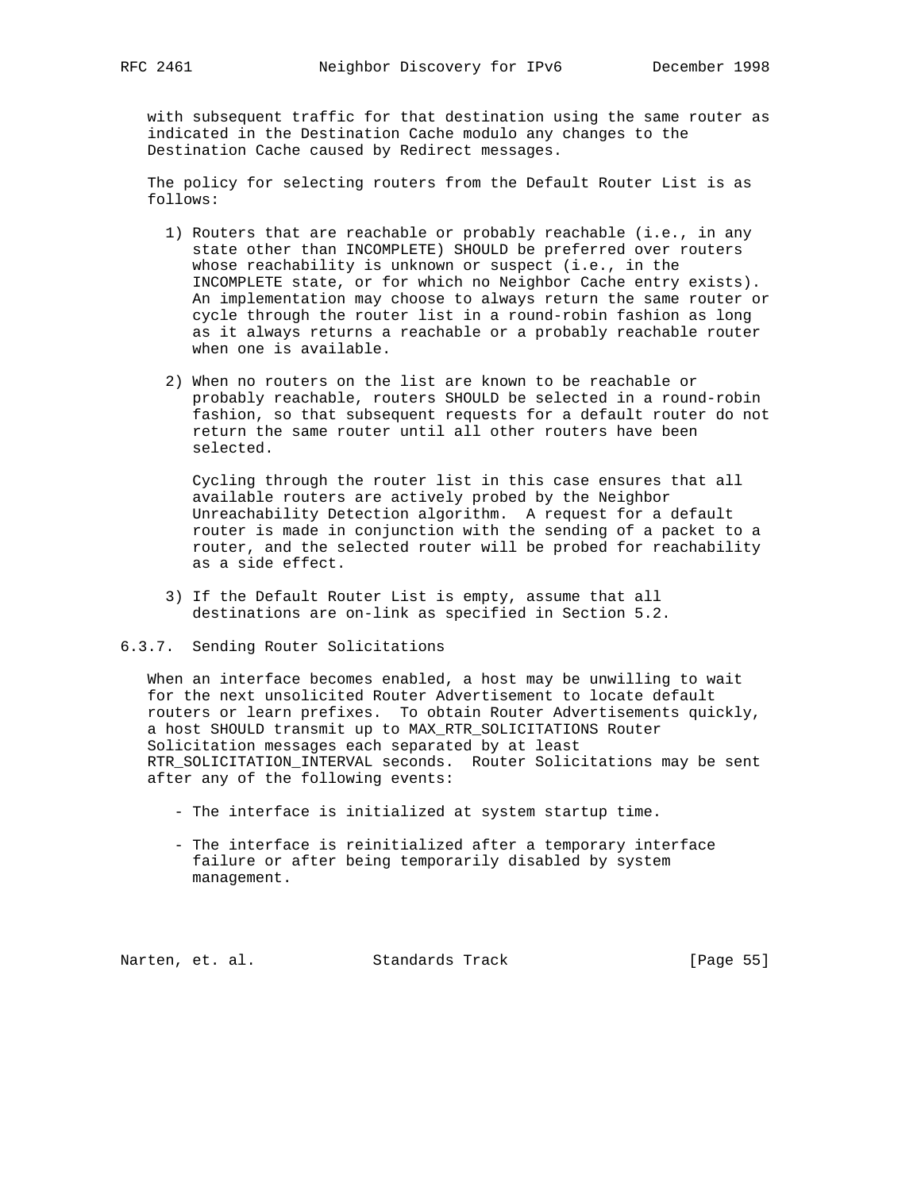with subsequent traffic for that destination using the same router as indicated in the Destination Cache modulo any changes to the Destination Cache caused by Redirect messages.

The policy for selecting routers from the Default Router List is as follows:

1) Routers that are reachable or probably reachable (i.e., in any state other than INCOMPLETE) SHOULD be preferred over routers whose reachability is unknown or suspect (i.e., in the INCOMPLETE state, or for which no Neighbor Cache entry exists). An implementation may choose to always return the same router or cycle through the router list in a round-robin fashion as long as it always returns a reachable or a probably reachable router when one is available.

2) When no routers on the list are known to be reachable or probably reachable, routers SHOULD be selected in a round-robin fashion, so that subsequent requests for a default router do not return the same router until all other routers have been selected.

   Cycling through the router list in this case ensures that all available routers are actively probed by the Neighbor Unreachability Detection algorithm. A request for a default router is made in conjunction with the sending of a packet to a router, and the selected router will be probed for reachability as a side effect.

3) If the Default Router List is empty, assume that all destinations are on-link as specified in Section 5.2.

### 6.3.7. Sending Router Solicitations

When an interface becomes enabled, a host may be unwilling to wait for the next unsolicited Router Advertisement to locate default routers or learn prefixes. To obtain Router Advertisements quickly, a host SHOULD transmit up to MAX_RTR_SOLICITATIONS Router Solicitation messages each separated by at least RTR_SOLICITATION_INTERVAL seconds. Router Solicitations may be sent after any of the following events:

- The interface is initialized at system startup time.

- The interface is reinitialized after a temporary interface failure or after being temporarily disabled by system management.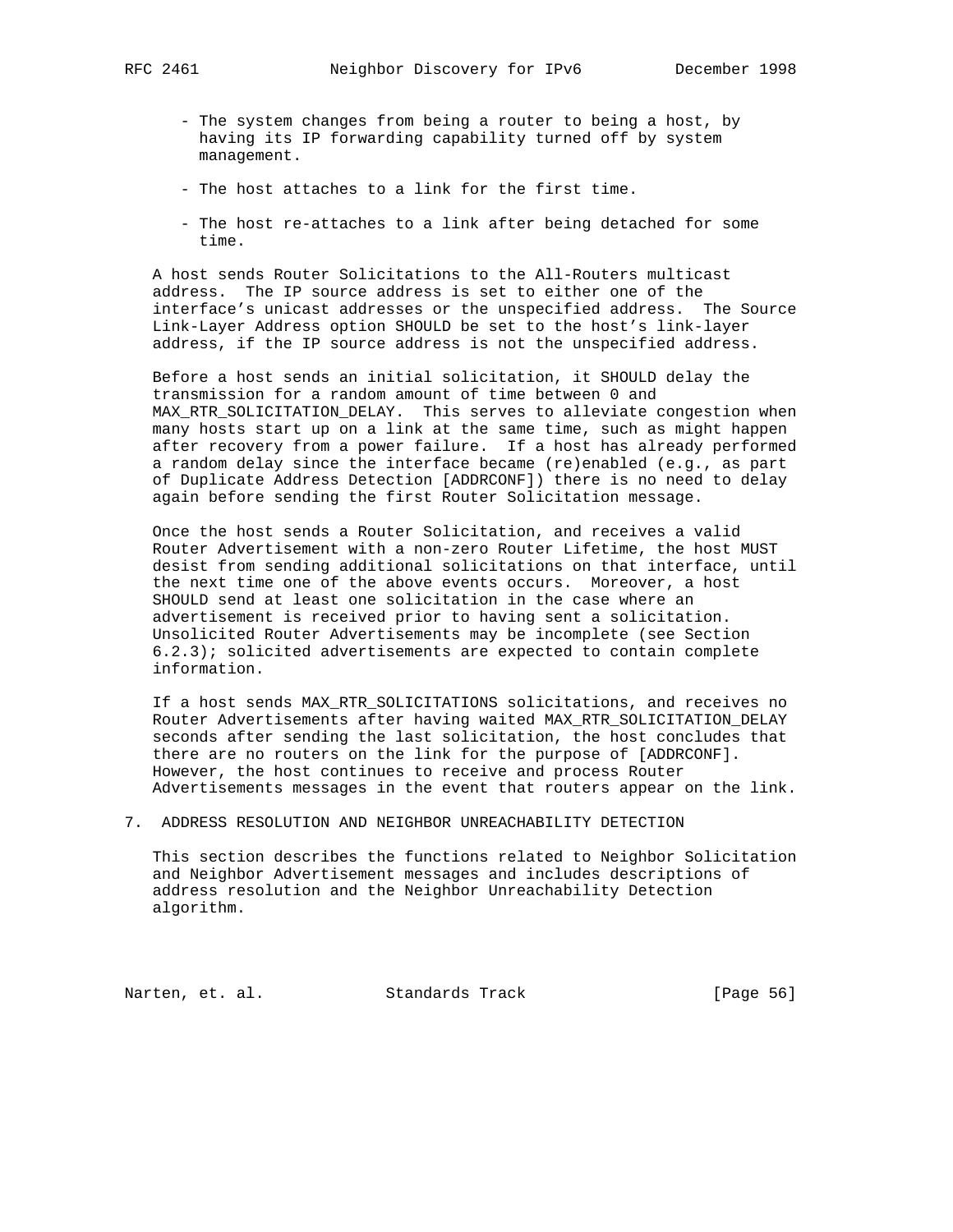- The system changes from being a router to being a host, by having its IP forwarding capability turned off by system management.

- The host attaches to a link for the first time.

- The host re-attaches to a link after being detached for some time.

A host sends Router Solicitations to the All-Routers multicast address. The IP source address is set to either one of the interface's unicast addresses or the unspecified address. The Source Link-Layer Address option SHOULD be set to the host's link-layer address, if the IP source address is not the unspecified address.

Before a host sends an initial solicitation, it SHOULD delay the transmission for a random amount of time between 0 and MAX_RTR_SOLICITATION_DELAY. This serves to alleviate congestion when many hosts start up on a link at the same time, such as might happen after recovery from a power failure. If a host has already performed a random delay since the interface became (re)enabled (e.g., as part of Duplicate Address Detection [ADDRCONF]) there is no need to delay again before sending the first Router Solicitation message.

Once the host sends a Router Solicitation, and receives a valid Router Advertisement with a non-zero Router Lifetime, the host MUST desist from sending additional solicitations on that interface, until the next time one of the above events occurs. Moreover, a host SHOULD send at least one solicitation in the case where an advertisement is received prior to having sent a solicitation. Unsolicited Router Advertisements may be incomplete (see Section 6.2.3); solicited advertisements are expected to contain complete information.

If a host sends MAX_RTR_SOLICITATIONS solicitations, and receives no Router Advertisements after having waited MAX_RTR_SOLICITATION_DELAY seconds after sending the last solicitation, the host concludes that there are no routers on the link for the purpose of [ADDRCONF]. However, the host continues to receive and process Router Advertisements messages in the event that routers appear on the link.

# 7. ADDRESS RESOLUTION AND NEIGHBOR UNREACHABILITY DETECTION

This section describes the functions related to Neighbor Solicitation and Neighbor Advertisement messages and includes descriptions of address resolution and the Neighbor Unreachability Detection algorithm.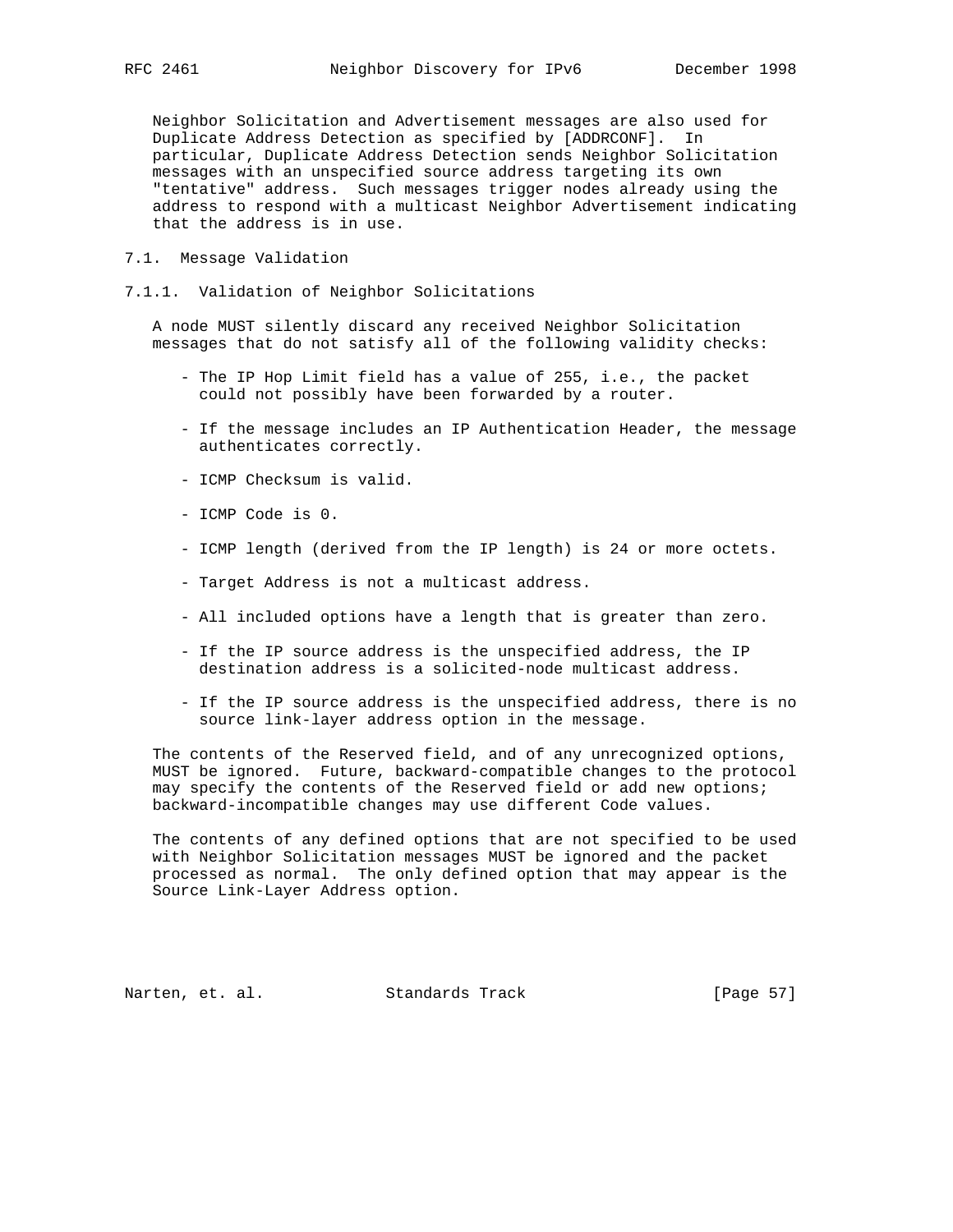Neighbor Solicitation and Advertisement messages are also used for Duplicate Address Detection as specified by [ADDRCONF]. In particular, Duplicate Address Detection sends Neighbor Solicitation messages with an unspecified source address targeting its own "tentative" address. Such messages trigger nodes already using the address to respond with a multicast Neighbor Advertisement indicating that the address is in use.

## 7.1. Message Validation

### 7.1.1. Validation of Neighbor Solicitations

A node MUST silently discard any received Neighbor Solicitation messages that do not satisfy all of the following validity checks:

- The IP Hop Limit field has a value of 255, i.e., the packet could not possibly have been forwarded by a router.
- If the message includes an IP Authentication Header, the message authenticates correctly.
- ICMP Checksum is valid.
- ICMP Code is 0.
- ICMP length (derived from the IP length) is 24 or more octets.
- Target Address is not a multicast address.
- All included options have a length that is greater than zero.
- If the IP source address is the unspecified address, the IP destination address is a solicited-node multicast address.
- If the IP source address is the unspecified address, there is no source link-layer address option in the message.

The contents of the Reserved field, and of any unrecognized options, MUST be ignored. Future, backward-compatible changes to the protocol may specify the contents of the Reserved field or add new options; backward-incompatible changes may use different Code values.

The contents of any defined options that are not specified to be used with Neighbor Solicitation messages MUST be ignored and the packet processed as normal. The only defined option that may appear is the Source Link-Layer Address option.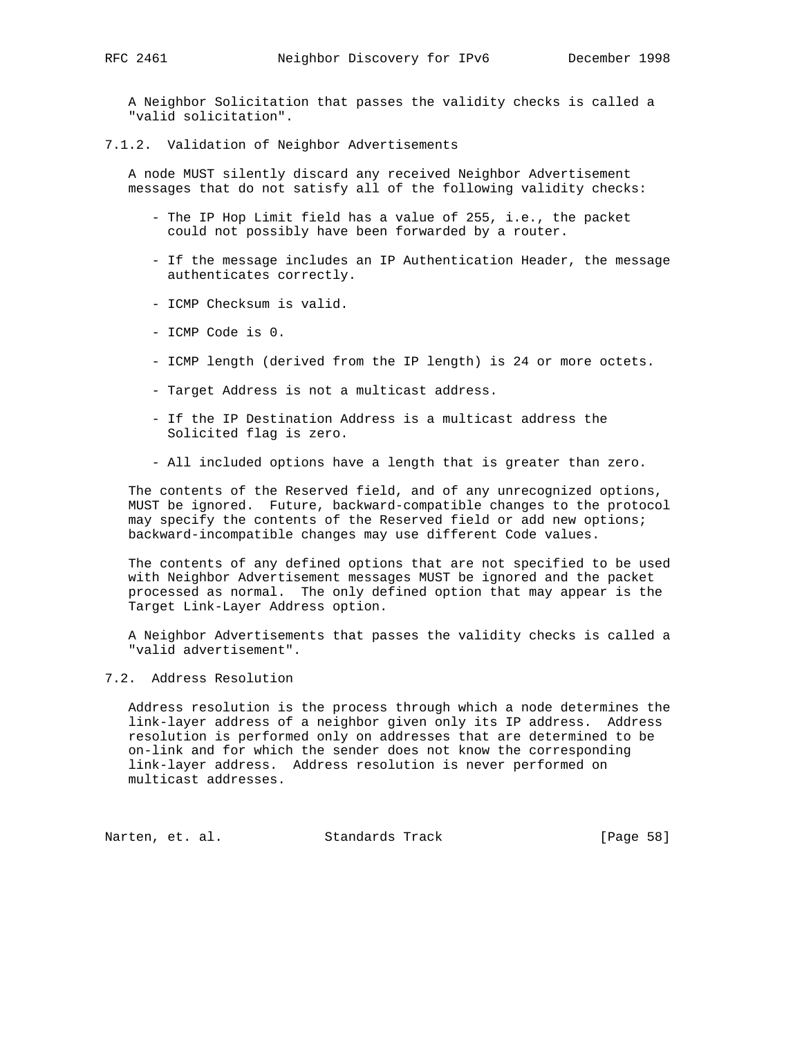A Neighbor Solicitation that passes the validity checks is called a "valid solicitation".

### 7.1.2. Validation of Neighbor Advertisements

A node MUST silently discard any received Neighbor Advertisement messages that do not satisfy all of the following validity checks:

- The IP Hop Limit field has a value of 255, i.e., the packet could not possibly have been forwarded by a router.
- If the message includes an IP Authentication Header, the message authenticates correctly.
- ICMP Checksum is valid.
- ICMP Code is 0.
- ICMP length (derived from the IP length) is 24 or more octets.
- Target Address is not a multicast address.
- If the IP Destination Address is a multicast address the Solicited flag is zero.
- All included options have a length that is greater than zero.

The contents of the Reserved field, and of any unrecognized options, MUST be ignored. Future, backward-compatible changes to the protocol may specify the contents of the Reserved field or add new options; backward-incompatible changes may use different Code values.

The contents of any defined options that are not specified to be used with Neighbor Advertisement messages MUST be ignored and the packet processed as normal. The only defined option that may appear is the Target Link-Layer Address option.

A Neighbor Advertisements that passes the validity checks is called a "valid advertisement".

## 7.2. Address Resolution

Address resolution is the process through which a node determines the link-layer address of a neighbor given only its IP address. Address resolution is performed only on addresses that are determined to be on-link and for which the sender does not know the corresponding link-layer address. Address resolution is never performed on multicast addresses.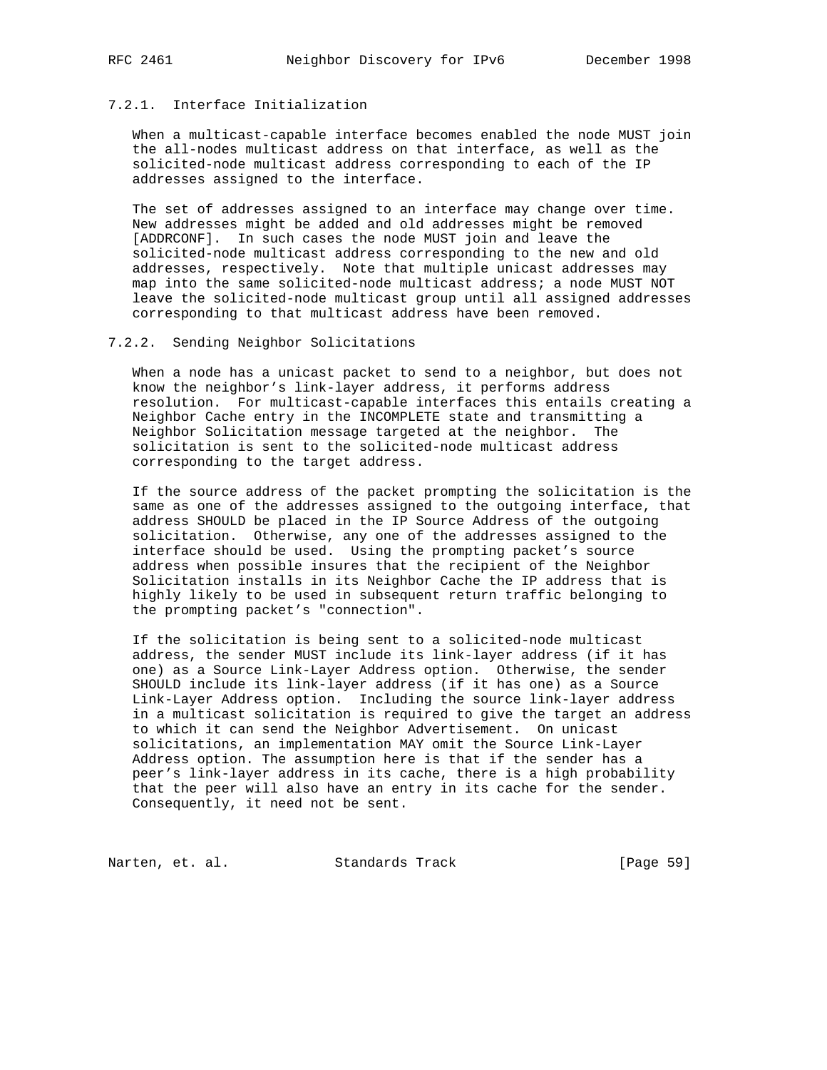### 7.2.1. Interface Initialization

When a multicast-capable interface becomes enabled the node MUST join the all-nodes multicast address on that interface, as well as the solicited-node multicast address corresponding to each of the IP addresses assigned to the interface.

The set of addresses assigned to an interface may change over time. New addresses might be added and old addresses might be removed [ADDRCONF]. In such cases the node MUST join and leave the solicited-node multicast address corresponding to the new and old addresses, respectively. Note that multiple unicast addresses may map into the same solicited-node multicast address; a node MUST NOT leave the solicited-node multicast group until all assigned addresses corresponding to that multicast address have been removed.

### 7.2.2. Sending Neighbor Solicitations

When a node has a unicast packet to send to a neighbor, but does not know the neighbor's link-layer address, it performs address resolution. For multicast-capable interfaces this entails creating a Neighbor Cache entry in the INCOMPLETE state and transmitting a Neighbor Solicitation message targeted at the neighbor. The solicitation is sent to the solicited-node multicast address corresponding to the target address.

If the source address of the packet prompting the solicitation is the same as one of the addresses assigned to the outgoing interface, that address SHOULD be placed in the IP Source Address of the outgoing solicitation. Otherwise, any one of the addresses assigned to the interface should be used. Using the prompting packet's source address when possible insures that the recipient of the Neighbor Solicitation installs in its Neighbor Cache the IP address that is highly likely to be used in subsequent return traffic belonging to the prompting packet's "connection".

If the solicitation is being sent to a solicited-node multicast address, the sender MUST include its link-layer address (if it has one) as a Source Link-Layer Address option. Otherwise, the sender SHOULD include its link-layer address (if it has one) as a Source Link-Layer Address option. Including the source link-layer address in a multicast solicitation is required to give the target an address to which it can send the Neighbor Advertisement. On unicast solicitations, an implementation MAY omit the Source Link-Layer Address option. The assumption here is that if the sender has a peer's link-layer address in its cache, there is a high probability that the peer will also have an entry in its cache for the sender. Consequently, it need not be sent.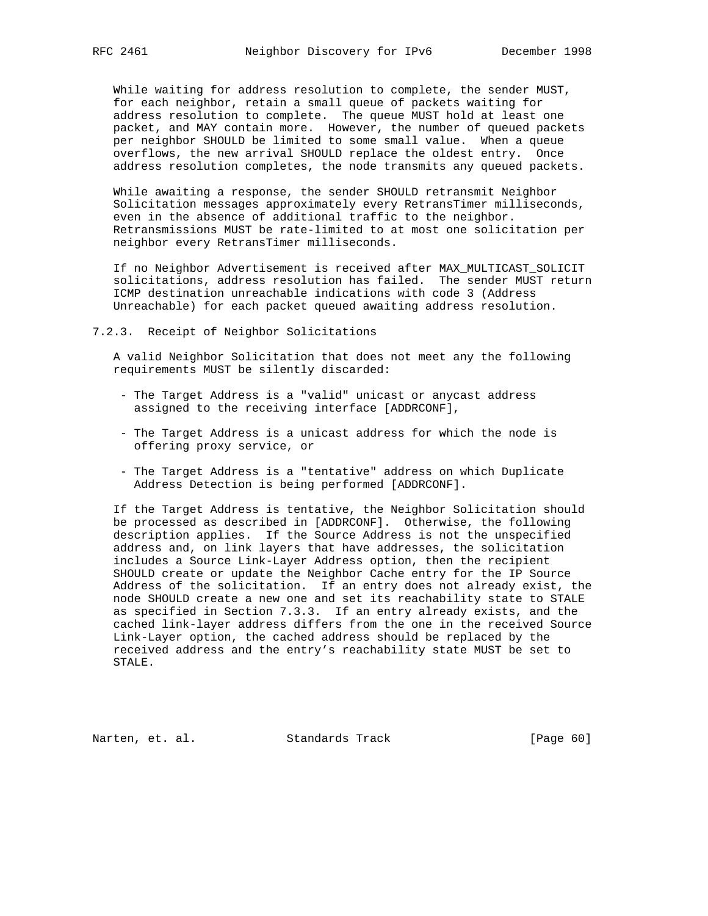While waiting for address resolution to complete, the sender MUST, for each neighbor, retain a small queue of packets waiting for address resolution to complete. The queue MUST hold at least one packet, and MAY contain more. However, the number of queued packets per neighbor SHOULD be limited to some small value. When a queue overflows, the new arrival SHOULD replace the oldest entry. Once address resolution completes, the node transmits any queued packets.

While awaiting a response, the sender SHOULD retransmit Neighbor Solicitation messages approximately every RetransTimer milliseconds, even in the absence of additional traffic to the neighbor. Retransmissions MUST be rate-limited to at most one solicitation per neighbor every RetransTimer milliseconds.

If no Neighbor Advertisement is received after MAX_MULTICAST_SOLICIT solicitations, address resolution has failed. The sender MUST return ICMP destination unreachable indications with code 3 (Address Unreachable) for each packet queued awaiting address resolution.

### 7.2.3. Receipt of Neighbor Solicitations

A valid Neighbor Solicitation that does not meet any the following requirements MUST be silently discarded:

- The Target Address is a "valid" unicast or anycast address assigned to the receiving interface [ADDRCONF],

- The Target Address is a unicast address for which the node is offering proxy service, or

- The Target Address is a "tentative" address on which Duplicate Address Detection is being performed [ADDRCONF].

If the Target Address is tentative, the Neighbor Solicitation should be processed as described in [ADDRCONF]. Otherwise, the following description applies. If the Source Address is not the unspecified address and, on link layers that have addresses, the solicitation includes a Source Link-Layer Address option, then the recipient SHOULD create or update the Neighbor Cache entry for the IP Source Address of the solicitation. If an entry does not already exist, the node SHOULD create a new one and set its reachability state to STALE as specified in Section 7.3.3. If an entry already exists, and the cached link-layer address differs from the one in the received Source Link-Layer option, the cached address should be replaced by the received address and the entry's reachability state MUST be set to STALE.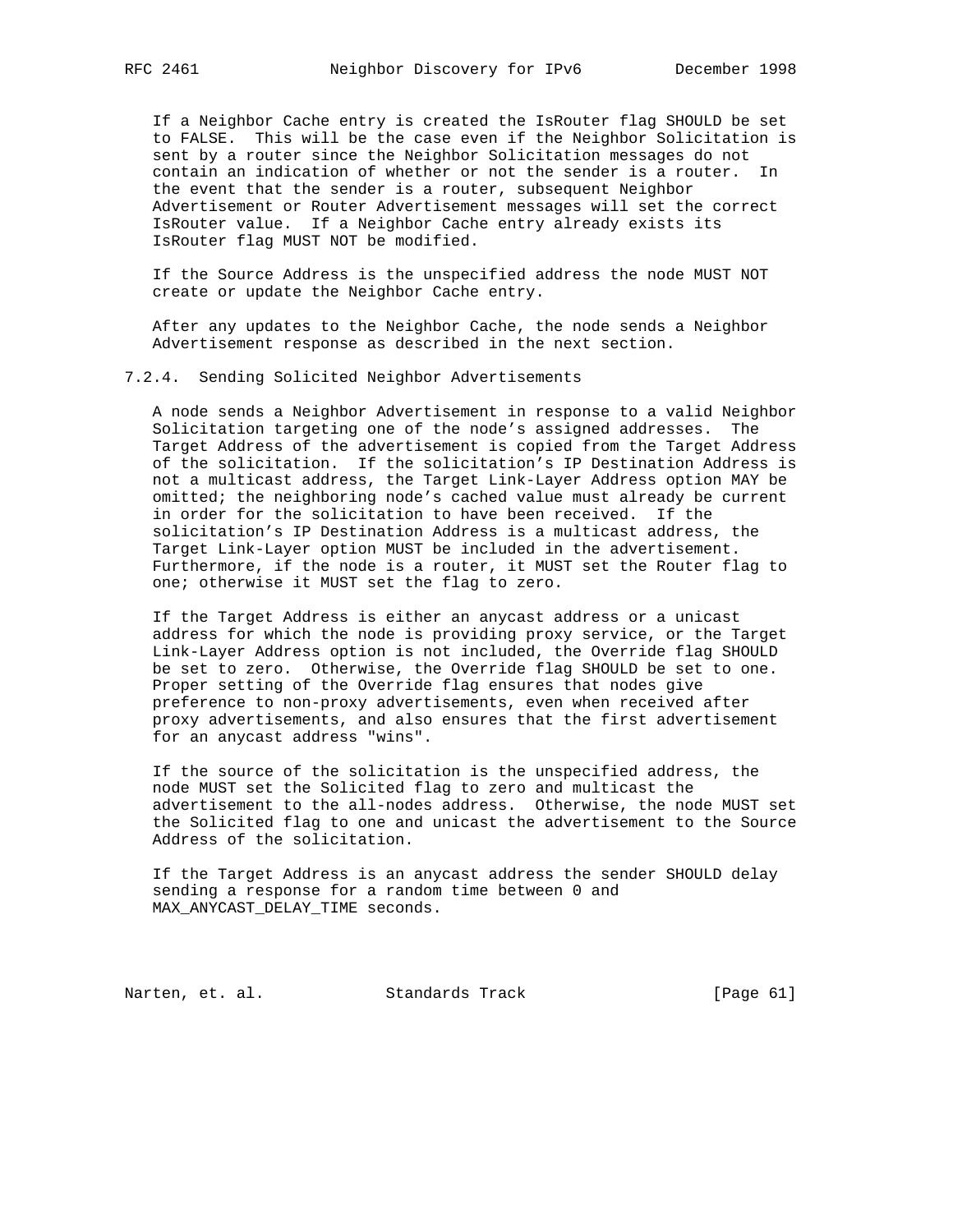If a Neighbor Cache entry is created the IsRouter flag SHOULD be set to FALSE. This will be the case even if the Neighbor Solicitation is sent by a router since the Neighbor Solicitation messages do not contain an indication of whether or not the sender is a router. In the event that the sender is a router, subsequent Neighbor Advertisement or Router Advertisement messages will set the correct IsRouter value. If a Neighbor Cache entry already exists its IsRouter flag MUST NOT be modified.

If the Source Address is the unspecified address the node MUST NOT create or update the Neighbor Cache entry.

After any updates to the Neighbor Cache, the node sends a Neighbor Advertisement response as described in the next section.

### 7.2.4. Sending Solicited Neighbor Advertisements

A node sends a Neighbor Advertisement in response to a valid Neighbor Solicitation targeting one of the node's assigned addresses. The Target Address of the advertisement is copied from the Target Address of the solicitation. If the solicitation's IP Destination Address is not a multicast address, the Target Link-Layer Address option MAY be omitted; the neighboring node's cached value must already be current in order for the solicitation to have been received. If the solicitation's IP Destination Address is a multicast address, the Target Link-Layer option MUST be included in the advertisement. Furthermore, if the node is a router, it MUST set the Router flag to one; otherwise it MUST set the flag to zero.

If the Target Address is either an anycast address or a unicast address for which the node is providing proxy service, or the Target Link-Layer Address option is not included, the Override flag SHOULD be set to zero. Otherwise, the Override flag SHOULD be set to one. Proper setting of the Override flag ensures that nodes give preference to non-proxy advertisements, even when received after proxy advertisements, and also ensures that the first advertisement for an anycast address "wins".

If the source of the solicitation is the unspecified address, the node MUST set the Solicited flag to zero and multicast the advertisement to the all-nodes address. Otherwise, the node MUST set the Solicited flag to one and unicast the advertisement to the Source Address of the solicitation.

If the Target Address is an anycast address the sender SHOULD delay sending a response for a random time between 0 and MAX_ANYCAST_DELAY_TIME seconds.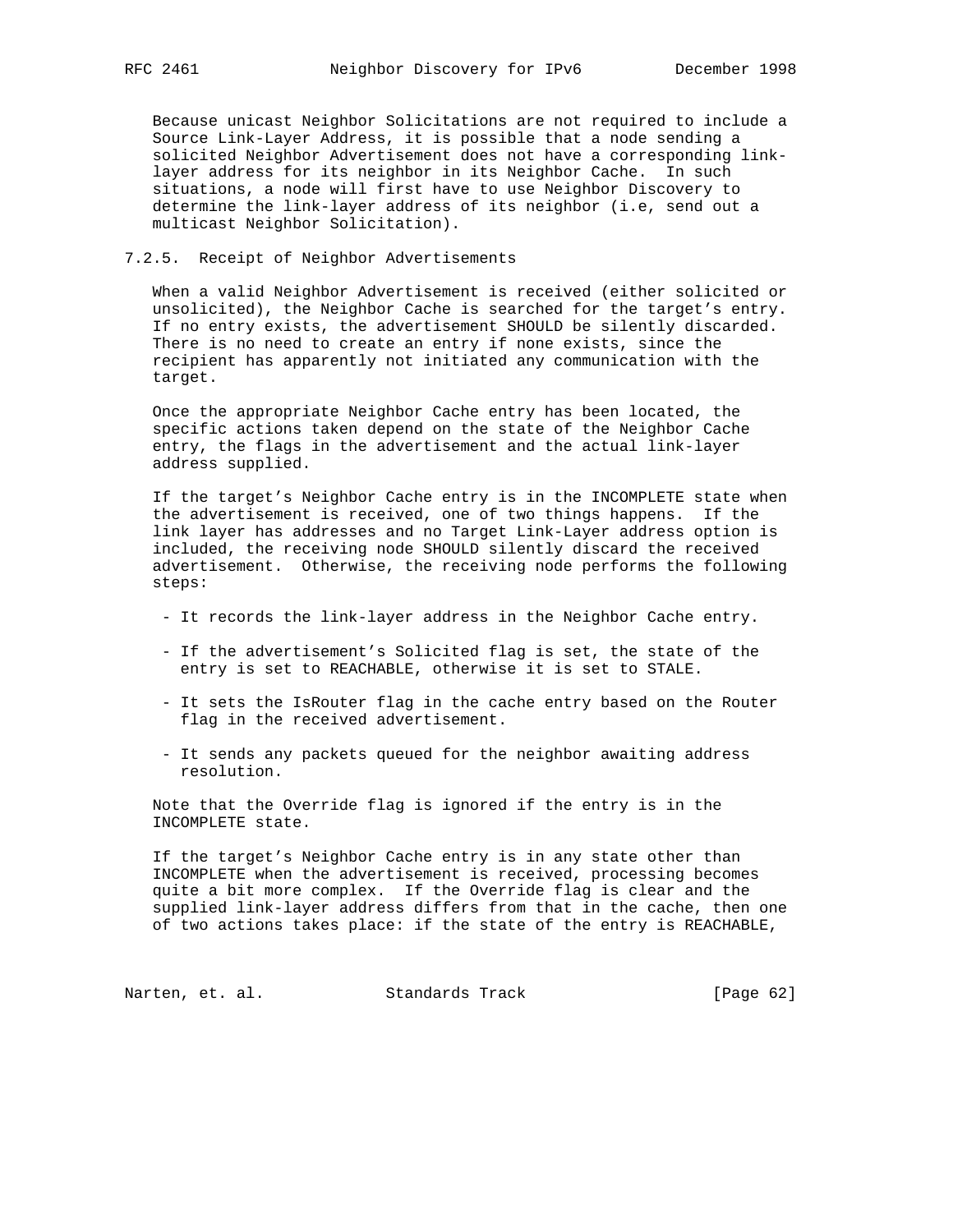Because unicast Neighbor Solicitations are not required to include a Source Link-Layer Address, it is possible that a node sending a solicited Neighbor Advertisement does not have a corresponding link-layer address for its neighbor in its Neighbor Cache. In such situations, a node will first have to use Neighbor Discovery to determine the link-layer address of its neighbor (i.e, send out a multicast Neighbor Solicitation).

### 7.2.5. Receipt of Neighbor Advertisements

When a valid Neighbor Advertisement is received (either solicited or unsolicited), the Neighbor Cache is searched for the target's entry. If no entry exists, the advertisement SHOULD be silently discarded. There is no need to create an entry if none exists, since the recipient has apparently not initiated any communication with the target.

Once the appropriate Neighbor Cache entry has been located, the specific actions taken depend on the state of the Neighbor Cache entry, the flags in the advertisement and the actual link-layer address supplied.

If the target's Neighbor Cache entry is in the INCOMPLETE state when the advertisement is received, one of two things happens. If the link layer has addresses and no Target Link-Layer address option is included, the receiving node SHOULD silently discard the received advertisement. Otherwise, the receiving node performs the following steps:

- It records the link-layer address in the Neighbor Cache entry.
- If the advertisement's Solicited flag is set, the state of the entry is set to REACHABLE, otherwise it is set to STALE.
- It sets the IsRouter flag in the cache entry based on the Router flag in the received advertisement.
- It sends any packets queued for the neighbor awaiting address resolution.

Note that the Override flag is ignored if the entry is in the INCOMPLETE state.

If the target's Neighbor Cache entry is in any state other than INCOMPLETE when the advertisement is received, processing becomes quite a bit more complex. If the Override flag is clear and the supplied link-layer address differs from that in the cache, then one of two actions takes place: if the state of the entry is REACHABLE,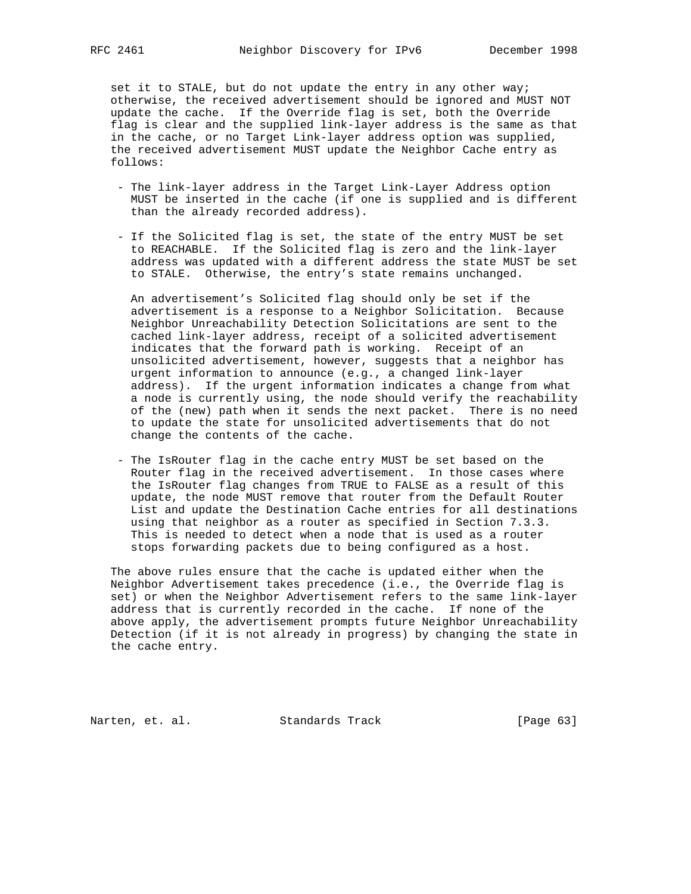set it to STALE, but do not update the entry in any other way; otherwise, the received advertisement should be ignored and MUST NOT update the cache. If the Override flag is set, both the Override flag is clear and the supplied link-layer address is the same as that in the cache, or no Target Link-layer address option was supplied, the received advertisement MUST update the Neighbor Cache entry as follows:

- The link-layer address in the Target Link-Layer Address option MUST be inserted in the cache (if one is supplied and is different than the already recorded address).

- If the Solicited flag is set, the state of the entry MUST be set to REACHABLE. If the Solicited flag is zero and the link-layer address was updated with a different address the state MUST be set to STALE. Otherwise, the entry's state remains unchanged.

  An advertisement's Solicited flag should only be set if the advertisement is a response to a Neighbor Solicitation. Because Neighbor Unreachability Detection Solicitations are sent to the cached link-layer address, receipt of a solicited advertisement indicates that the forward path is working. Receipt of an unsolicited advertisement, however, suggests that a neighbor has urgent information to announce (e.g., a changed link-layer address). If the urgent information indicates a change from what a node is currently using, the node should verify the reachability of the (new) path when it sends the next packet. There is no need to update the state for unsolicited advertisements that do not change the contents of the cache.

- The IsRouter flag in the cache entry MUST be set based on the Router flag in the received advertisement. In those cases where the IsRouter flag changes from TRUE to FALSE as a result of this update, the node MUST remove that router from the Default Router List and update the Destination Cache entries for all destinations using that neighbor as a router as specified in Section 7.3.3. This is needed to detect when a node that is used as a router stops forwarding packets due to being configured as a host.

The above rules ensure that the cache is updated either when the Neighbor Advertisement takes precedence (i.e., the Override flag is set) or when the Neighbor Advertisement refers to the same link-layer address that is currently recorded in the cache. If none of the above apply, the advertisement prompts future Neighbor Unreachability Detection (if it is not already in progress) by changing the state in the cache entry.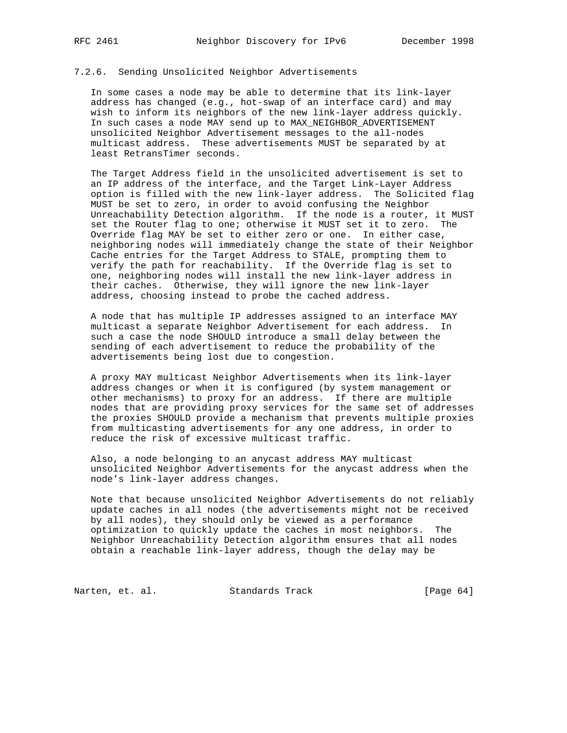### 7.2.6. Sending Unsolicited Neighbor Advertisements

In some cases a node may be able to determine that its link-layer address has changed (e.g., hot-swap of an interface card) and may wish to inform its neighbors of the new link-layer address quickly. In such cases a node MAY send up to MAX_NEIGHBOR_ADVERTISEMENT unsolicited Neighbor Advertisement messages to the all-nodes multicast address. These advertisements MUST be separated by at least RetransTimer seconds.

The Target Address field in the unsolicited advertisement is set to an IP address of the interface, and the Target Link-Layer Address option is filled with the new link-layer address. The Solicited flag MUST be set to zero, in order to avoid confusing the Neighbor Unreachability Detection algorithm. If the node is a router, it MUST set the Router flag to one; otherwise it MUST set it to zero. The Override flag MAY be set to either zero or one. In either case, neighboring nodes will immediately change the state of their Neighbor Cache entries for the Target Address to STALE, prompting them to verify the path for reachability. If the Override flag is set to one, neighboring nodes will install the new link-layer address in their caches. Otherwise, they will ignore the new link-layer address, choosing instead to probe the cached address.

A node that has multiple IP addresses assigned to an interface MAY multicast a separate Neighbor Advertisement for each address. In such a case the node SHOULD introduce a small delay between the sending of each advertisement to reduce the probability of the advertisements being lost due to congestion.

A proxy MAY multicast Neighbor Advertisements when its link-layer address changes or when it is configured (by system management or other mechanisms) to proxy for an address. If there are multiple nodes that are providing proxy services for the same set of addresses the proxies SHOULD provide a mechanism that prevents multiple proxies from multicasting advertisements for any one address, in order to reduce the risk of excessive multicast traffic.

Also, a node belonging to an anycast address MAY multicast unsolicited Neighbor Advertisements for the anycast address when the node's link-layer address changes.

Note that because unsolicited Neighbor Advertisements do not reliably update caches in all nodes (the advertisements might not be received by all nodes), they should only be viewed as a performance optimization to quickly update the caches in most neighbors. The Neighbor Unreachability Detection algorithm ensures that all nodes obtain a reachable link-layer address, though the delay may be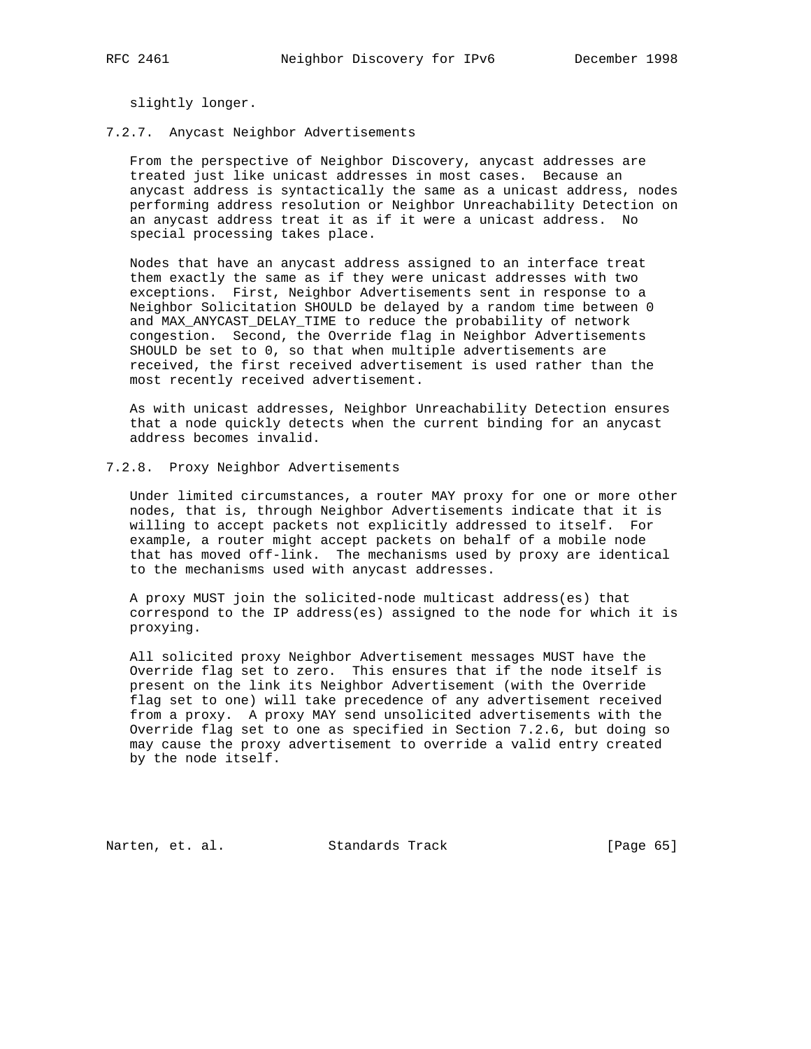slightly longer.

### 7.2.7. Anycast Neighbor Advertisements

From the perspective of Neighbor Discovery, anycast addresses are treated just like unicast addresses in most cases. Because an anycast address is syntactically the same as a unicast address, nodes performing address resolution or Neighbor Unreachability Detection on an anycast address treat it as if it were a unicast address. No special processing takes place.

Nodes that have an anycast address assigned to an interface treat them exactly the same as if they were unicast addresses with two exceptions. First, Neighbor Advertisements sent in response to a Neighbor Solicitation SHOULD be delayed by a random time between 0 and MAX_ANYCAST_DELAY_TIME to reduce the probability of network congestion. Second, the Override flag in Neighbor Advertisements SHOULD be set to 0, so that when multiple advertisements are received, the first received advertisement is used rather than the most recently received advertisement.

As with unicast addresses, Neighbor Unreachability Detection ensures that a node quickly detects when the current binding for an anycast address becomes invalid.

### 7.2.8. Proxy Neighbor Advertisements

Under limited circumstances, a router MAY proxy for one or more other nodes, that is, through Neighbor Advertisements indicate that it is willing to accept packets not explicitly addressed to itself. For example, a router might accept packets on behalf of a mobile node that has moved off-link. The mechanisms used by proxy are identical to the mechanisms used with anycast addresses.

A proxy MUST join the solicited-node multicast address(es) that correspond to the IP address(es) assigned to the node for which it is proxying.

All solicited proxy Neighbor Advertisement messages MUST have the Override flag set to zero. This ensures that if the node itself is present on the link its Neighbor Advertisement (with the Override flag set to one) will take precedence of any advertisement received from a proxy. A proxy MAY send unsolicited advertisements with the Override flag set to one as specified in Section 7.2.6, but doing so may cause the proxy advertisement to override a valid entry created by the node itself.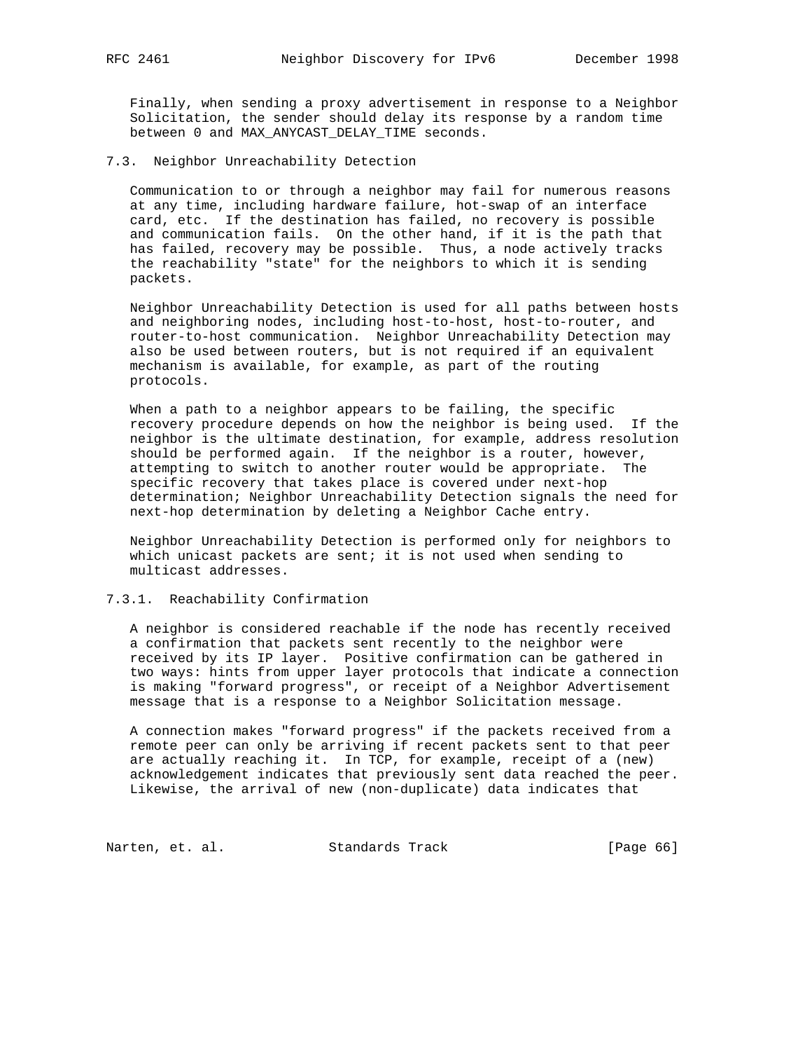Finally, when sending a proxy advertisement in response to a Neighbor Solicitation, the sender should delay its response by a random time between 0 and MAX_ANYCAST_DELAY_TIME seconds.

## 7.3. Neighbor Unreachability Detection

Communication to or through a neighbor may fail for numerous reasons at any time, including hardware failure, hot-swap of an interface card, etc. If the destination has failed, no recovery is possible and communication fails. On the other hand, if it is the path that has failed, recovery may be possible. Thus, a node actively tracks the reachability "state" for the neighbors to which it is sending packets.

Neighbor Unreachability Detection is used for all paths between hosts and neighboring nodes, including host-to-host, host-to-router, and router-to-host communication. Neighbor Unreachability Detection may also be used between routers, but is not required if an equivalent mechanism is available, for example, as part of the routing protocols.

When a path to a neighbor appears to be failing, the specific recovery procedure depends on how the neighbor is being used. If the neighbor is the ultimate destination, for example, address resolution should be performed again. If the neighbor is a router, however, attempting to switch to another router would be appropriate. The specific recovery that takes place is covered under next-hop determination; Neighbor Unreachability Detection signals the need for next-hop determination by deleting a Neighbor Cache entry.

Neighbor Unreachability Detection is performed only for neighbors to which unicast packets are sent; it is not used when sending to multicast addresses.

### 7.3.1. Reachability Confirmation

A neighbor is considered reachable if the node has recently received a confirmation that packets sent recently to the neighbor were received by its IP layer. Positive confirmation can be gathered in two ways: hints from upper layer protocols that indicate a connection is making "forward progress", or receipt of a Neighbor Advertisement message that is a response to a Neighbor Solicitation message.

A connection makes "forward progress" if the packets received from a remote peer can only be arriving if recent packets sent to that peer are actually reaching it. In TCP, for example, receipt of a (new) acknowledgement indicates that previously sent data reached the peer. Likewise, the arrival of new (non-duplicate) data indicates that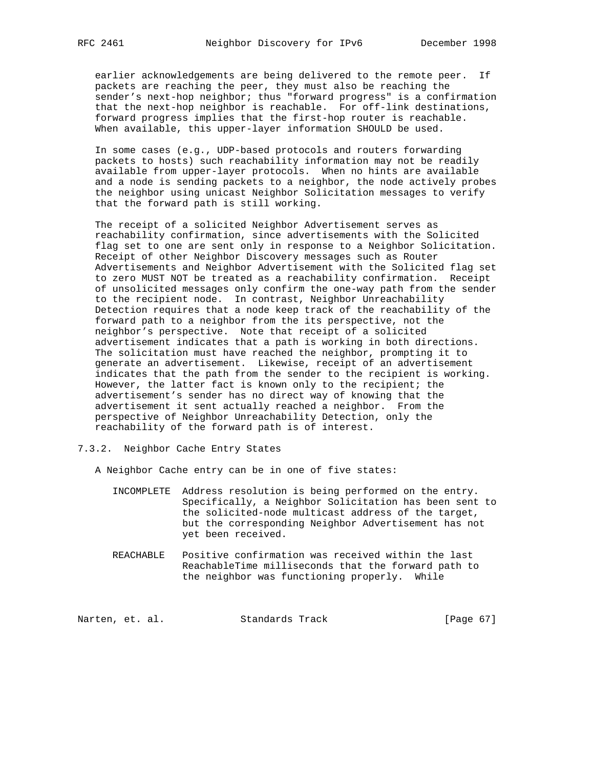earlier acknowledgements are being delivered to the remote peer. If packets are reaching the peer, they must also be reaching the sender's next-hop neighbor; thus "forward progress" is a confirmation that the next-hop neighbor is reachable. For off-link destinations, forward progress implies that the first-hop router is reachable. When available, this upper-layer information SHOULD be used.

In some cases (e.g., UDP-based protocols and routers forwarding packets to hosts) such reachability information may not be readily available from upper-layer protocols. When no hints are available and a node is sending packets to a neighbor, the node actively probes the neighbor using unicast Neighbor Solicitation messages to verify that the forward path is still working.

The receipt of a solicited Neighbor Advertisement serves as reachability confirmation, since advertisements with the Solicited flag set to one are sent only in response to a Neighbor Solicitation. Receipt of other Neighbor Discovery messages such as Router Advertisements and Neighbor Advertisement with the Solicited flag set to zero MUST NOT be treated as a reachability confirmation. Receipt of unsolicited messages only confirm the one-way path from the sender to the recipient node. In contrast, Neighbor Unreachability Detection requires that a node keep track of the reachability of the forward path to a neighbor from the its perspective, not the neighbor's perspective. Note that receipt of a solicited advertisement indicates that a path is working in both directions. The solicitation must have reached the neighbor, prompting it to generate an advertisement. Likewise, receipt of an advertisement indicates that the path from the sender to the recipient is working. However, the latter fact is known only to the recipient; the advertisement's sender has no direct way of knowing that the advertisement it sent actually reached a neighbor. From the perspective of Neighbor Unreachability Detection, only the reachability of the forward path is of interest.

### 7.3.2. Neighbor Cache Entry States

A Neighbor Cache entry can be in one of five states:

INCOMPLETE  Address resolution is being performed on the entry. Specifically, a Neighbor Solicitation has been sent to the solicited-node multicast address of the target, but the corresponding Neighbor Advertisement has not yet been received.

REACHABLE  Positive confirmation was received within the last ReachableTime milliseconds that the forward path to the neighbor was functioning properly. While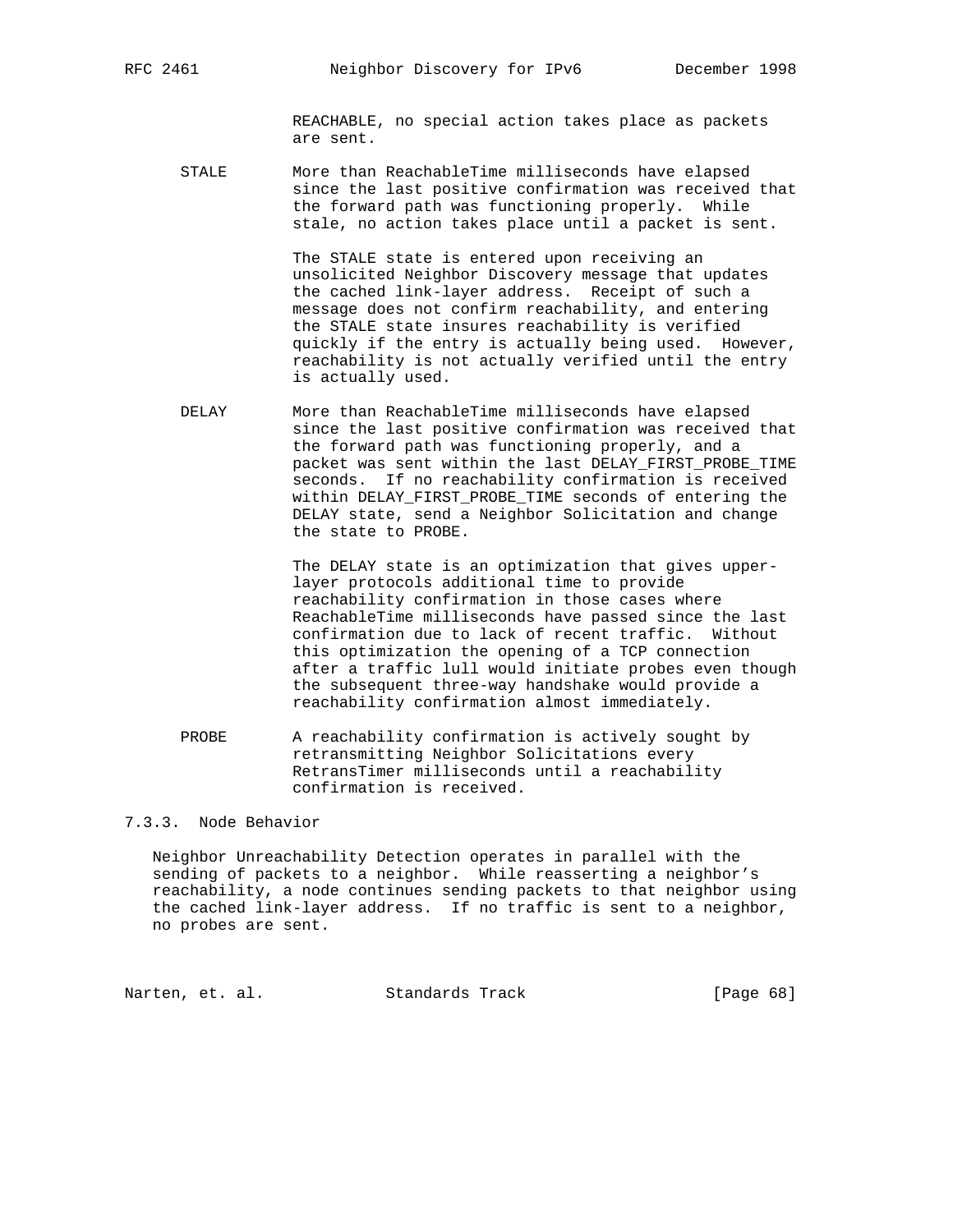REACHABLE, no special action takes place as packets are sent.

STALE — More than ReachableTime milliseconds have elapsed since the last positive confirmation was received that the forward path was functioning properly. While stale, no action takes place until a packet is sent.

The STALE state is entered upon receiving an unsolicited Neighbor Discovery message that updates the cached link-layer address. Receipt of such a message does not confirm reachability, and entering the STALE state insures reachability is verified quickly if the entry is actually being used. However, reachability is not actually verified until the entry is actually used.

DELAY — More than ReachableTime milliseconds have elapsed since the last positive confirmation was received that the forward path was functioning properly, and a packet was sent within the last DELAY_FIRST_PROBE_TIME seconds. If no reachability confirmation is received within DELAY_FIRST_PROBE_TIME seconds of entering the DELAY state, send a Neighbor Solicitation and change the state to PROBE.

The DELAY state is an optimization that gives upper-layer protocols additional time to provide reachability confirmation in those cases where ReachableTime milliseconds have passed since the last confirmation due to lack of recent traffic. Without this optimization the opening of a TCP connection after a traffic lull would initiate probes even though the subsequent three-way handshake would provide a reachability confirmation almost immediately.

PROBE — A reachability confirmation is actively sought by retransmitting Neighbor Solicitations every RetransTimer milliseconds until a reachability confirmation is received.

### 7.3.3. Node Behavior

Neighbor Unreachability Detection operates in parallel with the sending of packets to a neighbor. While reasserting a neighbor's reachability, a node continues sending packets to that neighbor using the cached link-layer address. If no traffic is sent to a neighbor, no probes are sent.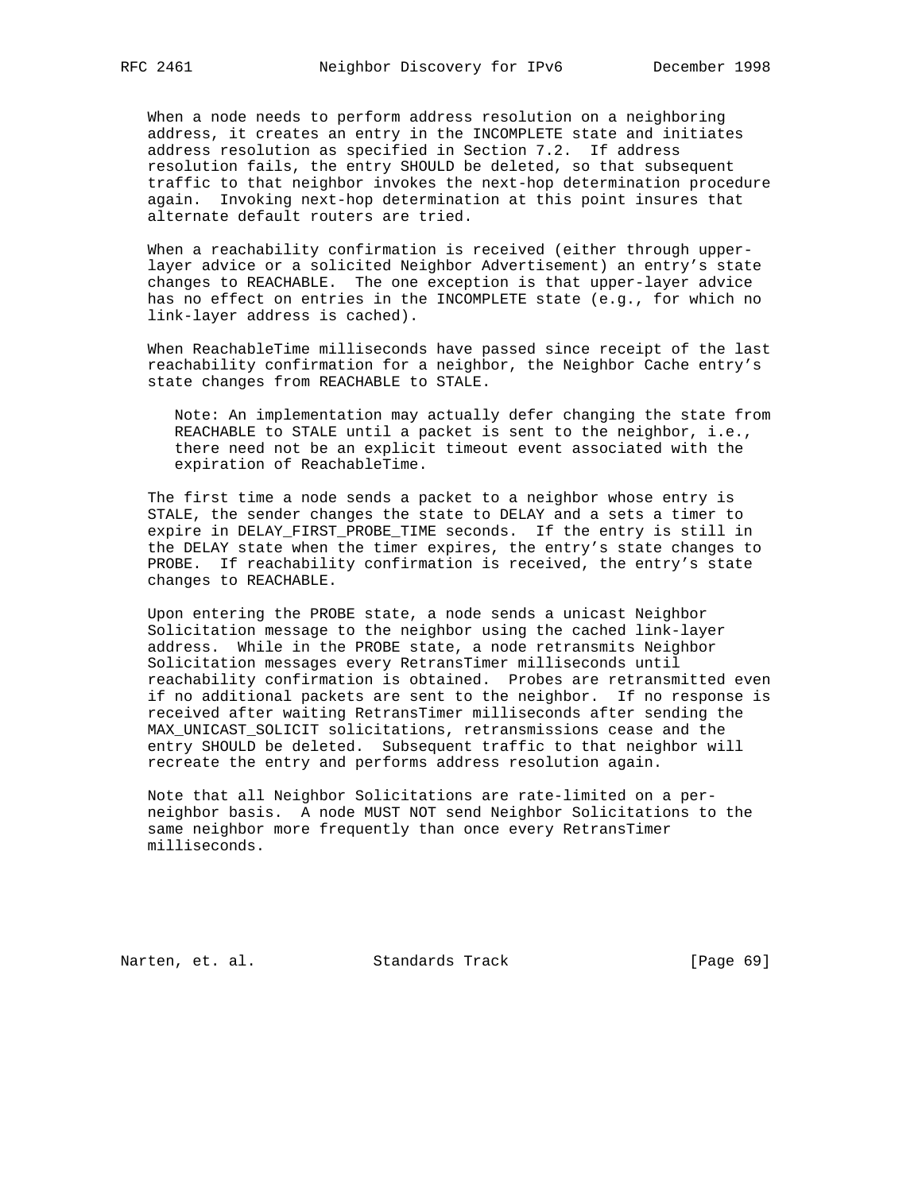When a node needs to perform address resolution on a neighboring address, it creates an entry in the INCOMPLETE state and initiates address resolution as specified in Section 7.2. If address resolution fails, the entry SHOULD be deleted, so that subsequent traffic to that neighbor invokes the next-hop determination procedure again. Invoking next-hop determination at this point insures that alternate default routers are tried.

When a reachability confirmation is received (either through upper-layer advice or a solicited Neighbor Advertisement) an entry's state changes to REACHABLE. The one exception is that upper-layer advice has no effect on entries in the INCOMPLETE state (e.g., for which no link-layer address is cached).

When ReachableTime milliseconds have passed since receipt of the last reachability confirmation for a neighbor, the Neighbor Cache entry's state changes from REACHABLE to STALE.

> Note: An implementation may actually defer changing the state from REACHABLE to STALE until a packet is sent to the neighbor, i.e., there need not be an explicit timeout event associated with the expiration of ReachableTime.

The first time a node sends a packet to a neighbor whose entry is STALE, the sender changes the state to DELAY and a sets a timer to expire in DELAY_FIRST_PROBE_TIME seconds. If the entry is still in the DELAY state when the timer expires, the entry's state changes to PROBE. If reachability confirmation is received, the entry's state changes to REACHABLE.

Upon entering the PROBE state, a node sends a unicast Neighbor Solicitation message to the neighbor using the cached link-layer address. While in the PROBE state, a node retransmits Neighbor Solicitation messages every RetransTimer milliseconds until reachability confirmation is obtained. Probes are retransmitted even if no additional packets are sent to the neighbor. If no response is received after waiting RetransTimer milliseconds after sending the MAX_UNICAST_SOLICIT solicitations, retransmissions cease and the entry SHOULD be deleted. Subsequent traffic to that neighbor will recreate the entry and performs address resolution again.

Note that all Neighbor Solicitations are rate-limited on a per-neighbor basis. A node MUST NOT send Neighbor Solicitations to the same neighbor more frequently than once every RetransTimer milliseconds.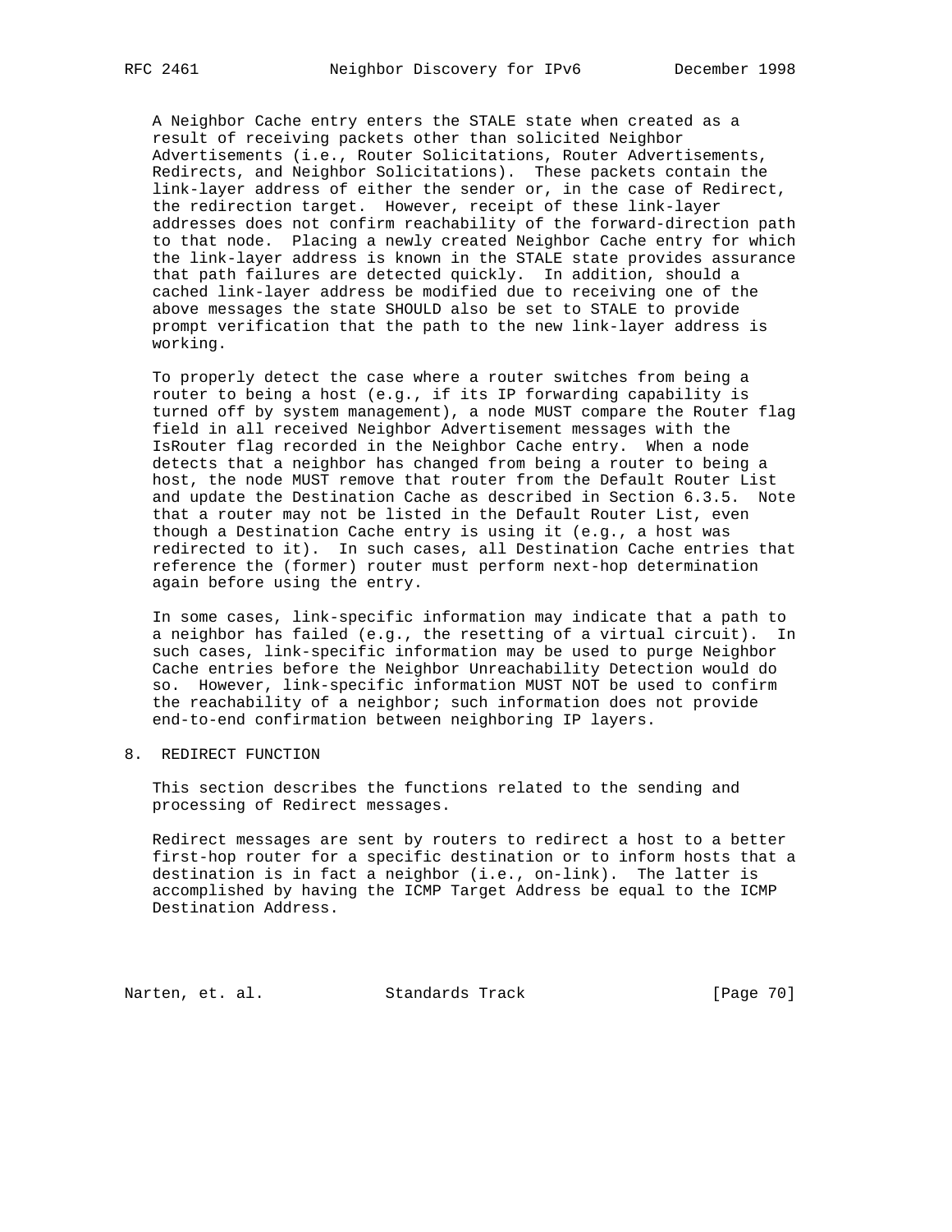A Neighbor Cache entry enters the STALE state when created as a result of receiving packets other than solicited Neighbor Advertisements (i.e., Router Solicitations, Router Advertisements, Redirects, and Neighbor Solicitations). These packets contain the link-layer address of either the sender or, in the case of Redirect, the redirection target. However, receipt of these link-layer addresses does not confirm reachability of the forward-direction path to that node. Placing a newly created Neighbor Cache entry for which the link-layer address is known in the STALE state provides assurance that path failures are detected quickly. In addition, should a cached link-layer address be modified due to receiving one of the above messages the state SHOULD also be set to STALE to provide prompt verification that the path to the new link-layer address is working.

To properly detect the case where a router switches from being a router to being a host (e.g., if its IP forwarding capability is turned off by system management), a node MUST compare the Router flag field in all received Neighbor Advertisement messages with the IsRouter flag recorded in the Neighbor Cache entry. When a node detects that a neighbor has changed from being a router to being a host, the node MUST remove that router from the Default Router List and update the Destination Cache as described in Section 6.3.5. Note that a router may not be listed in the Default Router List, even though a Destination Cache entry is using it (e.g., a host was redirected to it). In such cases, all Destination Cache entries that reference the (former) router must perform next-hop determination again before using the entry.

In some cases, link-specific information may indicate that a path to a neighbor has failed (e.g., the resetting of a virtual circuit). In such cases, link-specific information may be used to purge Neighbor Cache entries before the Neighbor Unreachability Detection would do so. However, link-specific information MUST NOT be used to confirm the reachability of a neighbor; such information does not provide end-to-end confirmation between neighboring IP layers.

## 8. REDIRECT FUNCTION

This section describes the functions related to the sending and processing of Redirect messages.

Redirect messages are sent by routers to redirect a host to a better first-hop router for a specific destination or to inform hosts that a destination is in fact a neighbor (i.e., on-link). The latter is accomplished by having the ICMP Target Address be equal to the ICMP Destination Address.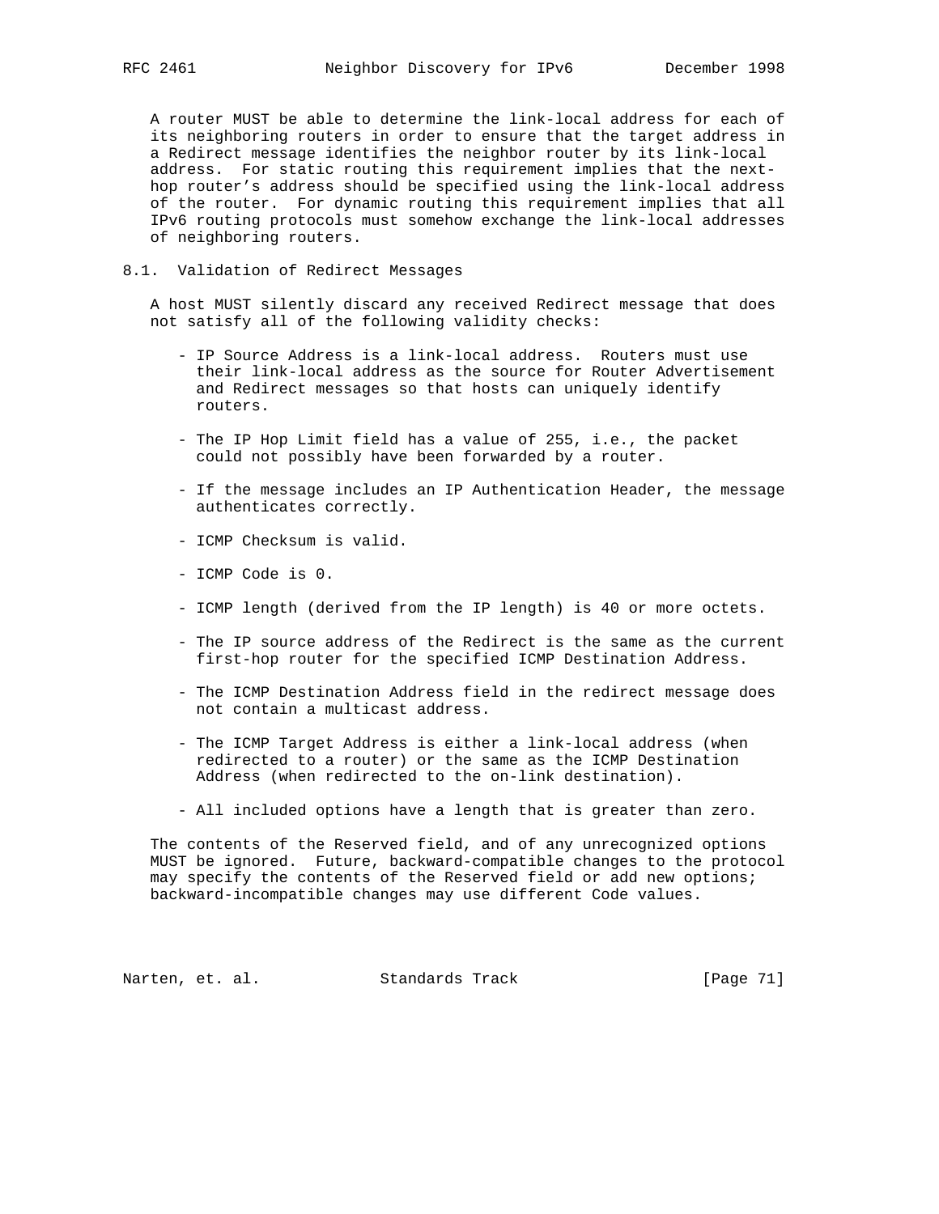A router MUST be able to determine the link-local address for each of its neighboring routers in order to ensure that the target address in a Redirect message identifies the neighbor router by its link-local address. For static routing this requirement implies that the next-hop router's address should be specified using the link-local address of the router. For dynamic routing this requirement implies that all IPv6 routing protocols must somehow exchange the link-local addresses of neighboring routers.

## 8.1. Validation of Redirect Messages

A host MUST silently discard any received Redirect message that does not satisfy all of the following validity checks:

- IP Source Address is a link-local address. Routers must use their link-local address as the source for Router Advertisement and Redirect messages so that hosts can uniquely identify routers.

- The IP Hop Limit field has a value of 255, i.e., the packet could not possibly have been forwarded by a router.

- If the message includes an IP Authentication Header, the message authenticates correctly.

- ICMP Checksum is valid.

- ICMP Code is 0.

- ICMP length (derived from the IP length) is 40 or more octets.

- The IP source address of the Redirect is the same as the current first-hop router for the specified ICMP Destination Address.

- The ICMP Destination Address field in the redirect message does not contain a multicast address.

- The ICMP Target Address is either a link-local address (when redirected to a router) or the same as the ICMP Destination Address (when redirected to the on-link destination).

- All included options have a length that is greater than zero.

The contents of the Reserved field, and of any unrecognized options MUST be ignored. Future, backward-compatible changes to the protocol may specify the contents of the Reserved field or add new options; backward-incompatible changes may use different Code values.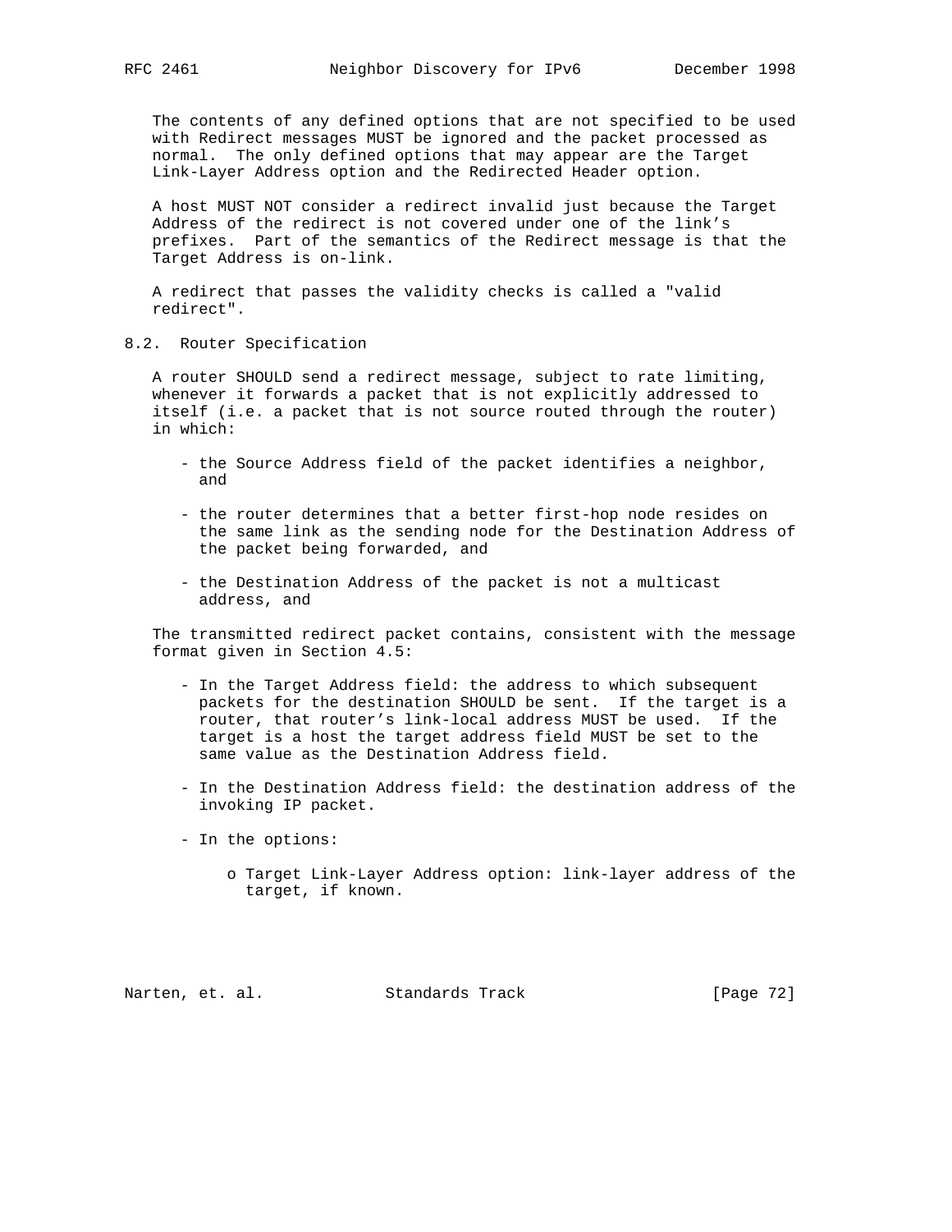The contents of any defined options that are not specified to be used with Redirect messages MUST be ignored and the packet processed as normal. The only defined options that may appear are the Target Link-Layer Address option and the Redirected Header option.

A host MUST NOT consider a redirect invalid just because the Target Address of the redirect is not covered under one of the link's prefixes. Part of the semantics of the Redirect message is that the Target Address is on-link.

A redirect that passes the validity checks is called a "valid redirect".

## 8.2. Router Specification

A router SHOULD send a redirect message, subject to rate limiting, whenever it forwards a packet that is not explicitly addressed to itself (i.e. a packet that is not source routed through the router) in which:

- the Source Address field of the packet identifies a neighbor, and
- the router determines that a better first-hop node resides on the same link as the sending node for the Destination Address of the packet being forwarded, and
- the Destination Address of the packet is not a multicast address, and

The transmitted redirect packet contains, consistent with the message format given in Section 4.5:

- In the Target Address field: the address to which subsequent packets for the destination SHOULD be sent. If the target is a router, that router's link-local address MUST be used. If the target is a host the target address field MUST be set to the same value as the Destination Address field.
- In the Destination Address field: the destination address of the invoking IP packet.
- In the options:
    - o Target Link-Layer Address option: link-layer address of the target, if known.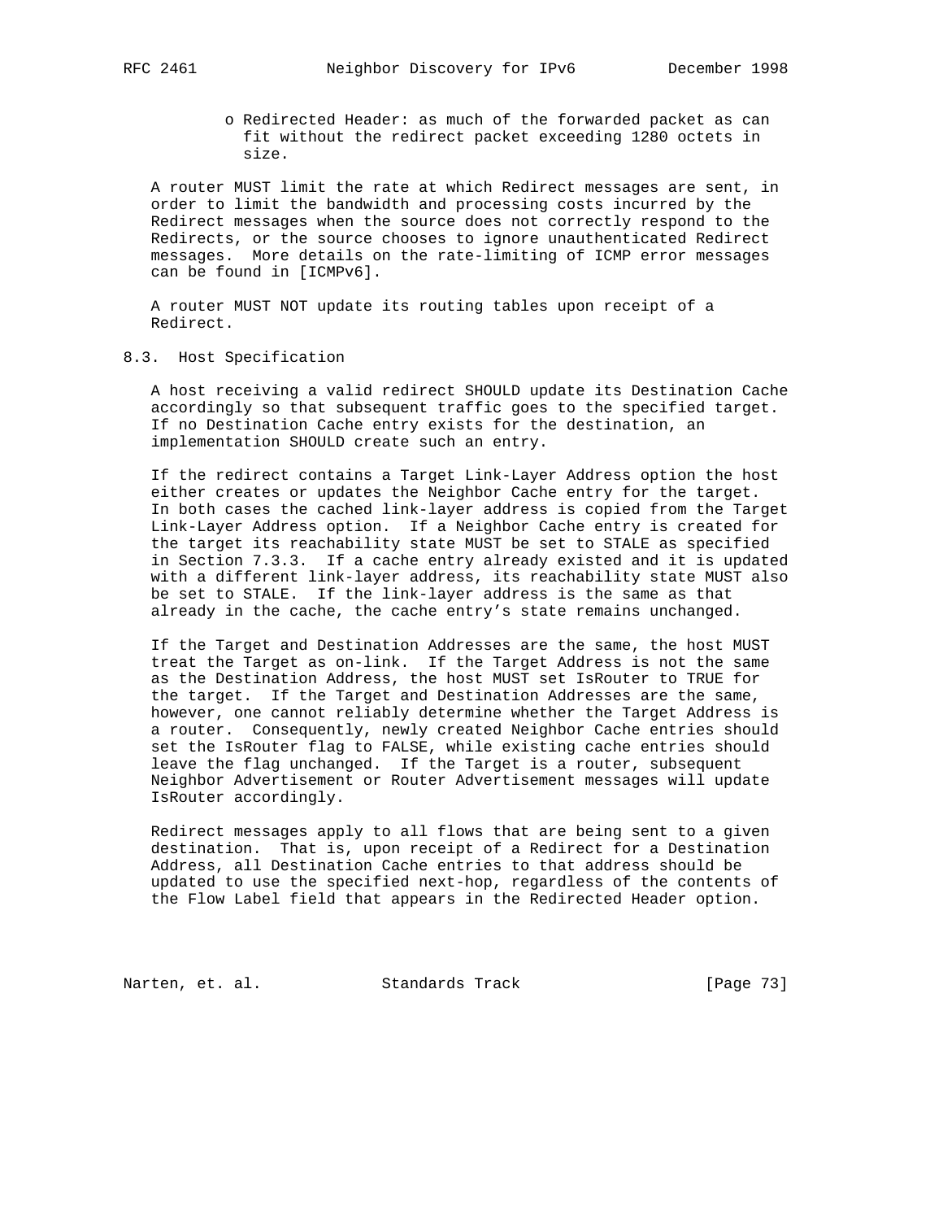- Redirected Header: as much of the forwarded packet as can fit without the redirect packet exceeding 1280 octets in size.

A router MUST limit the rate at which Redirect messages are sent, in order to limit the bandwidth and processing costs incurred by the Redirect messages when the source does not correctly respond to the Redirects, or the source chooses to ignore unauthenticated Redirect messages. More details on the rate-limiting of ICMP error messages can be found in [ICMPv6].

A router MUST NOT update its routing tables upon receipt of a Redirect.

## 8.3. Host Specification

A host receiving a valid redirect SHOULD update its Destination Cache accordingly so that subsequent traffic goes to the specified target. If no Destination Cache entry exists for the destination, an implementation SHOULD create such an entry.

If the redirect contains a Target Link-Layer Address option the host either creates or updates the Neighbor Cache entry for the target. In both cases the cached link-layer address is copied from the Target Link-Layer Address option. If a Neighbor Cache entry is created for the target its reachability state MUST be set to STALE as specified in Section 7.3.3. If a cache entry already existed and it is updated with a different link-layer address, its reachability state MUST also be set to STALE. If the link-layer address is the same as that already in the cache, the cache entry's state remains unchanged.

If the Target and Destination Addresses are the same, the host MUST treat the Target as on-link. If the Target Address is not the same as the Destination Address, the host MUST set IsRouter to TRUE for the target. If the Target and Destination Addresses are the same, however, one cannot reliably determine whether the Target Address is a router. Consequently, newly created Neighbor Cache entries should set the IsRouter flag to FALSE, while existing cache entries should leave the flag unchanged. If the Target is a router, subsequent Neighbor Advertisement or Router Advertisement messages will update IsRouter accordingly.

Redirect messages apply to all flows that are being sent to a given destination. That is, upon receipt of a Redirect for a Destination Address, all Destination Cache entries to that address should be updated to use the specified next-hop, regardless of the contents of the Flow Label field that appears in the Redirected Header option.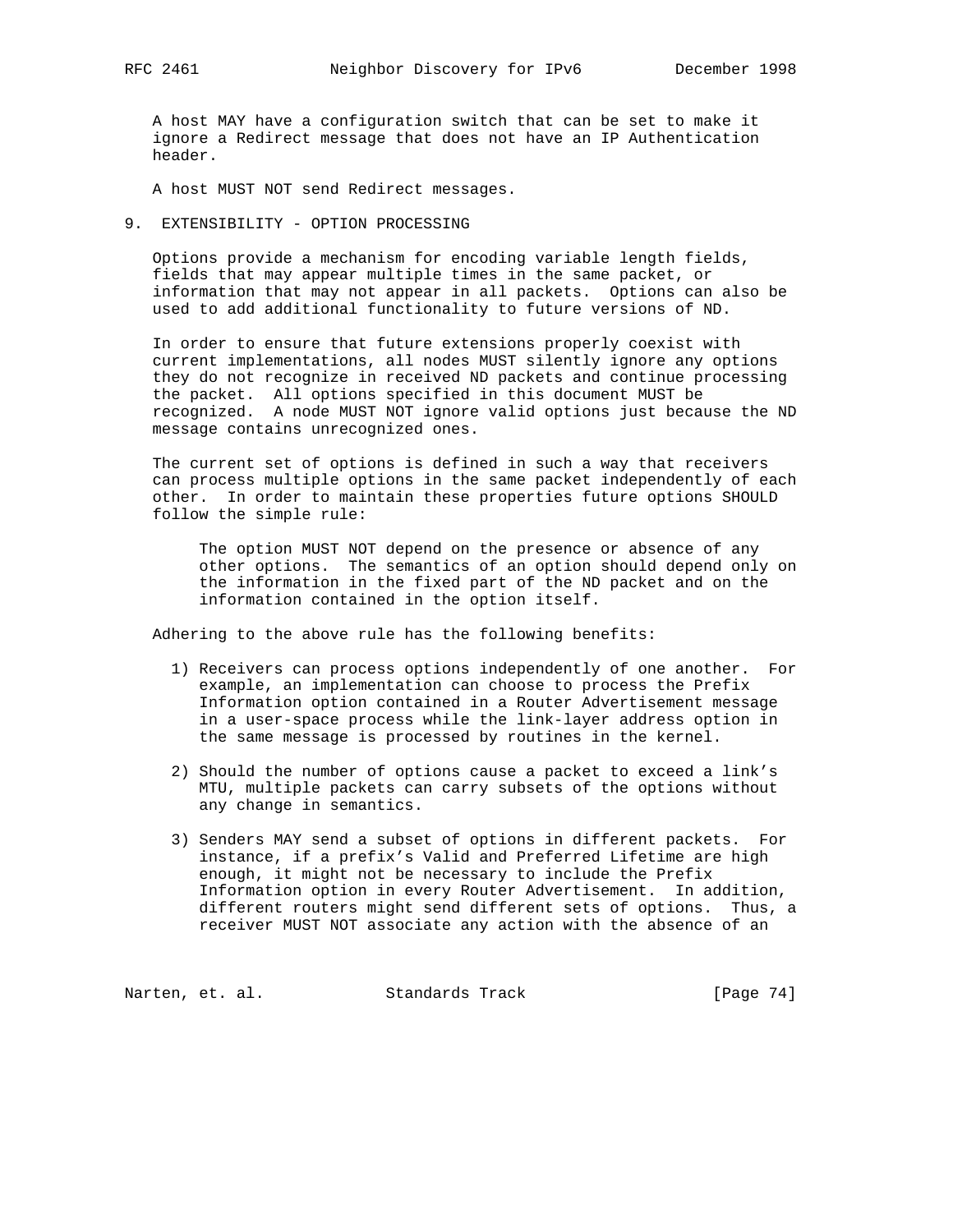A host MAY have a configuration switch that can be set to make it ignore a Redirect message that does not have an IP Authentication header.

A host MUST NOT send Redirect messages.

## 9. EXTENSIBILITY - OPTION PROCESSING

Options provide a mechanism for encoding variable length fields, fields that may appear multiple times in the same packet, or information that may not appear in all packets. Options can also be used to add additional functionality to future versions of ND.

In order to ensure that future extensions properly coexist with current implementations, all nodes MUST silently ignore any options they do not recognize in received ND packets and continue processing the packet. All options specified in this document MUST be recognized. A node MUST NOT ignore valid options just because the ND message contains unrecognized ones.

The current set of options is defined in such a way that receivers can process multiple options in the same packet independently of each other. In order to maintain these properties future options SHOULD follow the simple rule:

> The option MUST NOT depend on the presence or absence of any other options. The semantics of an option should depend only on the information in the fixed part of the ND packet and on the information contained in the option itself.

Adhering to the above rule has the following benefits:

1) Receivers can process options independently of one another. For example, an implementation can choose to process the Prefix Information option contained in a Router Advertisement message in a user-space process while the link-layer address option in the same message is processed by routines in the kernel.

2) Should the number of options cause a packet to exceed a link's MTU, multiple packets can carry subsets of the options without any change in semantics.

3) Senders MAY send a subset of options in different packets. For instance, if a prefix's Valid and Preferred Lifetime are high enough, it might not be necessary to include the Prefix Information option in every Router Advertisement. In addition, different routers might send different sets of options. Thus, a receiver MUST NOT associate any action with the absence of an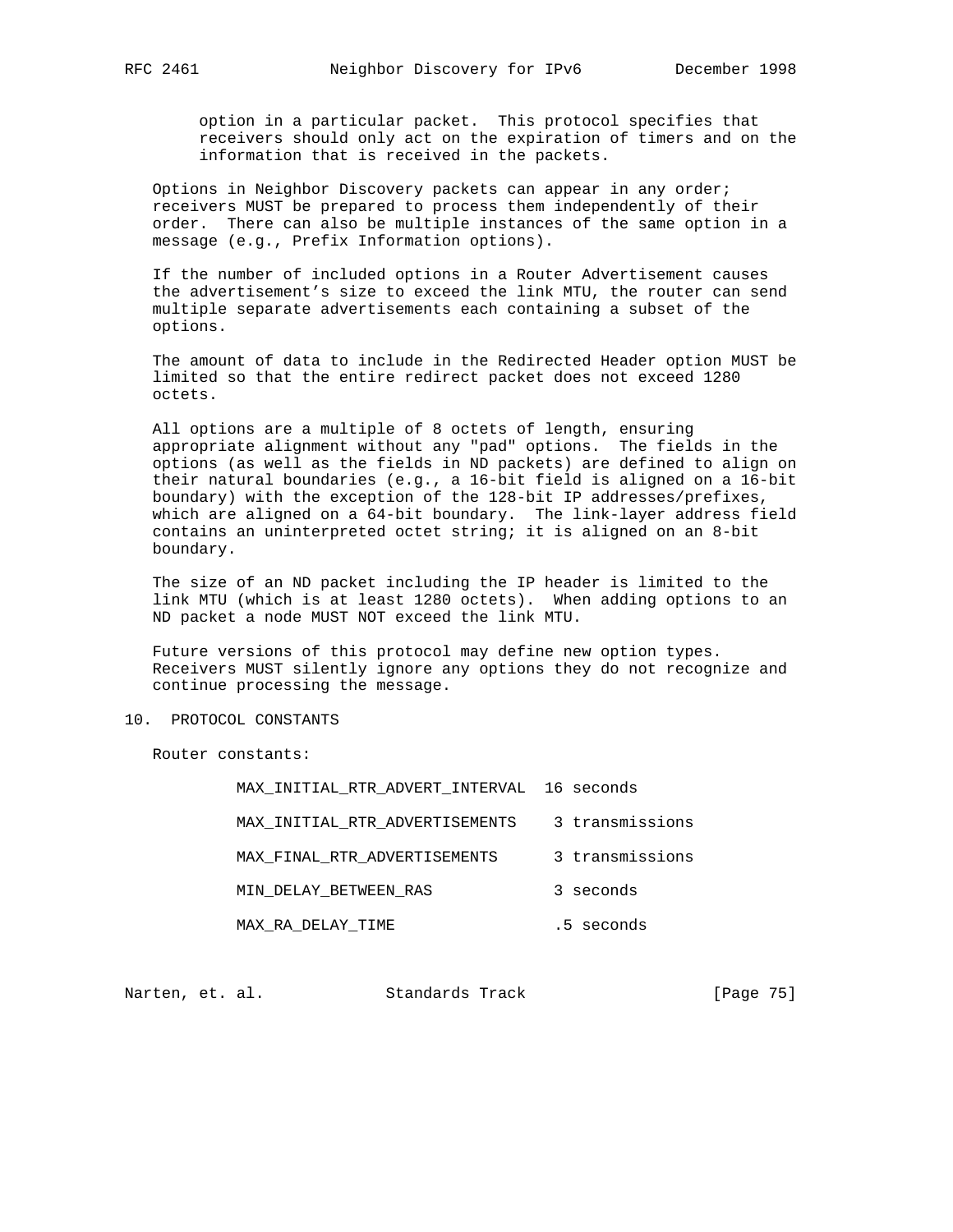option in a particular packet. This protocol specifies that receivers should only act on the expiration of timers and on the information that is received in the packets.

Options in Neighbor Discovery packets can appear in any order; receivers MUST be prepared to process them independently of their order. There can also be multiple instances of the same option in a message (e.g., Prefix Information options).

If the number of included options in a Router Advertisement causes the advertisement's size to exceed the link MTU, the router can send multiple separate advertisements each containing a subset of the options.

The amount of data to include in the Redirected Header option MUST be limited so that the entire redirect packet does not exceed 1280 octets.

All options are a multiple of 8 octets of length, ensuring appropriate alignment without any "pad" options. The fields in the options (as well as the fields in ND packets) are defined to align on their natural boundaries (e.g., a 16-bit field is aligned on a 16-bit boundary) with the exception of the 128-bit IP addresses/prefixes, which are aligned on a 64-bit boundary. The link-layer address field contains an uninterpreted octet string; it is aligned on an 8-bit boundary.

The size of an ND packet including the IP header is limited to the link MTU (which is at least 1280 octets). When adding options to an ND packet a node MUST NOT exceed the link MTU.

Future versions of this protocol may define new option types. Receivers MUST silently ignore any options they do not recognize and continue processing the message.

## 10. PROTOCOL CONSTANTS

Router constants:

```
         MAX_INITIAL_RTR_ADVERT_INTERVAL  16 seconds

         MAX_INITIAL_RTR_ADVERTISEMENTS    3 transmissions

         MAX_FINAL_RTR_ADVERTISEMENTS      3 transmissions

         MIN_DELAY_BETWEEN_RAS             3 seconds

         MAX_RA_DELAY_TIME                .5 seconds
```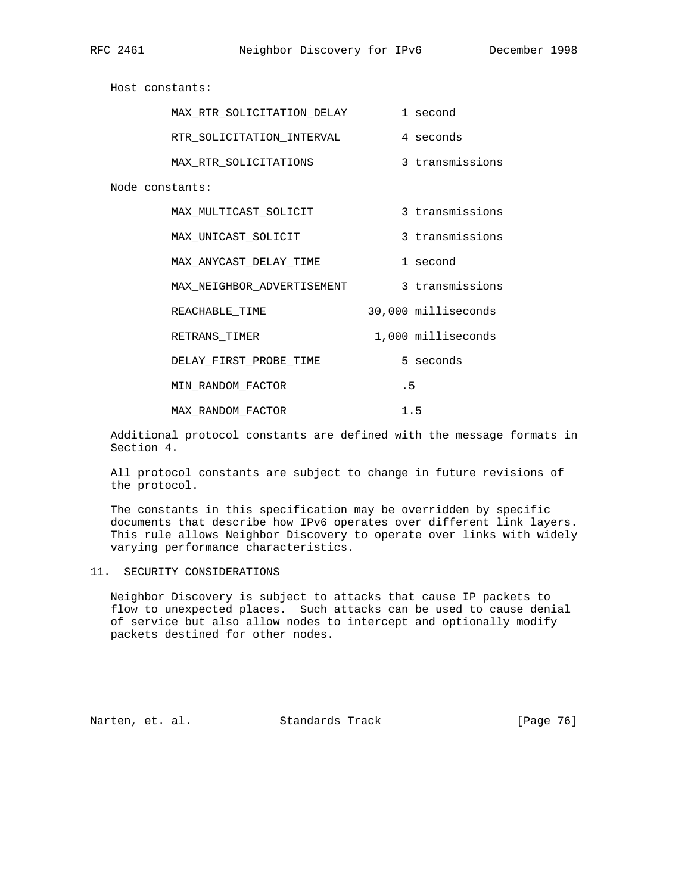Host constants:

| | |
|---|---|
| MAX_RTR_SOLICITATION_DELAY | 1 second |
| RTR_SOLICITATION_INTERVAL | 4 seconds |
| MAX_RTR_SOLICITATIONS | 3 transmissions |

Node constants:

| | |
|---|---|
| MAX_MULTICAST_SOLICIT | 3 transmissions |
| MAX_UNICAST_SOLICIT | 3 transmissions |
| MAX_ANYCAST_DELAY_TIME | 1 second |
| MAX_NEIGHBOR_ADVERTISEMENT | 3 transmissions |
| REACHABLE_TIME | 30,000 milliseconds |
| RETRANS_TIMER | 1,000 milliseconds |
| DELAY_FIRST_PROBE_TIME | 5 seconds |
| MIN_RANDOM_FACTOR | .5 |
| MAX_RANDOM_FACTOR | 1.5 |

Additional protocol constants are defined with the message formats in Section 4.

All protocol constants are subject to change in future revisions of the protocol.

The constants in this specification may be overridden by specific documents that describe how IPv6 operates over different link layers. This rule allows Neighbor Discovery to operate over links with widely varying performance characteristics.

## 11. SECURITY CONSIDERATIONS

Neighbor Discovery is subject to attacks that cause IP packets to flow to unexpected places. Such attacks can be used to cause denial of service but also allow nodes to intercept and optionally modify packets destined for other nodes.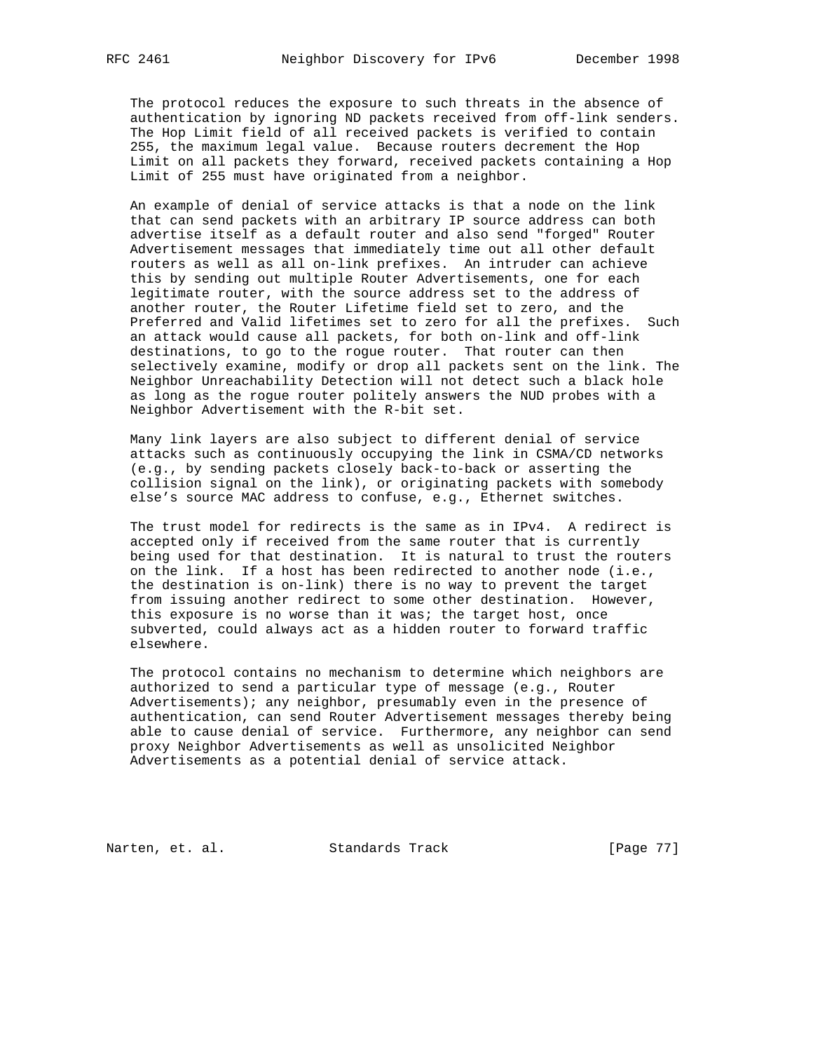The protocol reduces the exposure to such threats in the absence of authentication by ignoring ND packets received from off-link senders. The Hop Limit field of all received packets is verified to contain 255, the maximum legal value. Because routers decrement the Hop Limit on all packets they forward, received packets containing a Hop Limit of 255 must have originated from a neighbor.

An example of denial of service attacks is that a node on the link that can send packets with an arbitrary IP source address can both advertise itself as a default router and also send "forged" Router Advertisement messages that immediately time out all other default routers as well as all on-link prefixes. An intruder can achieve this by sending out multiple Router Advertisements, one for each legitimate router, with the source address set to the address of another router, the Router Lifetime field set to zero, and the Preferred and Valid lifetimes set to zero for all the prefixes. Such an attack would cause all packets, for both on-link and off-link destinations, to go to the rogue router. That router can then selectively examine, modify or drop all packets sent on the link. The Neighbor Unreachability Detection will not detect such a black hole as long as the rogue router politely answers the NUD probes with a Neighbor Advertisement with the R-bit set.

Many link layers are also subject to different denial of service attacks such as continuously occupying the link in CSMA/CD networks (e.g., by sending packets closely back-to-back or asserting the collision signal on the link), or originating packets with somebody else's source MAC address to confuse, e.g., Ethernet switches.

The trust model for redirects is the same as in IPv4. A redirect is accepted only if received from the same router that is currently being used for that destination. It is natural to trust the routers on the link. If a host has been redirected to another node (i.e., the destination is on-link) there is no way to prevent the target from issuing another redirect to some other destination. However, this exposure is no worse than it was; the target host, once subverted, could always act as a hidden router to forward traffic elsewhere.

The protocol contains no mechanism to determine which neighbors are authorized to send a particular type of message (e.g., Router Advertisements); any neighbor, presumably even in the presence of authentication, can send Router Advertisement messages thereby being able to cause denial of service. Furthermore, any neighbor can send proxy Neighbor Advertisements as well as unsolicited Neighbor Advertisements as a potential denial of service attack.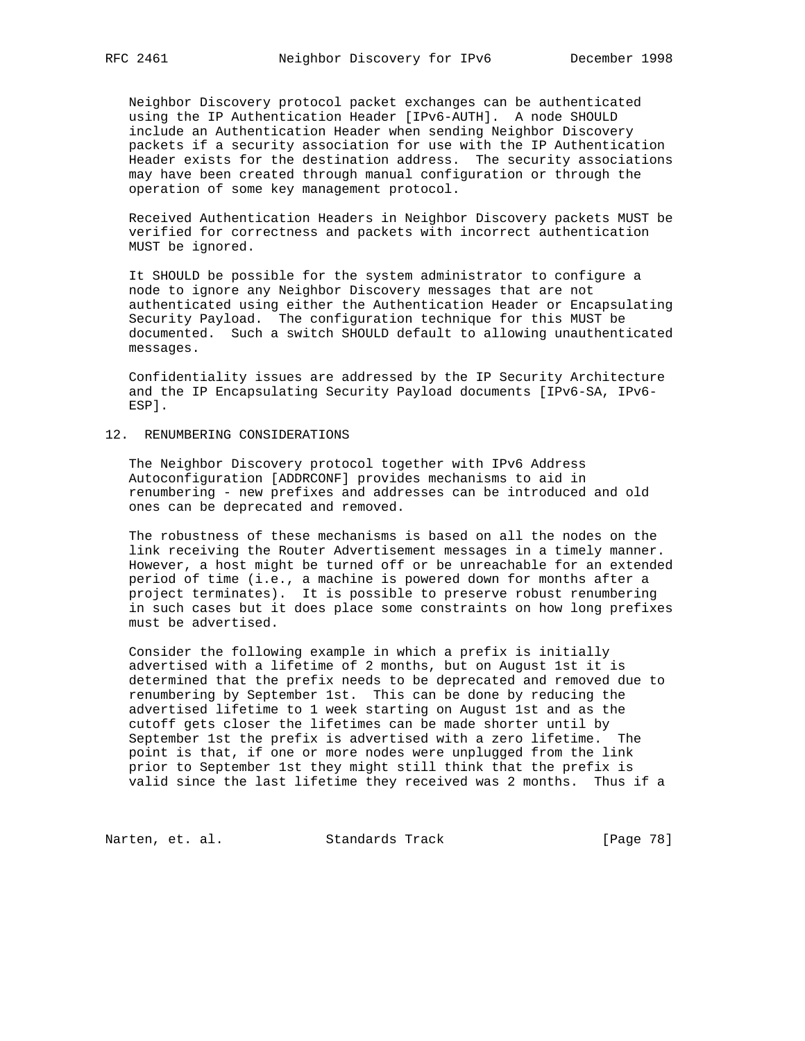Neighbor Discovery protocol packet exchanges can be authenticated using the IP Authentication Header [IPv6-AUTH]. A node SHOULD include an Authentication Header when sending Neighbor Discovery packets if a security association for use with the IP Authentication Header exists for the destination address. The security associations may have been created through manual configuration or through the operation of some key management protocol.

Received Authentication Headers in Neighbor Discovery packets MUST be verified for correctness and packets with incorrect authentication MUST be ignored.

It SHOULD be possible for the system administrator to configure a node to ignore any Neighbor Discovery messages that are not authenticated using either the Authentication Header or Encapsulating Security Payload. The configuration technique for this MUST be documented. Such a switch SHOULD default to allowing unauthenticated messages.

Confidentiality issues are addressed by the IP Security Architecture and the IP Encapsulating Security Payload documents [IPv6-SA, IPv6-ESP].

## 12. RENUMBERING CONSIDERATIONS

The Neighbor Discovery protocol together with IPv6 Address Autoconfiguration [ADDRCONF] provides mechanisms to aid in renumbering - new prefixes and addresses can be introduced and old ones can be deprecated and removed.

The robustness of these mechanisms is based on all the nodes on the link receiving the Router Advertisement messages in a timely manner. However, a host might be turned off or be unreachable for an extended period of time (i.e., a machine is powered down for months after a project terminates). It is possible to preserve robust renumbering in such cases but it does place some constraints on how long prefixes must be advertised.

Consider the following example in which a prefix is initially advertised with a lifetime of 2 months, but on August 1st it is determined that the prefix needs to be deprecated and removed due to renumbering by September 1st. This can be done by reducing the advertised lifetime to 1 week starting on August 1st and as the cutoff gets closer the lifetimes can be made shorter until by September 1st the prefix is advertised with a zero lifetime. The point is that, if one or more nodes were unplugged from the link prior to September 1st they might still think that the prefix is valid since the last lifetime they received was 2 months. Thus if a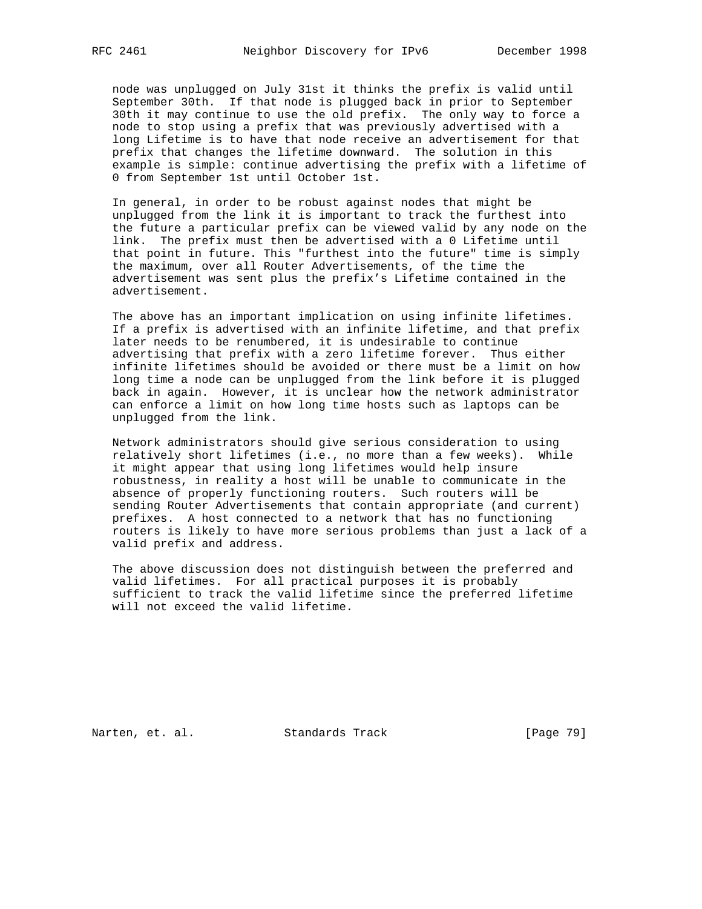node was unplugged on July 31st it thinks the prefix is valid until September 30th. If that node is plugged back in prior to September 30th it may continue to use the old prefix. The only way to force a node to stop using a prefix that was previously advertised with a long Lifetime is to have that node receive an advertisement for that prefix that changes the lifetime downward. The solution in this example is simple: continue advertising the prefix with a lifetime of 0 from September 1st until October 1st.

In general, in order to be robust against nodes that might be unplugged from the link it is important to track the furthest into the future a particular prefix can be viewed valid by any node on the link. The prefix must then be advertised with a 0 Lifetime until that point in future. This "furthest into the future" time is simply the maximum, over all Router Advertisements, of the time the advertisement was sent plus the prefix's Lifetime contained in the advertisement.

The above has an important implication on using infinite lifetimes. If a prefix is advertised with an infinite lifetime, and that prefix later needs to be renumbered, it is undesirable to continue advertising that prefix with a zero lifetime forever. Thus either infinite lifetimes should be avoided or there must be a limit on how long time a node can be unplugged from the link before it is plugged back in again. However, it is unclear how the network administrator can enforce a limit on how long time hosts such as laptops can be unplugged from the link.

Network administrators should give serious consideration to using relatively short lifetimes (i.e., no more than a few weeks). While it might appear that using long lifetimes would help insure robustness, in reality a host will be unable to communicate in the absence of properly functioning routers. Such routers will be sending Router Advertisements that contain appropriate (and current) prefixes. A host connected to a network that has no functioning routers is likely to have more serious problems than just a lack of a valid prefix and address.

The above discussion does not distinguish between the preferred and valid lifetimes. For all practical purposes it is probably sufficient to track the valid lifetime since the preferred lifetime will not exceed the valid lifetime.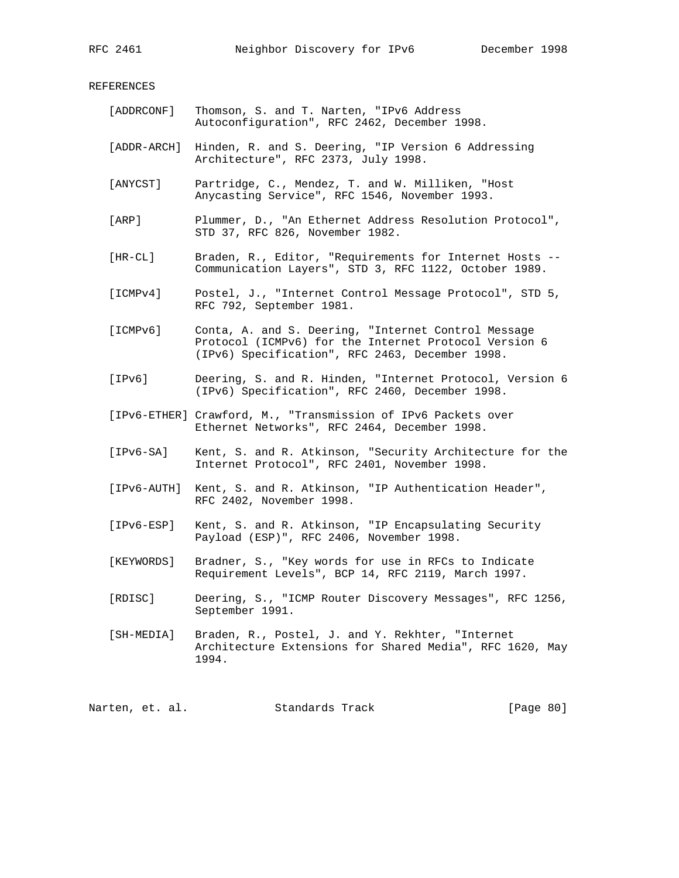## REFERENCES

[ADDRCONF] Thomson, S. and T. Narten, "IPv6 Address Autoconfiguration", RFC 2462, December 1998.

[ADDR-ARCH] Hinden, R. and S. Deering, "IP Version 6 Addressing Architecture", RFC 2373, July 1998.

[ANYCST] Partridge, C., Mendez, T. and W. Milliken, "Host Anycasting Service", RFC 1546, November 1993.

[ARP] Plummer, D., "An Ethernet Address Resolution Protocol", STD 37, RFC 826, November 1982.

[HR-CL] Braden, R., Editor, "Requirements for Internet Hosts -- Communication Layers", STD 3, RFC 1122, October 1989.

[ICMPv4] Postel, J., "Internet Control Message Protocol", STD 5, RFC 792, September 1981.

[ICMPv6] Conta, A. and S. Deering, "Internet Control Message Protocol (ICMPv6) for the Internet Protocol Version 6 (IPv6) Specification", RFC 2463, December 1998.

[IPv6] Deering, S. and R. Hinden, "Internet Protocol, Version 6 (IPv6) Specification", RFC 2460, December 1998.

[IPv6-ETHER] Crawford, M., "Transmission of IPv6 Packets over Ethernet Networks", RFC 2464, December 1998.

[IPv6-SA] Kent, S. and R. Atkinson, "Security Architecture for the Internet Protocol", RFC 2401, November 1998.

[IPv6-AUTH] Kent, S. and R. Atkinson, "IP Authentication Header", RFC 2402, November 1998.

[IPv6-ESP] Kent, S. and R. Atkinson, "IP Encapsulating Security Payload (ESP)", RFC 2406, November 1998.

[KEYWORDS] Bradner, S., "Key words for use in RFCs to Indicate Requirement Levels", BCP 14, RFC 2119, March 1997.

[RDISC] Deering, S., "ICMP Router Discovery Messages", RFC 1256, September 1991.

[SH-MEDIA] Braden, R., Postel, J. and Y. Rekhter, "Internet Architecture Extensions for Shared Media", RFC 1620, May 1994.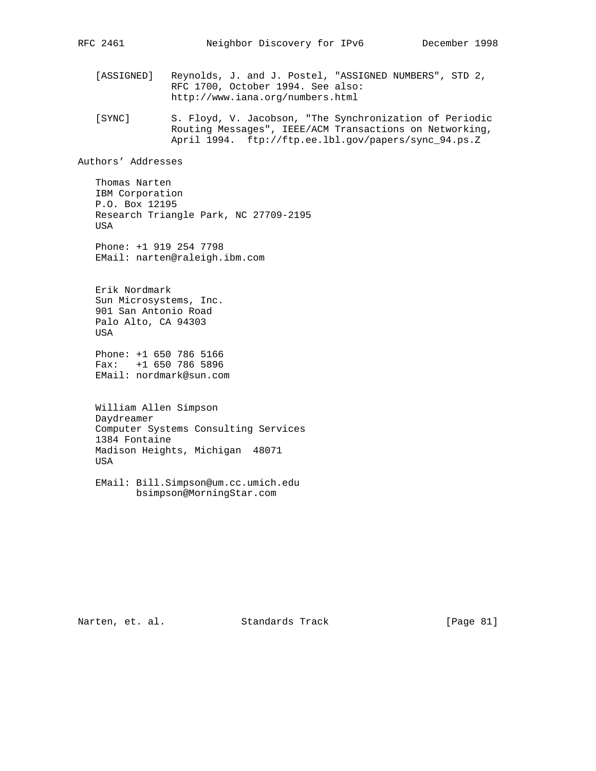[ASSIGNED] Reynolds, J. and J. Postel, "ASSIGNED NUMBERS", STD 2, RFC 1700, October 1994. See also: http://www.iana.org/numbers.html

[SYNC] S. Floyd, V. Jacobson, "The Synchronization of Periodic Routing Messages", IEEE/ACM Transactions on Networking, April 1994. ftp://ftp.ee.lbl.gov/papers/sync_94.ps.Z

## Authors' Addresses

Thomas Narten
IBM Corporation
P.O. Box 12195
Research Triangle Park, NC 27709-2195
USA

Phone: +1 919 254 7798
EMail: narten@raleigh.ibm.com

Erik Nordmark
Sun Microsystems, Inc.
901 San Antonio Road
Palo Alto, CA 94303
USA

Phone: +1 650 786 5166
Fax: +1 650 786 5896
EMail: nordmark@sun.com

William Allen Simpson
Daydreamer
Computer Systems Consulting Services
1384 Fontaine
Madison Heights, Michigan 48071
USA

EMail: Bill.Simpson@um.cc.umich.edu
bsimpson@MorningStar.com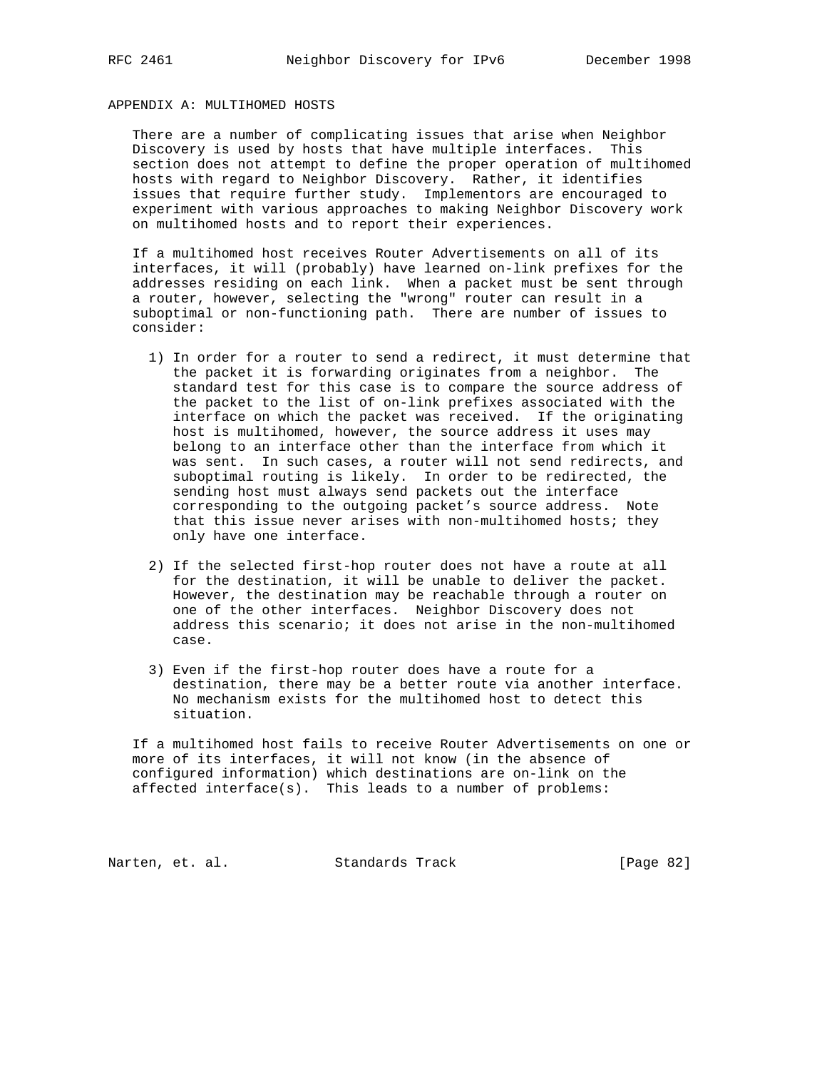## APPENDIX A: MULTIHOMED HOSTS

There are a number of complicating issues that arise when Neighbor Discovery is used by hosts that have multiple interfaces. This section does not attempt to define the proper operation of multihomed hosts with regard to Neighbor Discovery. Rather, it identifies issues that require further study. Implementors are encouraged to experiment with various approaches to making Neighbor Discovery work on multihomed hosts and to report their experiences.

If a multihomed host receives Router Advertisements on all of its interfaces, it will (probably) have learned on-link prefixes for the addresses residing on each link. When a packet must be sent through a router, however, selecting the "wrong" router can result in a suboptimal or non-functioning path. There are number of issues to consider:

1) In order for a router to send a redirect, it must determine that the packet it is forwarding originates from a neighbor. The standard test for this case is to compare the source address of the packet to the list of on-link prefixes associated with the interface on which the packet was received. If the originating host is multihomed, however, the source address it uses may belong to an interface other than the interface from which it was sent. In such cases, a router will not send redirects, and suboptimal routing is likely. In order to be redirected, the sending host must always send packets out the interface corresponding to the outgoing packet's source address. Note that this issue never arises with non-multihomed hosts; they only have one interface.

2) If the selected first-hop router does not have a route at all for the destination, it will be unable to deliver the packet. However, the destination may be reachable through a router on one of the other interfaces. Neighbor Discovery does not address this scenario; it does not arise in the non-multihomed case.

3) Even if the first-hop router does have a route for a destination, there may be a better route via another interface. No mechanism exists for the multihomed host to detect this situation.

If a multihomed host fails to receive Router Advertisements on one or more of its interfaces, it will not know (in the absence of configured information) which destinations are on-link on the affected interface(s). This leads to a number of problems: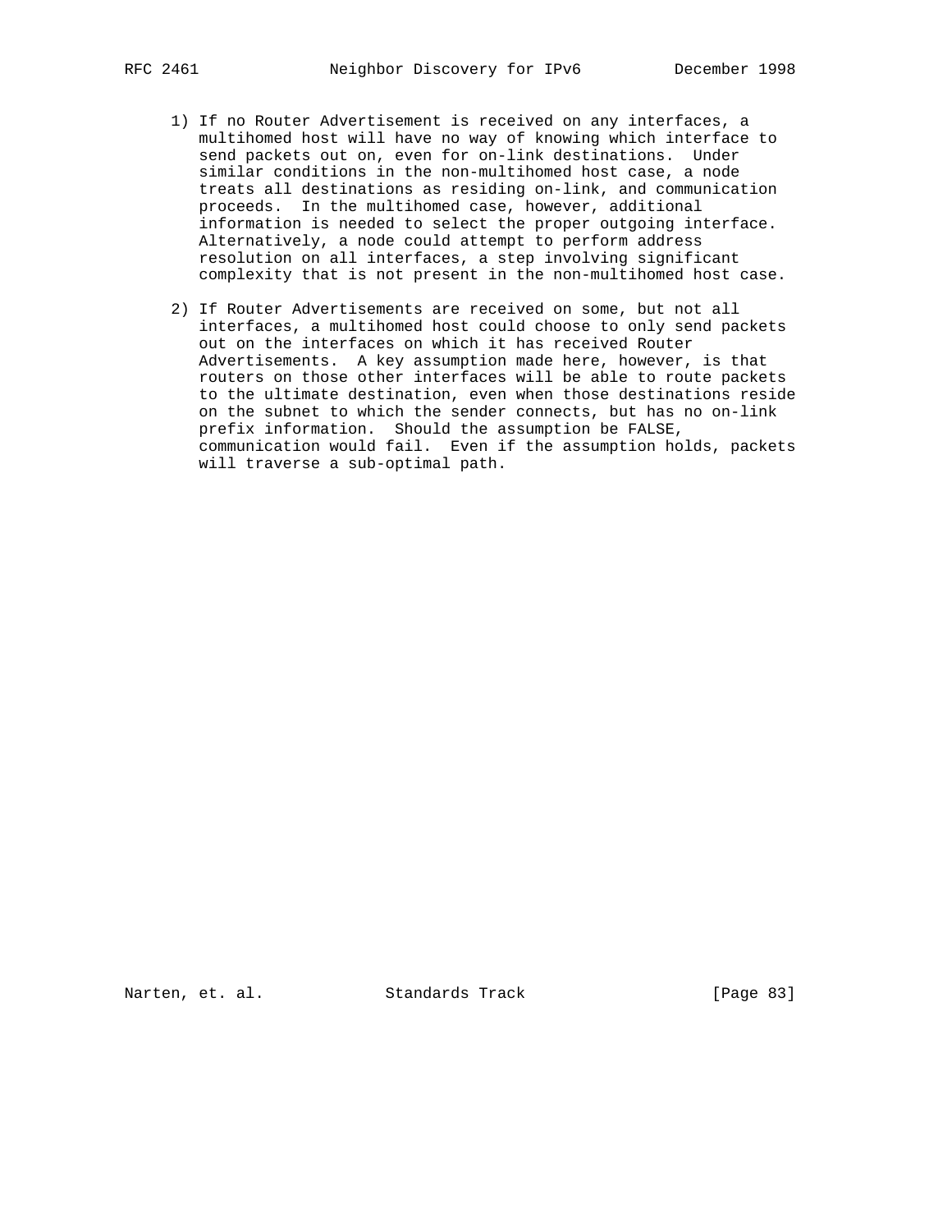1) If no Router Advertisement is received on any interfaces, a multihomed host will have no way of knowing which interface to send packets out on, even for on-link destinations. Under similar conditions in the non-multihomed host case, a node treats all destinations as residing on-link, and communication proceeds. In the multihomed case, however, additional information is needed to select the proper outgoing interface. Alternatively, a node could attempt to perform address resolution on all interfaces, a step involving significant complexity that is not present in the non-multihomed host case.

2) If Router Advertisements are received on some, but not all interfaces, a multihomed host could choose to only send packets out on the interfaces on which it has received Router Advertisements. A key assumption made here, however, is that routers on those other interfaces will be able to route packets to the ultimate destination, even when those destinations reside on the subnet to which the sender connects, but has no on-link prefix information. Should the assumption be FALSE, communication would fail. Even if the assumption holds, packets will traverse a sub-optimal path.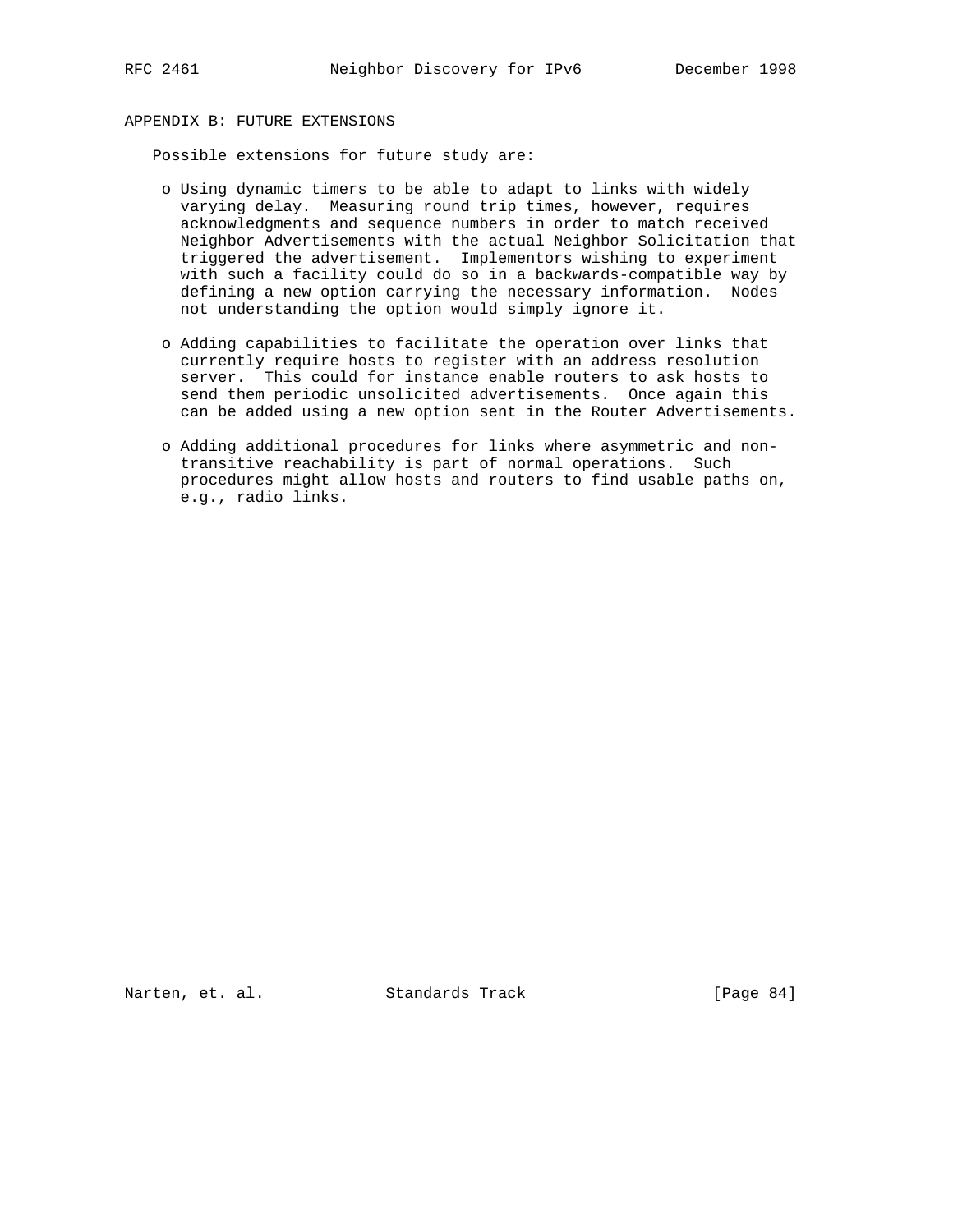## APPENDIX B: FUTURE EXTENSIONS

Possible extensions for future study are:

- Using dynamic timers to be able to adapt to links with widely varying delay. Measuring round trip times, however, requires acknowledgments and sequence numbers in order to match received Neighbor Advertisements with the actual Neighbor Solicitation that triggered the advertisement. Implementors wishing to experiment with such a facility could do so in a backwards-compatible way by defining a new option carrying the necessary information. Nodes not understanding the option would simply ignore it.

- Adding capabilities to facilitate the operation over links that currently require hosts to register with an address resolution server. This could for instance enable routers to ask hosts to send them periodic unsolicited advertisements. Once again this can be added using a new option sent in the Router Advertisements.

- Adding additional procedures for links where asymmetric and non-transitive reachability is part of normal operations. Such procedures might allow hosts and routers to find usable paths on, e.g., radio links.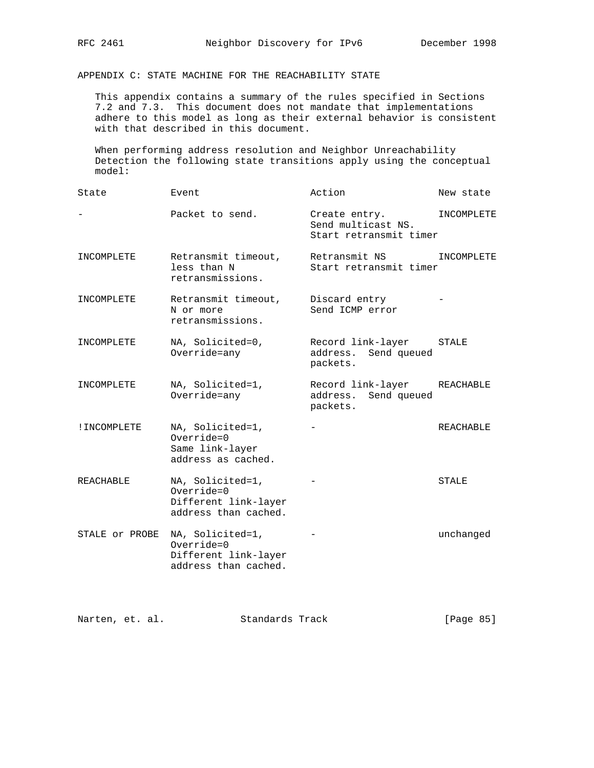## APPENDIX C: STATE MACHINE FOR THE REACHABILITY STATE

This appendix contains a summary of the rules specified in Sections 7.2 and 7.3. This document does not mandate that implementations adhere to this model as long as their external behavior is consistent with that described in this document.

When performing address resolution and Neighbor Unreachability Detection the following state transitions apply using the conceptual model:

| State | Event | Action | New state |
|---|---|---|---|
| - | Packet to send. | Create entry. Send multicast NS. Start retransmit timer | INCOMPLETE |
| INCOMPLETE | Retransmit timeout, less than N retransmissions. | Retransmit NS Start retransmit timer | INCOMPLETE |
| INCOMPLETE | Retransmit timeout, N or more retransmissions. | Discard entry Send ICMP error | - |
| INCOMPLETE | NA, Solicited=0, Override=any | Record link-layer address. Send queued packets. | STALE |
| INCOMPLETE | NA, Solicited=1, Override=any | Record link-layer address. Send queued packets. | REACHABLE |
| !INCOMPLETE | NA, Solicited=1, Override=0 Same link-layer address as cached. | - | REACHABLE |
| REACHABLE | NA, Solicited=1, Override=0 Different link-layer address than cached. | - | STALE |
| STALE or PROBE | NA, Solicited=1, Override=0 Different link-layer address than cached. | - | unchanged |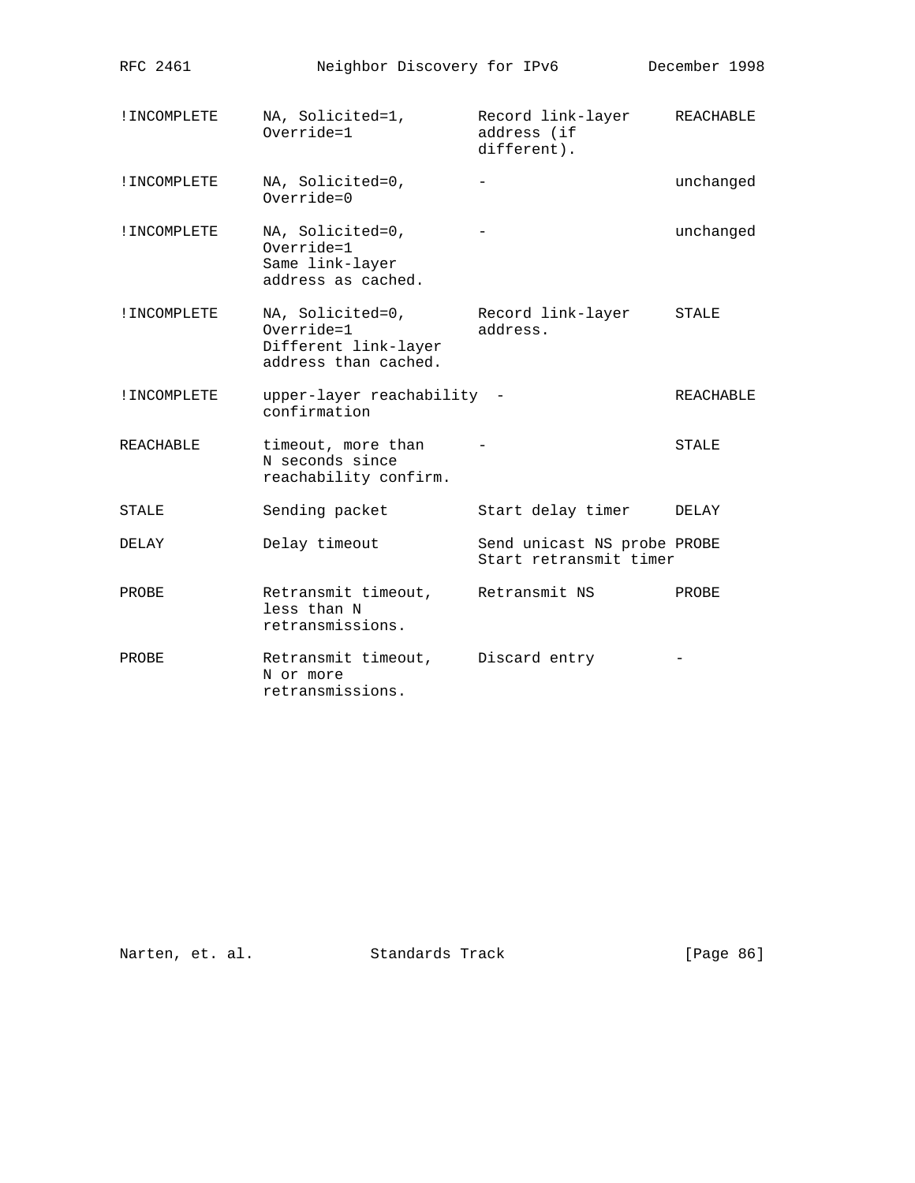| | | | |
|---|---|---|---|
| !INCOMPLETE | NA, Solicited=1, Override=1 | Record link-layer address (if different). | REACHABLE |
| !INCOMPLETE | NA, Solicited=0, Override=0 | - | unchanged |
| !INCOMPLETE | NA, Solicited=0, Override=1 Same link-layer address as cached. | - | unchanged |
| !INCOMPLETE | NA, Solicited=0, Override=1 Different link-layer address than cached. | Record link-layer address. | STALE |
| !INCOMPLETE | upper-layer reachability confirmation | - | REACHABLE |
| REACHABLE | timeout, more than N seconds since reachability confirm. | - | STALE |
| STALE | Sending packet | Start delay timer | DELAY |
| DELAY | Delay timeout | Send unicast NS probe Start retransmit timer | PROBE |
| PROBE | Retransmit timeout, less than N retransmissions. | Retransmit NS | PROBE |
| PROBE | Retransmit timeout, N or more retransmissions. | Discard entry | - |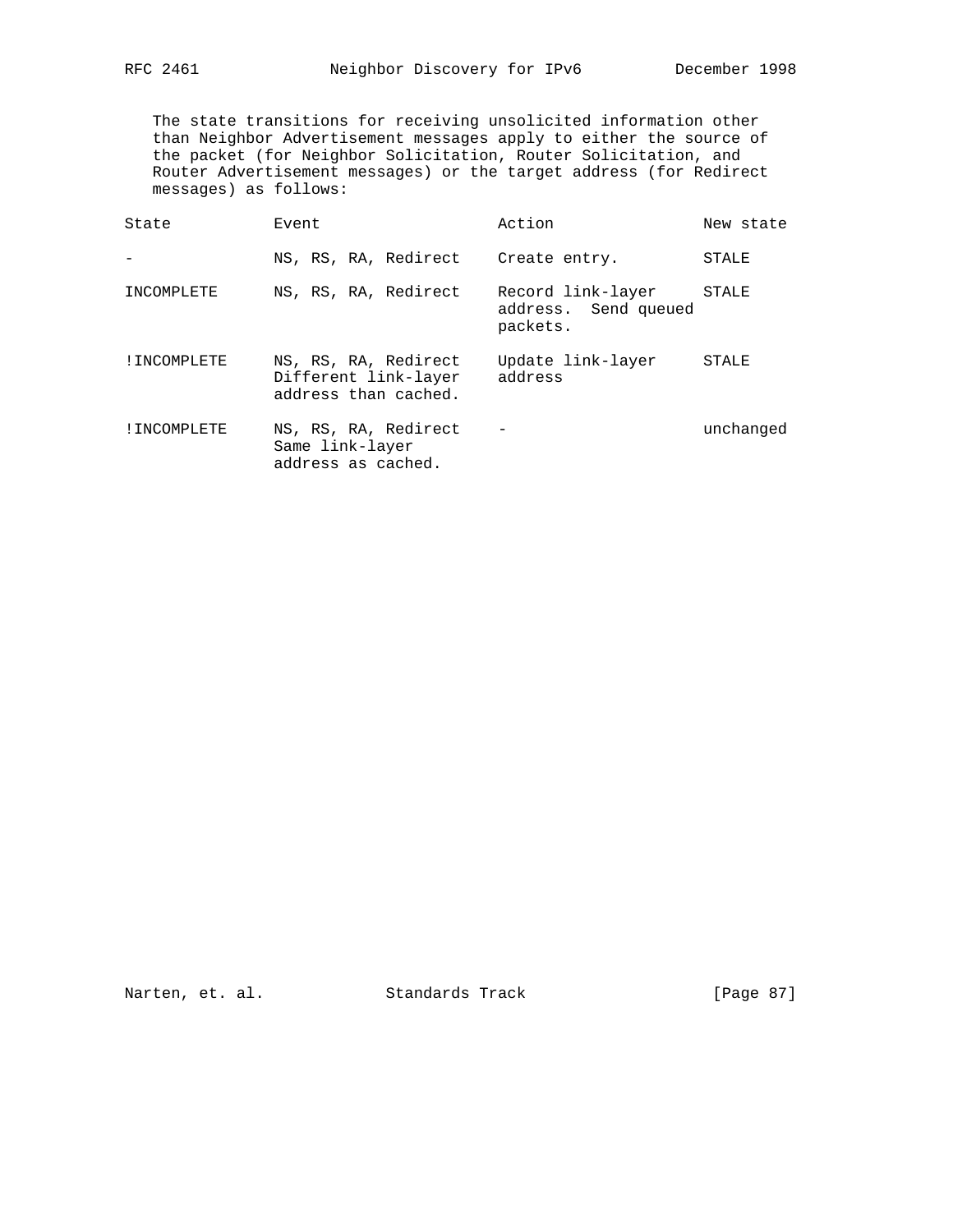The state transitions for receiving unsolicited information other than Neighbor Advertisement messages apply to either the source of the packet (for Neighbor Solicitation, Router Solicitation, and Router Advertisement messages) or the target address (for Redirect messages) as follows:

| State | Event | Action | New state |
|---|---|---|---|
| - | NS, RS, RA, Redirect | Create entry. | STALE |
| INCOMPLETE | NS, RS, RA, Redirect | Record link-layer address. Send queued packets. | STALE |
| !INCOMPLETE | NS, RS, RA, Redirect Different link-layer address than cached. | Update link-layer address | STALE |
| !INCOMPLETE | NS, RS, RA, Redirect Same link-layer address as cached. | - | unchanged |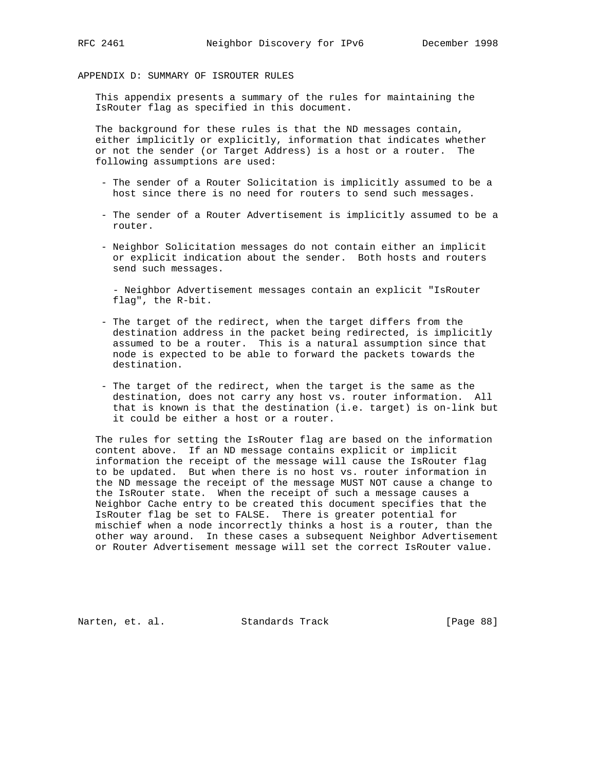## APPENDIX D: SUMMARY OF ISROUTER RULES

This appendix presents a summary of the rules for maintaining the IsRouter flag as specified in this document.

The background for these rules is that the ND messages contain, either implicitly or explicitly, information that indicates whether or not the sender (or Target Address) is a host or a router. The following assumptions are used:

- The sender of a Router Solicitation is implicitly assumed to be a host since there is no need for routers to send such messages.
- The sender of a Router Advertisement is implicitly assumed to be a router.
- Neighbor Solicitation messages do not contain either an implicit or explicit indication about the sender. Both hosts and routers send such messages.
- Neighbor Advertisement messages contain an explicit "IsRouter flag", the R-bit.
- The target of the redirect, when the target differs from the destination address in the packet being redirected, is implicitly assumed to be a router. This is a natural assumption since that node is expected to be able to forward the packets towards the destination.
- The target of the redirect, when the target is the same as the destination, does not carry any host vs. router information. All that is known is that the destination (i.e. target) is on-link but it could be either a host or a router.

The rules for setting the IsRouter flag are based on the information content above. If an ND message contains explicit or implicit information the receipt of the message will cause the IsRouter flag to be updated. But when there is no host vs. router information in the ND message the receipt of the message MUST NOT cause a change to the IsRouter state. When the receipt of such a message causes a Neighbor Cache entry to be created this document specifies that the IsRouter flag be set to FALSE. There is greater potential for mischief when a node incorrectly thinks a host is a router, than the other way around. In these cases a subsequent Neighbor Advertisement or Router Advertisement message will set the correct IsRouter value.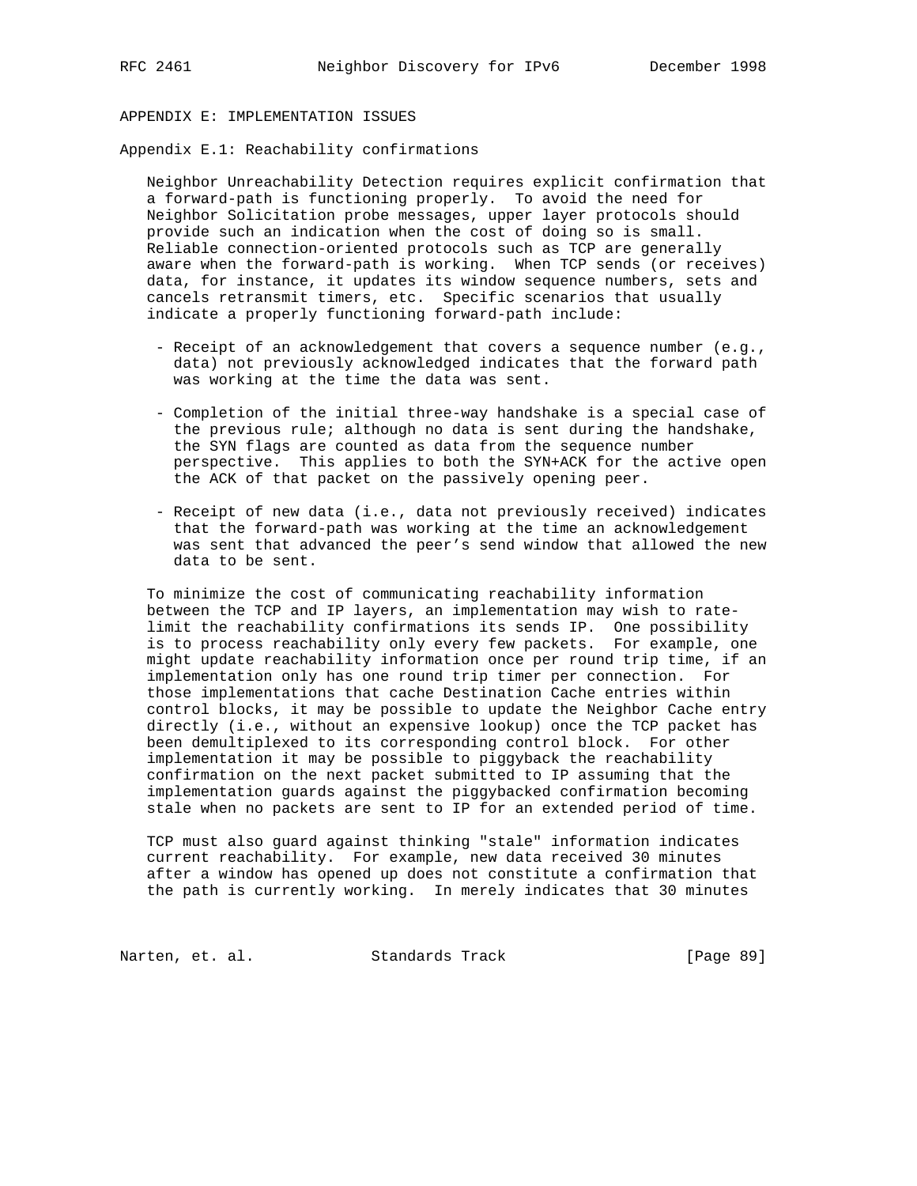## APPENDIX E: IMPLEMENTATION ISSUES

### Appendix E.1: Reachability confirmations

Neighbor Unreachability Detection requires explicit confirmation that a forward-path is functioning properly. To avoid the need for Neighbor Solicitation probe messages, upper layer protocols should provide such an indication when the cost of doing so is small. Reliable connection-oriented protocols such as TCP are generally aware when the forward-path is working. When TCP sends (or receives) data, for instance, it updates its window sequence numbers, sets and cancels retransmit timers, etc. Specific scenarios that usually indicate a properly functioning forward-path include:

- Receipt of an acknowledgement that covers a sequence number (e.g., data) not previously acknowledged indicates that the forward path was working at the time the data was sent.

- Completion of the initial three-way handshake is a special case of the previous rule; although no data is sent during the handshake, the SYN flags are counted as data from the sequence number perspective. This applies to both the SYN+ACK for the active open the ACK of that packet on the passively opening peer.

- Receipt of new data (i.e., data not previously received) indicates that the forward-path was working at the time an acknowledgement was sent that advanced the peer's send window that allowed the new data to be sent.

To minimize the cost of communicating reachability information between the TCP and IP layers, an implementation may wish to rate-limit the reachability confirmations its sends IP. One possibility is to process reachability only every few packets. For example, one might update reachability information once per round trip time, if an implementation only has one round trip timer per connection. For those implementations that cache Destination Cache entries within control blocks, it may be possible to update the Neighbor Cache entry directly (i.e., without an expensive lookup) once the TCP packet has been demultiplexed to its corresponding control block. For other implementation it may be possible to piggyback the reachability confirmation on the next packet submitted to IP assuming that the implementation guards against the piggybacked confirmation becoming stale when no packets are sent to IP for an extended period of time.

TCP must also guard against thinking "stale" information indicates current reachability. For example, new data received 30 minutes after a window has opened up does not constitute a confirmation that the path is currently working. In merely indicates that 30 minutes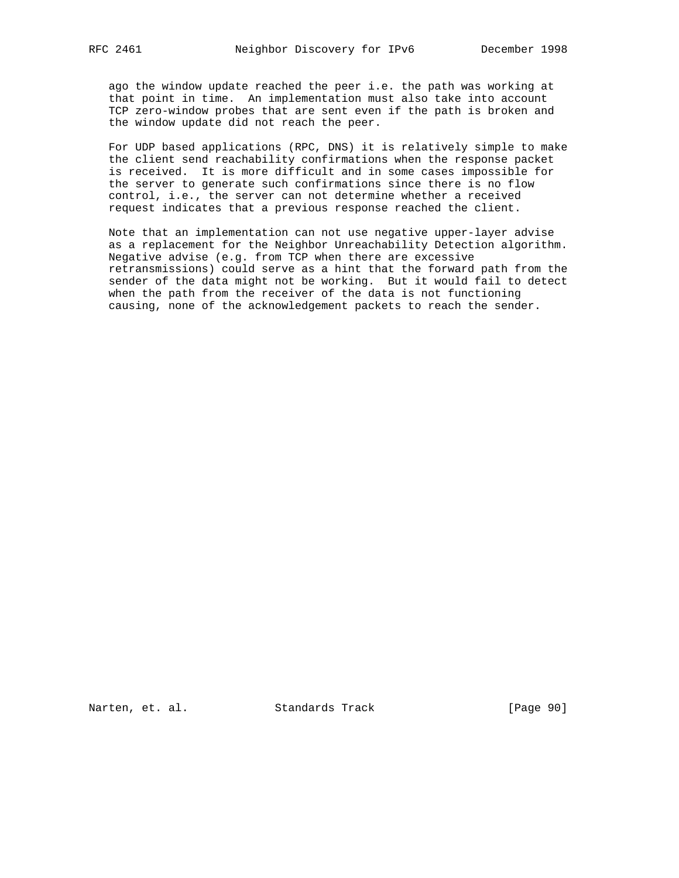ago the window update reached the peer i.e. the path was working at that point in time. An implementation must also take into account TCP zero-window probes that are sent even if the path is broken and the window update did not reach the peer.

For UDP based applications (RPC, DNS) it is relatively simple to make the client send reachability confirmations when the response packet is received. It is more difficult and in some cases impossible for the server to generate such confirmations since there is no flow control, i.e., the server can not determine whether a received request indicates that a previous response reached the client.

Note that an implementation can not use negative upper-layer advise as a replacement for the Neighbor Unreachability Detection algorithm. Negative advise (e.g. from TCP when there are excessive retransmissions) could serve as a hint that the forward path from the sender of the data might not be working. But it would fail to detect when the path from the receiver of the data is not functioning causing, none of the acknowledgement packets to reach the sender.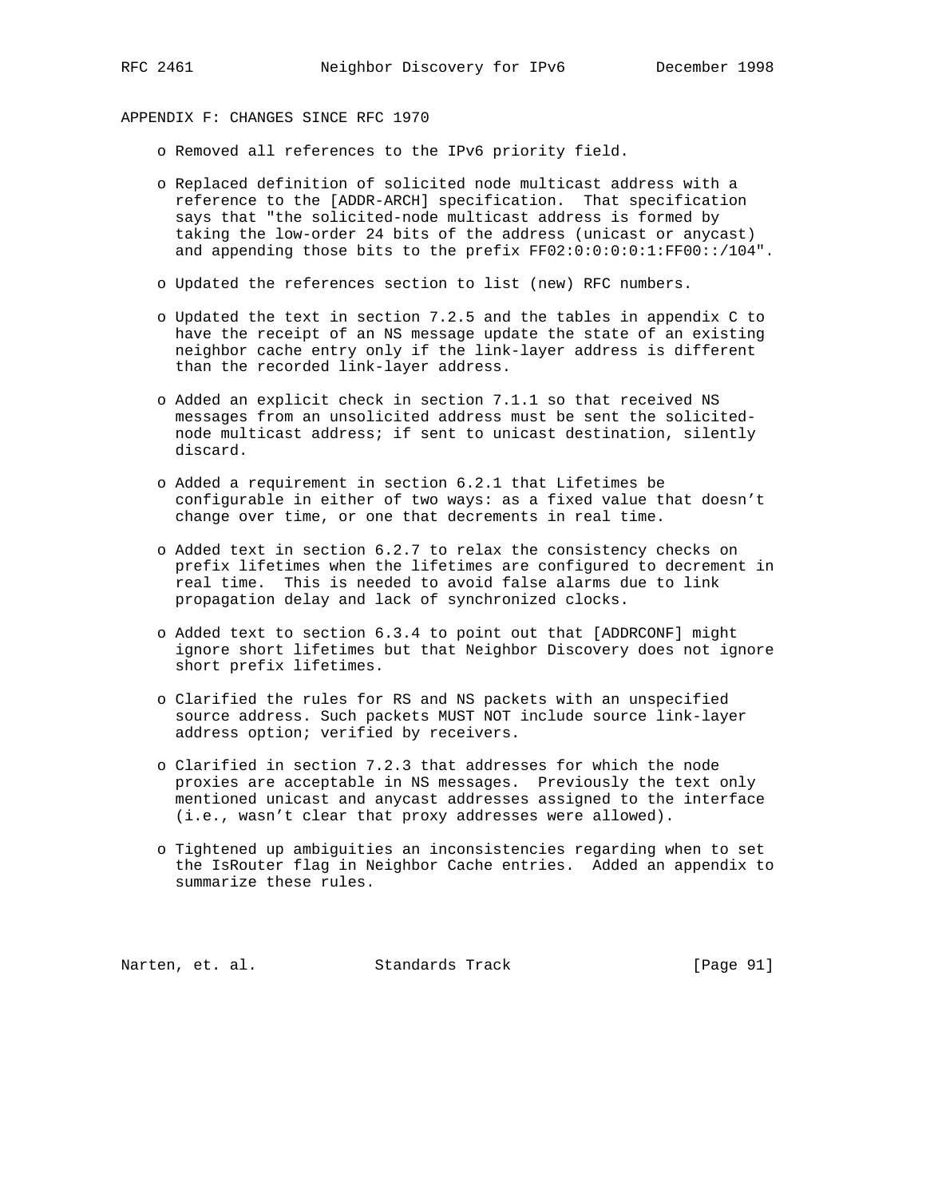## APPENDIX F: CHANGES SINCE RFC 1970

- Removed all references to the IPv6 priority field.

- Replaced definition of solicited node multicast address with a reference to the [ADDR-ARCH] specification. That specification says that "the solicited-node multicast address is formed by taking the low-order 24 bits of the address (unicast or anycast) and appending those bits to the prefix FF02:0:0:0:0:1:FF00::/104".

- Updated the references section to list (new) RFC numbers.

- Updated the text in section 7.2.5 and the tables in appendix C to have the receipt of an NS message update the state of an existing neighbor cache entry only if the link-layer address is different than the recorded link-layer address.

- Added an explicit check in section 7.1.1 so that received NS messages from an unsolicited address must be sent the solicited-node multicast address; if sent to unicast destination, silently discard.

- Added a requirement in section 6.2.1 that Lifetimes be configurable in either of two ways: as a fixed value that doesn't change over time, or one that decrements in real time.

- Added text in section 6.2.7 to relax the consistency checks on prefix lifetimes when the lifetimes are configured to decrement in real time. This is needed to avoid false alarms due to link propagation delay and lack of synchronized clocks.

- Added text to section 6.3.4 to point out that [ADDRCONF] might ignore short lifetimes but that Neighbor Discovery does not ignore short prefix lifetimes.

- Clarified the rules for RS and NS packets with an unspecified source address. Such packets MUST NOT include source link-layer address option; verified by receivers.

- Clarified in section 7.2.3 that addresses for which the node proxies are acceptable in NS messages. Previously the text only mentioned unicast and anycast addresses assigned to the interface (i.e., wasn't clear that proxy addresses were allowed).

- Tightened up ambiguities an inconsistencies regarding when to set the IsRouter flag in Neighbor Cache entries. Added an appendix to summarize these rules.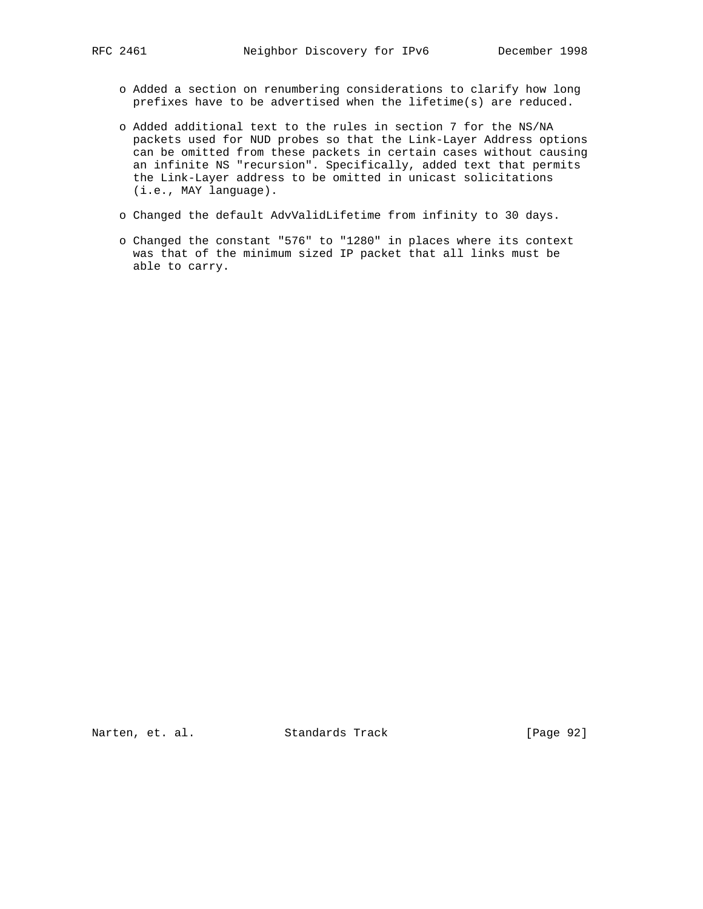- Added a section on renumbering considerations to clarify how long prefixes have to be advertised when the lifetime(s) are reduced.

- Added additional text to the rules in section 7 for the NS/NA packets used for NUD probes so that the Link-Layer Address options can be omitted from these packets in certain cases without causing an infinite NS "recursion". Specifically, added text that permits the Link-Layer address to be omitted in unicast solicitations (i.e., MAY language).

- Changed the default AdvValidLifetime from infinity to 30 days.

- Changed the constant "576" to "1280" in places where its context was that of the minimum sized IP packet that all links must be able to carry.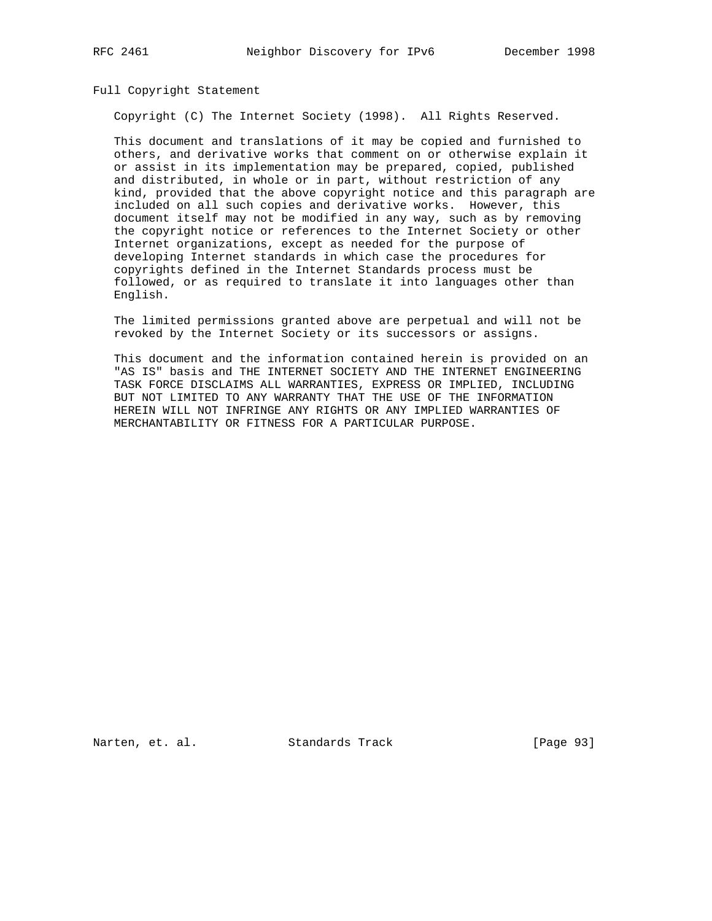## Full Copyright Statement

Copyright (C) The Internet Society (1998). All Rights Reserved.

This document and translations of it may be copied and furnished to others, and derivative works that comment on or otherwise explain it or assist in its implementation may be prepared, copied, published and distributed, in whole or in part, without restriction of any kind, provided that the above copyright notice and this paragraph are included on all such copies and derivative works. However, this document itself may not be modified in any way, such as by removing the copyright notice or references to the Internet Society or other Internet organizations, except as needed for the purpose of developing Internet standards in which case the procedures for copyrights defined in the Internet Standards process must be followed, or as required to translate it into languages other than English.

The limited permissions granted above are perpetual and will not be revoked by the Internet Society or its successors or assigns.

This document and the information contained herein is provided on an "AS IS" basis and THE INTERNET SOCIETY AND THE INTERNET ENGINEERING TASK FORCE DISCLAIMS ALL WARRANTIES, EXPRESS OR IMPLIED, INCLUDING BUT NOT LIMITED TO ANY WARRANTY THAT THE USE OF THE INFORMATION HEREIN WILL NOT INFRINGE ANY RIGHTS OR ANY IMPLIED WARRANTIES OF MERCHANTABILITY OR FITNESS FOR A PARTICULAR PURPOSE.